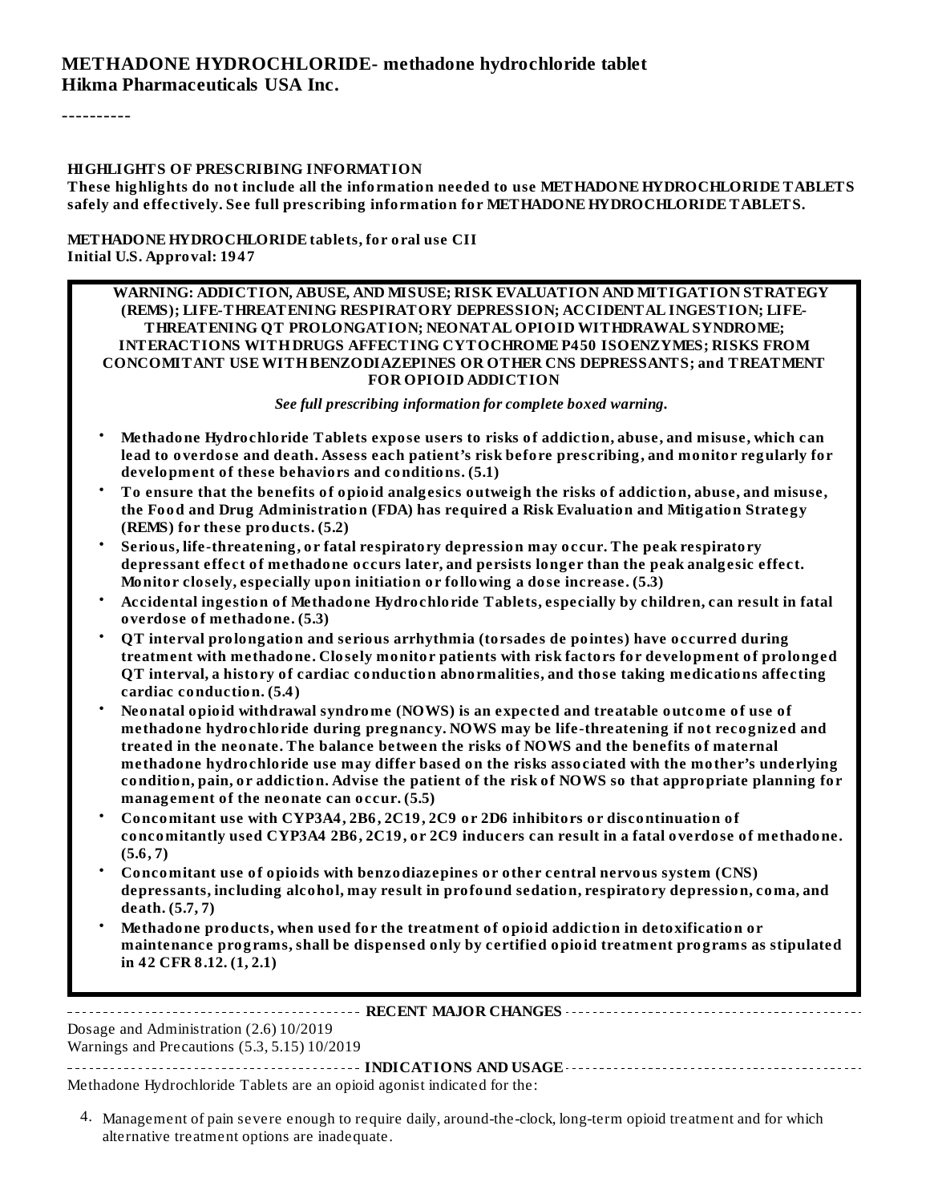**METHADONE HYDROCHLORIDE- methadone hydrochloride tablet**
**Hikma Pharmaceuticals USA Inc.**

----------

**HIGHLIGHTS OF PRESCRIBING INFORMATION**
**These highlights do not include all the information needed to use METHADONE HYDROCHLORIDE TABLETS safely and effectively. See full prescribing information for METHADONE HYDROCHLORIDE TABLETS.**

**METHADONE HYDROCHLORIDE tablets, for oral use CII**
**Initial U.S. Approval: 1947**

**WARNING: ADDICTION, ABUSE, AND MISUSE; RISK EVALUATION AND MITIGATION STRATEGY (REMS); LIFE-THREATENING RESPIRATORY DEPRESSION; ACCIDENTAL INGESTION; LIFE-THREATENING QT PROLONGATION; NEONATAL OPIOID WITHDRAWAL SYNDROME; INTERACTIONS WITH DRUGS AFFECTING CYTOCHROME P450 ISOENZYMES; RISKS FROM CONCOMITANT USE WITH BENZODIAZEPINES OR OTHER CNS DEPRESSANTS; and TREATMENT FOR OPIOID ADDICTION**

*See full prescribing information for complete boxed warning.*

- **Methadone Hydrochloride Tablets expose users to risks of addiction, abuse, and misuse, which can lead to overdose and death. Assess each patient's risk before prescribing, and monitor regularly for development of these behaviors and conditions. (5.1)**
- **To ensure that the benefits of opioid analgesics outweigh the risks of addiction, abuse, and misuse, the Food and Drug Administration (FDA) has required a Risk Evaluation and Mitigation Strategy (REMS) for these products. (5.2)**
- **Serious, life-threatening, or fatal respiratory depression may occur. The peak respiratory depressant effect of methadone occurs later, and persists longer than the peak analgesic effect. Monitor closely, especially upon initiation or following a dose increase. (5.3)**
- **Accidental ingestion of Methadone Hydrochloride Tablets, especially by children, can result in fatal overdose of methadone. (5.3)**
- **QT interval prolongation and serious arrhythmia (torsades de pointes) have occurred during treatment with methadone. Closely monitor patients with risk factors for development of prolonged QT interval, a history of cardiac conduction abnormalities, and those taking medications affecting cardiac conduction. (5.4)**
- **Neonatal opioid withdrawal syndrome (NOWS) is an expected and treatable outcome of use of methadone hydrochloride during pregnancy. NOWS may be life-threatening if not recognized and treated in the neonate. The balance between the risks of NOWS and the benefits of maternal methadone hydrochloride use may differ based on the risks associated with the mother's underlying condition, pain, or addiction. Advise the patient of the risk of NOWS so that appropriate planning for management of the neonate can occur. (5.5)**
- **Concomitant use with CYP3A4, 2B6, 2C19, 2C9 or 2D6 inhibitors or discontinuation of concomitantly used CYP3A4 2B6, 2C19, or 2C9 inducers can result in a fatal overdose of methadone. (5.6, 7)**
- **Concomitant use of opioids with benzodiazepines or other central nervous system (CNS) depressants, including alcohol, may result in profound sedation, respiratory depression, coma, and death. (5.7, 7)**
- **Methadone products, when used for the treatment of opioid addiction in detoxification or maintenance programs, shall be dispensed only by certified opioid treatment programs as stipulated in 42 CFR 8.12. (1, 2.1)**

**RECENT MAJOR CHANGES**

Dosage and Administration (2.6) 10/2019
Warnings and Precautions (5.3, 5.15) 10/2019

**INDICATIONS AND USAGE**

Methadone Hydrochloride Tablets are an opioid agonist indicated for the:

4. Management of pain severe enough to require daily, around-the-clock, long-term opioid treatment and for which alternative treatment options are inadequate.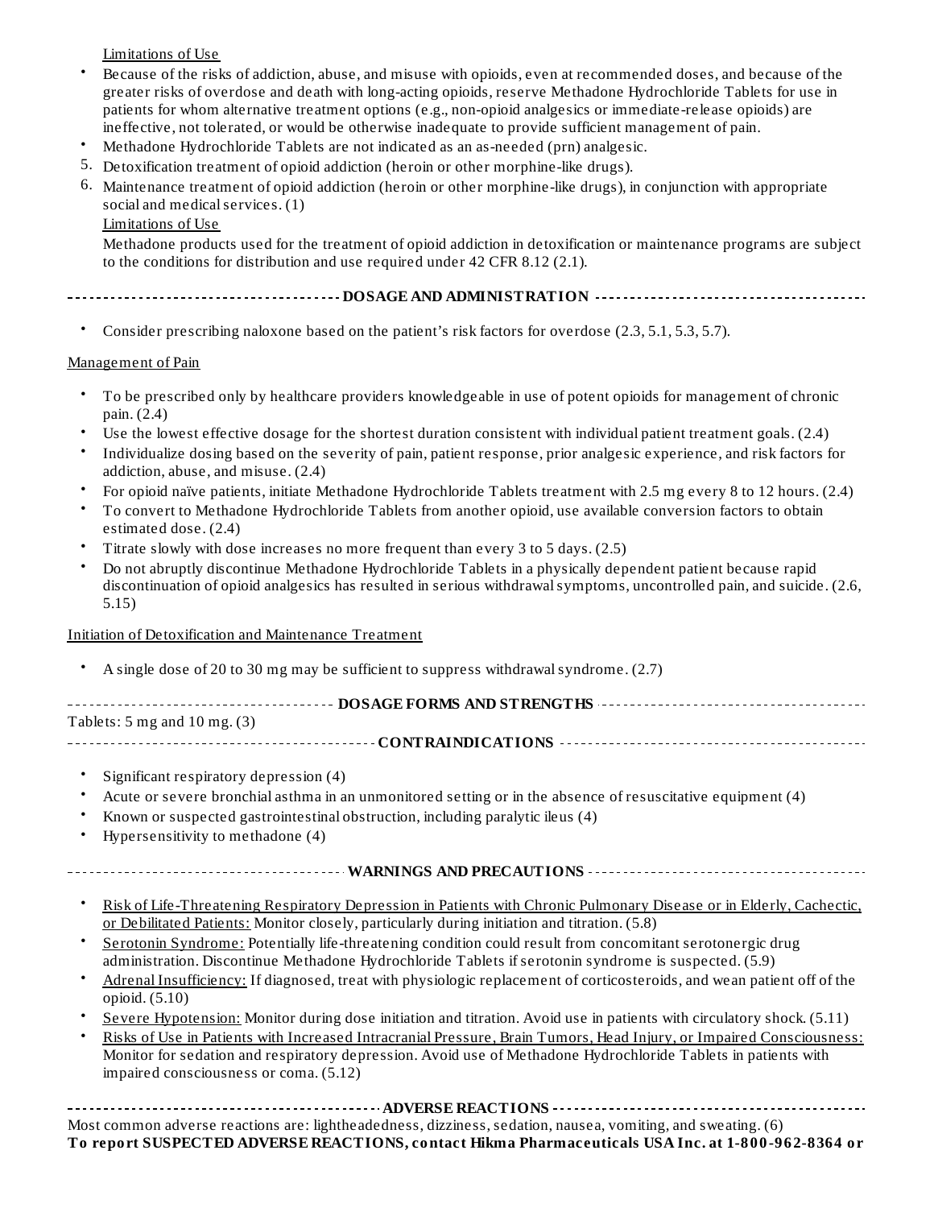Limitations of Use

- Because of the risks of addiction, abuse, and misuse with opioids, even at recommended doses, and because of the greater risks of overdose and death with long-acting opioids, reserve Methadone Hydrochloride Tablets for use in patients for whom alternative treatment options (e.g., non-opioid analgesics or immediate-release opioids) are ineffective, not tolerated, or would be otherwise inadequate to provide sufficient management of pain.
- Methadone Hydrochloride Tablets are not indicated as an as-needed (prn) analgesic.

5. Detoxification treatment of opioid addiction (heroin or other morphine-like drugs).
6. Maintenance treatment of opioid addiction (heroin or other morphine-like drugs), in conjunction with appropriate social and medical services. (1)

   Limitations of Use

   Methadone products used for the treatment of opioid addiction in detoxification or maintenance programs are subject to the conditions for distribution and use required under 42 CFR 8.12 (2.1).

## DOSAGE AND ADMINISTRATION

- Consider prescribing naloxone based on the patient's risk factors for overdose (2.3, 5.1, 5.3, 5.7).

Management of Pain

- To be prescribed only by healthcare providers knowledgeable in use of potent opioids for management of chronic pain. (2.4)
- Use the lowest effective dosage for the shortest duration consistent with individual patient treatment goals. (2.4)
- Individualize dosing based on the severity of pain, patient response, prior analgesic experience, and risk factors for addiction, abuse, and misuse. (2.4)
- For opioid naïve patients, initiate Methadone Hydrochloride Tablets treatment with 2.5 mg every 8 to 12 hours. (2.4)
- To convert to Methadone Hydrochloride Tablets from another opioid, use available conversion factors to obtain estimated dose. (2.4)
- Titrate slowly with dose increases no more frequent than every 3 to 5 days. (2.5)
- Do not abruptly discontinue Methadone Hydrochloride Tablets in a physically dependent patient because rapid discontinuation of opioid analgesics has resulted in serious withdrawal symptoms, uncontrolled pain, and suicide. (2.6, 5.15)

Initiation of Detoxification and Maintenance Treatment

- A single dose of 20 to 30 mg may be sufficient to suppress withdrawal syndrome. (2.7)

## DOSAGE FORMS AND STRENGTHS

Tablets: 5 mg and 10 mg. (3)

## CONTRAINDICATIONS

- Significant respiratory depression (4)
- Acute or severe bronchial asthma in an unmonitored setting or in the absence of resuscitative equipment (4)
- Known or suspected gastrointestinal obstruction, including paralytic ileus (4)
- Hypersensitivity to methadone (4)

## WARNINGS AND PRECAUTIONS

- Risk of Life-Threatening Respiratory Depression in Patients with Chronic Pulmonary Disease or in Elderly, Cachectic, or Debilitated Patients: Monitor closely, particularly during initiation and titration. (5.8)
- Serotonin Syndrome: Potentially life-threatening condition could result from concomitant serotonergic drug administration. Discontinue Methadone Hydrochloride Tablets if serotonin syndrome is suspected. (5.9)
- Adrenal Insufficiency: If diagnosed, treat with physiologic replacement of corticosteroids, and wean patient off of the opioid. (5.10)
- Severe Hypotension: Monitor during dose initiation and titration. Avoid use in patients with circulatory shock. (5.11)
- Risks of Use in Patients with Increased Intracranial Pressure, Brain Tumors, Head Injury, or Impaired Consciousness: Monitor for sedation and respiratory depression. Avoid use of Methadone Hydrochloride Tablets in patients with impaired consciousness or coma. (5.12)

## ADVERSE REACTIONS

Most common adverse reactions are: lightheadedness, dizziness, sedation, nausea, vomiting, and sweating. (6)

**To report SUSPECTED ADVERSE REACTIONS, contact Hikma Pharmaceuticals USA Inc. at 1-800-962-8364 or**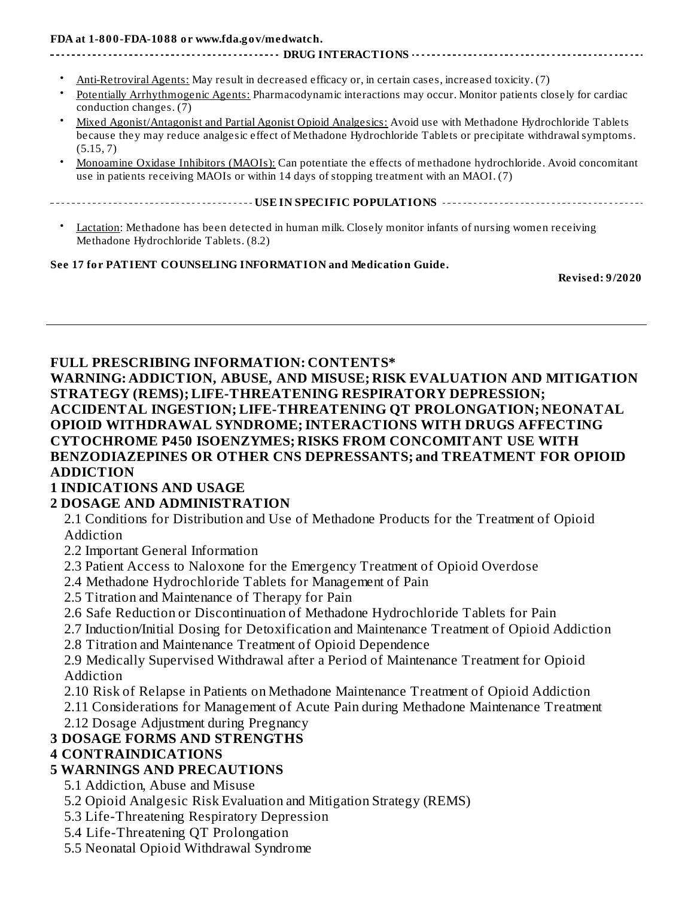FDA at 1-800-FDA-1088 or www.fda.gov/medwatch.

**DRUG INTERACTIONS**

- Anti-Retroviral Agents: May result in decreased efficacy or, in certain cases, increased toxicity. (7)
- Potentially Arrhythmogenic Agents: Pharmacodynamic interactions may occur. Monitor patients closely for cardiac conduction changes. (7)
- Mixed Agonist/Antagonist and Partial Agonist Opioid Analgesics: Avoid use with Methadone Hydrochloride Tablets because they may reduce analgesic effect of Methadone Hydrochloride Tablets or precipitate withdrawal symptoms. (5.15, 7)
- Monoamine Oxidase Inhibitors (MAOIs): Can potentiate the effects of methadone hydrochloride. Avoid concomitant use in patients receiving MAOIs or within 14 days of stopping treatment with an MAOI. (7)

**USE IN SPECIFIC POPULATIONS**

- Lactation: Methadone has been detected in human milk. Closely monitor infants of nursing women receiving Methadone Hydrochloride Tablets. (8.2)

**See 17 for PATIENT COUNSELING INFORMATION and Medication Guide.**

**Revised: 9/2020**

---

**FULL PRESCRIBING INFORMATION: CONTENTS***

**WARNING: ADDICTION, ABUSE, AND MISUSE; RISK EVALUATION AND MITIGATION STRATEGY (REMS); LIFE-THREATENING RESPIRATORY DEPRESSION; ACCIDENTAL INGESTION; LIFE-THREATENING QT PROLONGATION; NEONATAL OPIOID WITHDRAWAL SYNDROME; INTERACTIONS WITH DRUGS AFFECTING CYTOCHROME P450 ISOENZYMES; RISKS FROM CONCOMITANT USE WITH BENZODIAZEPINES OR OTHER CNS DEPRESSANTS; and TREATMENT FOR OPIOID ADDICTION**

**1 INDICATIONS AND USAGE**

**2 DOSAGE AND ADMINISTRATION**

- 2.1 Conditions for Distribution and Use of Methadone Products for the Treatment of Opioid Addiction
- 2.2 Important General Information
- 2.3 Patient Access to Naloxone for the Emergency Treatment of Opioid Overdose
- 2.4 Methadone Hydrochloride Tablets for Management of Pain
- 2.5 Titration and Maintenance of Therapy for Pain
- 2.6 Safe Reduction or Discontinuation of Methadone Hydrochloride Tablets for Pain
- 2.7 Induction/Initial Dosing for Detoxification and Maintenance Treatment of Opioid Addiction
- 2.8 Titration and Maintenance Treatment of Opioid Dependence
- 2.9 Medically Supervised Withdrawal after a Period of Maintenance Treatment for Opioid Addiction
- 2.10 Risk of Relapse in Patients on Methadone Maintenance Treatment of Opioid Addiction
- 2.11 Considerations for Management of Acute Pain during Methadone Maintenance Treatment
- 2.12 Dosage Adjustment during Pregnancy

**3 DOSAGE FORMS AND STRENGTHS**

**4 CONTRAINDICATIONS**

**5 WARNINGS AND PRECAUTIONS**

- 5.1 Addiction, Abuse and Misuse
- 5.2 Opioid Analgesic Risk Evaluation and Mitigation Strategy (REMS)
- 5.3 Life-Threatening Respiratory Depression
- 5.4 Life-Threatening QT Prolongation
- 5.5 Neonatal Opioid Withdrawal Syndrome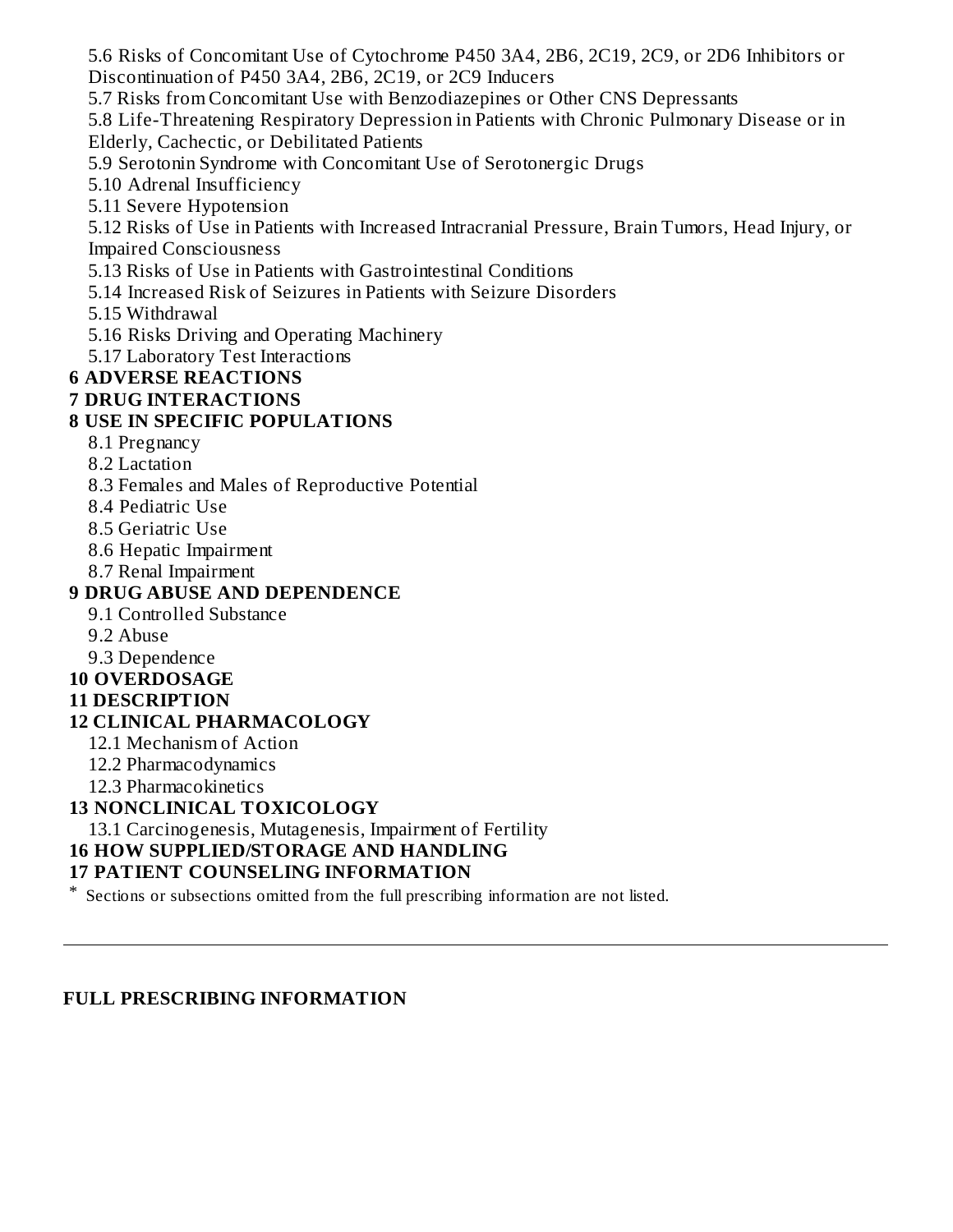5.6 Risks of Concomitant Use of Cytochrome P450 3A4, 2B6, 2C19, 2C9, or 2D6 Inhibitors or Discontinuation of P450 3A4, 2B6, 2C19, or 2C9 Inducers

5.7 Risks from Concomitant Use with Benzodiazepines or Other CNS Depressants

5.8 Life-Threatening Respiratory Depression in Patients with Chronic Pulmonary Disease or in Elderly, Cachectic, or Debilitated Patients

5.9 Serotonin Syndrome with Concomitant Use of Serotonergic Drugs

5.10 Adrenal Insufficiency

5.11 Severe Hypotension

5.12 Risks of Use in Patients with Increased Intracranial Pressure, Brain Tumors, Head Injury, or Impaired Consciousness

5.13 Risks of Use in Patients with Gastrointestinal Conditions

5.14 Increased Risk of Seizures in Patients with Seizure Disorders

5.15 Withdrawal

5.16 Risks Driving and Operating Machinery

5.17 Laboratory Test Interactions

**6 ADVERSE REACTIONS**

**7 DRUG INTERACTIONS**

**8 USE IN SPECIFIC POPULATIONS**

8.1 Pregnancy

8.2 Lactation

8.3 Females and Males of Reproductive Potential

8.4 Pediatric Use

8.5 Geriatric Use

8.6 Hepatic Impairment

8.7 Renal Impairment

**9 DRUG ABUSE AND DEPENDENCE**

9.1 Controlled Substance

9.2 Abuse

9.3 Dependence

**10 OVERDOSAGE**

**11 DESCRIPTION**

**12 CLINICAL PHARMACOLOGY**

12.1 Mechanism of Action

12.2 Pharmacodynamics

12.3 Pharmacokinetics

**13 NONCLINICAL TOXICOLOGY**

13.1 Carcinogenesis, Mutagenesis, Impairment of Fertility

**16 HOW SUPPLIED/STORAGE AND HANDLING**

**17 PATIENT COUNSELING INFORMATION**

\* Sections or subsections omitted from the full prescribing information are not listed.

---

**FULL PRESCRIBING INFORMATION**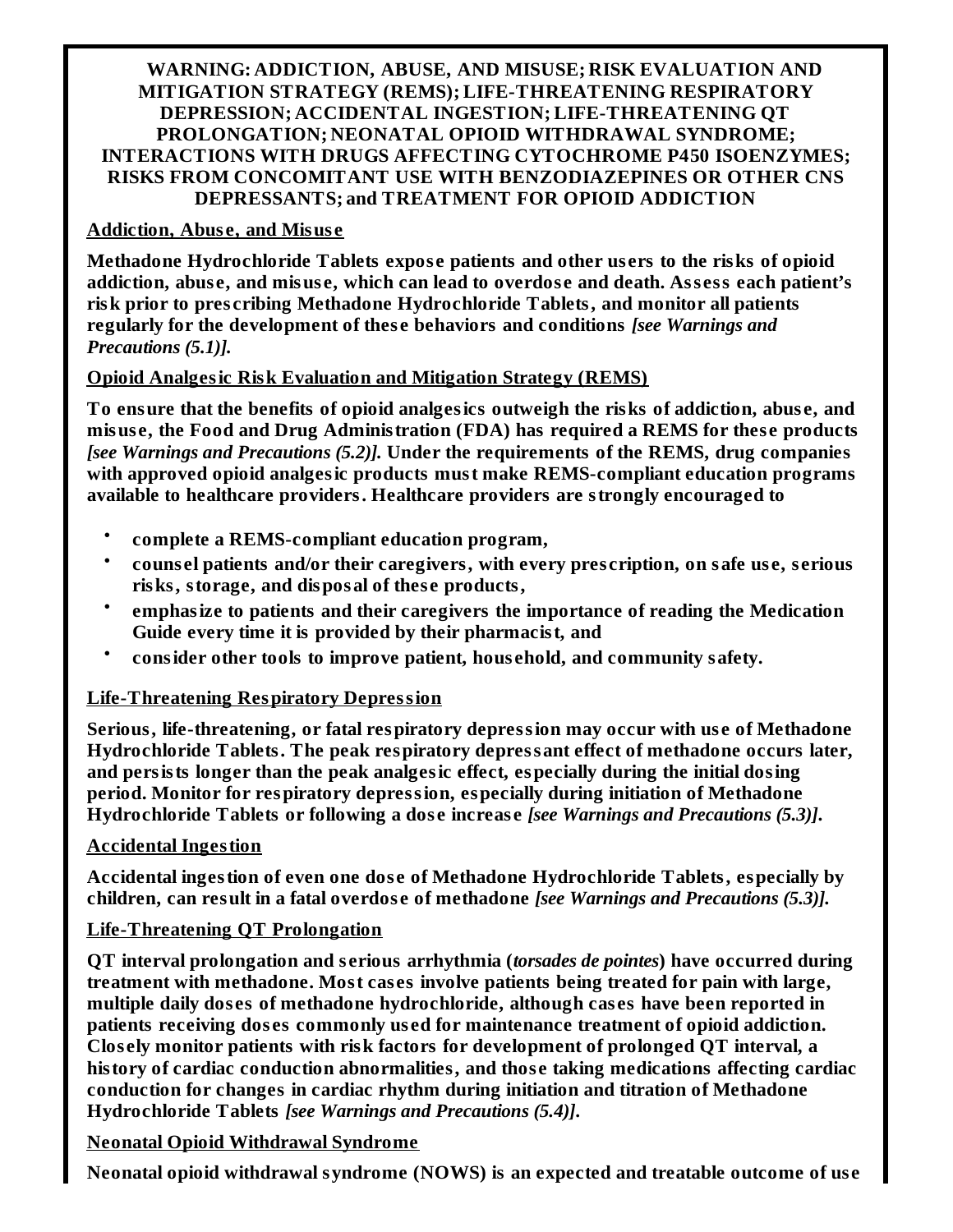**WARNING: ADDICTION, ABUSE, AND MISUSE; RISK EVALUATION AND MITIGATION STRATEGY (REMS); LIFE-THREATENING RESPIRATORY DEPRESSION; ACCIDENTAL INGESTION; LIFE-THREATENING QT PROLONGATION; NEONATAL OPIOID WITHDRAWAL SYNDROME; INTERACTIONS WITH DRUGS AFFECTING CYTOCHROME P450 ISOENZYMES; RISKS FROM CONCOMITANT USE WITH BENZODIAZEPINES OR OTHER CNS DEPRESSANTS; and TREATMENT FOR OPIOID ADDICTION**

**Addiction, Abuse, and Misuse**

**Methadone Hydrochloride Tablets expose patients and other users to the risks of opioid addiction, abuse, and misuse, which can lead to overdose and death. Assess each patient's risk prior to prescribing Methadone Hydrochloride Tablets, and monitor all patients regularly for the development of these behaviors and conditions *[see Warnings and Precautions (5.1)]*.**

**Opioid Analgesic Risk Evaluation and Mitigation Strategy (REMS)**

**To ensure that the benefits of opioid analgesics outweigh the risks of addiction, abuse, and misuse, the Food and Drug Administration (FDA) has required a REMS for these products *[see Warnings and Precautions (5.2)]*. Under the requirements of the REMS, drug companies with approved opioid analgesic products must make REMS-compliant education programs available to healthcare providers. Healthcare providers are strongly encouraged to**

- **complete a REMS-compliant education program,**
- **counsel patients and/or their caregivers, with every prescription, on safe use, serious risks, storage, and disposal of these products,**
- **emphasize to patients and their caregivers the importance of reading the Medication Guide every time it is provided by their pharmacist, and**
- **consider other tools to improve patient, household, and community safety.**

**Life-Threatening Respiratory Depression**

**Serious, life-threatening, or fatal respiratory depression may occur with use of Methadone Hydrochloride Tablets. The peak respiratory depressant effect of methadone occurs later, and persists longer than the peak analgesic effect, especially during the initial dosing period. Monitor for respiratory depression, especially during initiation of Methadone Hydrochloride Tablets or following a dose increase *[see Warnings and Precautions (5.3)]*.**

**Accidental Ingestion**

**Accidental ingestion of even one dose of Methadone Hydrochloride Tablets, especially by children, can result in a fatal overdose of methadone *[see Warnings and Precautions (5.3)]*.**

**Life-Threatening QT Prolongation**

**QT interval prolongation and serious arrhythmia (*torsades de pointes*) have occurred during treatment with methadone. Most cases involve patients being treated for pain with large, multiple daily doses of methadone hydrochloride, although cases have been reported in patients receiving doses commonly used for maintenance treatment of opioid addiction. Closely monitor patients with risk factors for development of prolonged QT interval, a history of cardiac conduction abnormalities, and those taking medications affecting cardiac conduction for changes in cardiac rhythm during initiation and titration of Methadone Hydrochloride Tablets *[see Warnings and Precautions (5.4)]*.**

**Neonatal Opioid Withdrawal Syndrome**

**Neonatal opioid withdrawal syndrome (NOWS) is an expected and treatable outcome of use**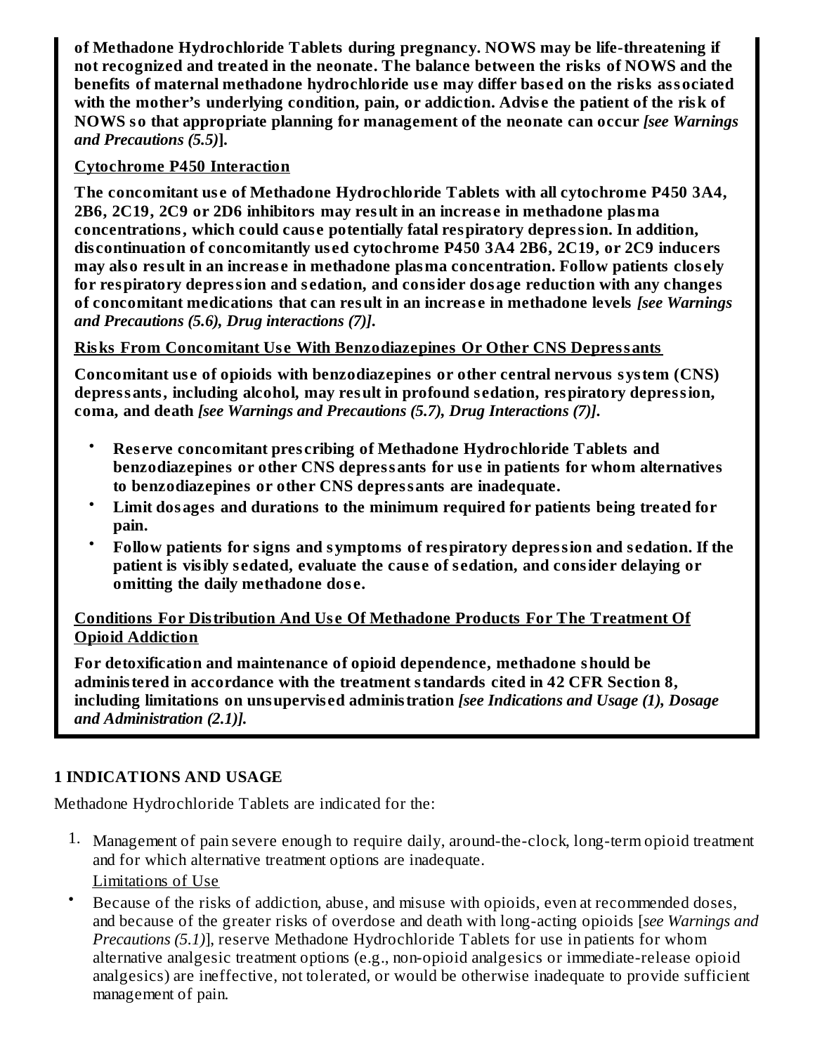**of Methadone Hydrochloride Tablets during pregnancy. NOWS may be life-threatening if not recognized and treated in the neonate. The balance between the risks of NOWS and the benefits of maternal methadone hydrochloride use may differ based on the risks associated with the mother's underlying condition, pain, or addiction. Advise the patient of the risk of NOWS so that appropriate planning for management of the neonate can occur *[see Warnings and Precautions (5.5)]*.**

**Cytochrome P450 Interaction**

**The concomitant use of Methadone Hydrochloride Tablets with all cytochrome P450 3A4, 2B6, 2C19, 2C9 or 2D6 inhibitors may result in an increase in methadone plasma concentrations, which could cause potentially fatal respiratory depression. In addition, discontinuation of concomitantly used cytochrome P450 3A4 2B6, 2C19, or 2C9 inducers may also result in an increase in methadone plasma concentration. Follow patients closely for respiratory depression and sedation, and consider dosage reduction with any changes of concomitant medications that can result in an increase in methadone levels *[see Warnings and Precautions (5.6), Drug interactions (7)]*.**

**Risks From Concomitant Use With Benzodiazepines Or Other CNS Depressants**

**Concomitant use of opioids with benzodiazepines or other central nervous system (CNS) depressants, including alcohol, may result in profound sedation, respiratory depression, coma, and death *[see Warnings and Precautions (5.7), Drug Interactions (7)]*.**

- **Reserve concomitant prescribing of Methadone Hydrochloride Tablets and benzodiazepines or other CNS depressants for use in patients for whom alternatives to benzodiazepines or other CNS depressants are inadequate.**
- **Limit dosages and durations to the minimum required for patients being treated for pain.**
- **Follow patients for signs and symptoms of respiratory depression and sedation. If the patient is visibly sedated, evaluate the cause of sedation, and consider delaying or omitting the daily methadone dose.**

**Conditions For Distribution And Use Of Methadone Products For The Treatment Of Opioid Addiction**

**For detoxification and maintenance of opioid dependence, methadone should be administered in accordance with the treatment standards cited in 42 CFR Section 8, including limitations on unsupervised administration *[see Indications and Usage (1), Dosage and Administration (2.1)]*.**

## 1 INDICATIONS AND USAGE

Methadone Hydrochloride Tablets are indicated for the:

1. Management of pain severe enough to require daily, around-the-clock, long-term opioid treatment and for which alternative treatment options are inadequate.
   Limitations of Use

- Because of the risks of addiction, abuse, and misuse with opioids, even at recommended doses, and because of the greater risks of overdose and death with long-acting opioids [*see Warnings and Precautions (5.1)*], reserve Methadone Hydrochloride Tablets for use in patients for whom alternative analgesic treatment options (e.g., non-opioid analgesics or immediate-release opioid analgesics) are ineffective, not tolerated, or would be otherwise inadequate to provide sufficient management of pain.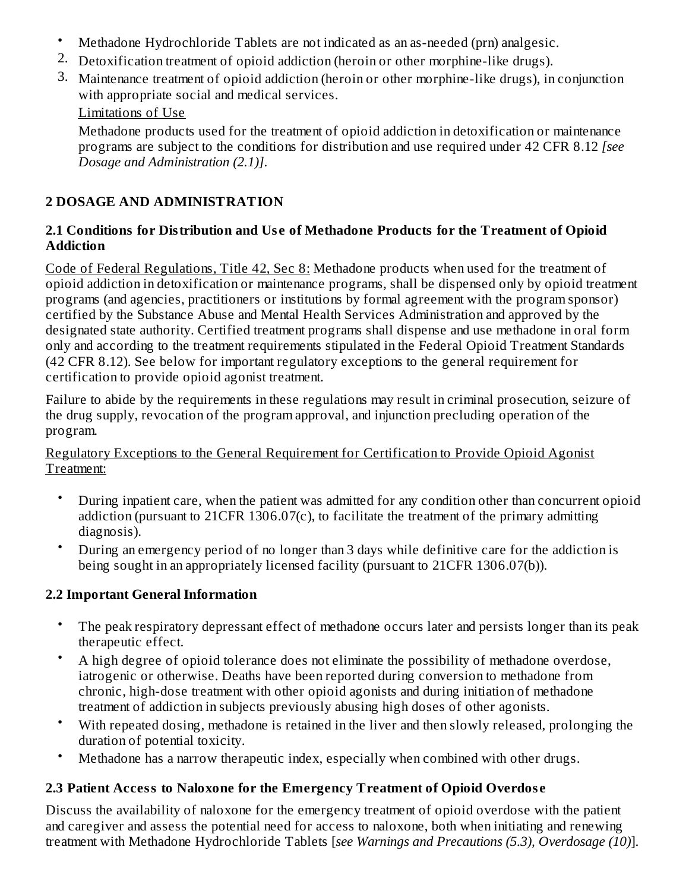- Methadone Hydrochloride Tablets are not indicated as an as-needed (prn) analgesic.

2. Detoxification treatment of opioid addiction (heroin or other morphine-like drugs).
3. Maintenance treatment of opioid addiction (heroin or other morphine-like drugs), in conjunction with appropriate social and medical services.

   Limitations of Use

   Methadone products used for the treatment of opioid addiction in detoxification or maintenance programs are subject to the conditions for distribution and use required under 42 CFR 8.12 *[see Dosage and Administration (2.1)]*.

## 2 DOSAGE AND ADMINISTRATION

### 2.1 Conditions for Distribution and Use of Methadone Products for the Treatment of Opioid Addiction

Code of Federal Regulations, Title 42, Sec 8: Methadone products when used for the treatment of opioid addiction in detoxification or maintenance programs, shall be dispensed only by opioid treatment programs (and agencies, practitioners or institutions by formal agreement with the program sponsor) certified by the Substance Abuse and Mental Health Services Administration and approved by the designated state authority. Certified treatment programs shall dispense and use methadone in oral form only and according to the treatment requirements stipulated in the Federal Opioid Treatment Standards (42 CFR 8.12). See below for important regulatory exceptions to the general requirement for certification to provide opioid agonist treatment.

Failure to abide by the requirements in these regulations may result in criminal prosecution, seizure of the drug supply, revocation of the program approval, and injunction precluding operation of the program.

Regulatory Exceptions to the General Requirement for Certification to Provide Opioid Agonist Treatment:

- During inpatient care, when the patient was admitted for any condition other than concurrent opioid addiction (pursuant to 21CFR 1306.07(c), to facilitate the treatment of the primary admitting diagnosis).
- During an emergency period of no longer than 3 days while definitive care for the addiction is being sought in an appropriately licensed facility (pursuant to 21CFR 1306.07(b)).

### 2.2 Important General Information

- The peak respiratory depressant effect of methadone occurs later and persists longer than its peak therapeutic effect.
- A high degree of opioid tolerance does not eliminate the possibility of methadone overdose, iatrogenic or otherwise. Deaths have been reported during conversion to methadone from chronic, high-dose treatment with other opioid agonists and during initiation of methadone treatment of addiction in subjects previously abusing high doses of other agonists.
- With repeated dosing, methadone is retained in the liver and then slowly released, prolonging the duration of potential toxicity.
- Methadone has a narrow therapeutic index, especially when combined with other drugs.

### 2.3 Patient Access to Naloxone for the Emergency Treatment of Opioid Overdose

Discuss the availability of naloxone for the emergency treatment of opioid overdose with the patient and caregiver and assess the potential need for access to naloxone, both when initiating and renewing treatment with Methadone Hydrochloride Tablets [*see Warnings and Precautions (5.3), Overdosage (10)*].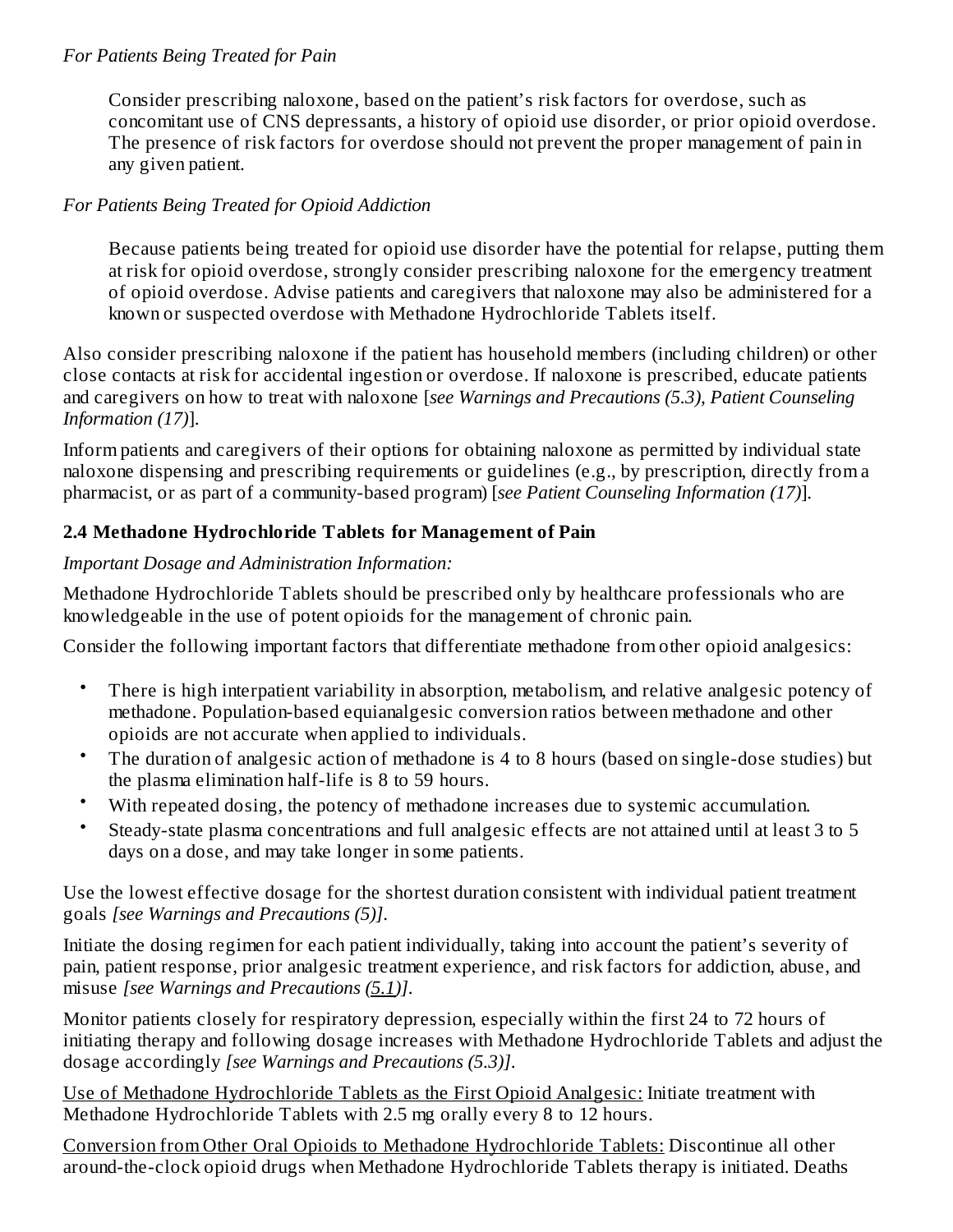*For Patients Being Treated for Pain*

> Consider prescribing naloxone, based on the patient's risk factors for overdose, such as concomitant use of CNS depressants, a history of opioid use disorder, or prior opioid overdose. The presence of risk factors for overdose should not prevent the proper management of pain in any given patient.

*For Patients Being Treated for Opioid Addiction*

> Because patients being treated for opioid use disorder have the potential for relapse, putting them at risk for opioid overdose, strongly consider prescribing naloxone for the emergency treatment of opioid overdose. Advise patients and caregivers that naloxone may also be administered for a known or suspected overdose with Methadone Hydrochloride Tablets itself.

Also consider prescribing naloxone if the patient has household members (including children) or other close contacts at risk for accidental ingestion or overdose. If naloxone is prescribed, educate patients and caregivers on how to treat with naloxone [*see Warnings and Precautions (5.3), Patient Counseling Information (17)*].

Inform patients and caregivers of their options for obtaining naloxone as permitted by individual state naloxone dispensing and prescribing requirements or guidelines (e.g., by prescription, directly from a pharmacist, or as part of a community-based program) [*see Patient Counseling Information (17)*].

**2.4 Methadone Hydrochloride Tablets for Management of Pain**

*Important Dosage and Administration Information:*

Methadone Hydrochloride Tablets should be prescribed only by healthcare professionals who are knowledgeable in the use of potent opioids for the management of chronic pain.

Consider the following important factors that differentiate methadone from other opioid analgesics:

- There is high interpatient variability in absorption, metabolism, and relative analgesic potency of methadone. Population-based equianalgesic conversion ratios between methadone and other opioids are not accurate when applied to individuals.
- The duration of analgesic action of methadone is 4 to 8 hours (based on single-dose studies) but the plasma elimination half-life is 8 to 59 hours.
- With repeated dosing, the potency of methadone increases due to systemic accumulation.
- Steady-state plasma concentrations and full analgesic effects are not attained until at least 3 to 5 days on a dose, and may take longer in some patients.

Use the lowest effective dosage for the shortest duration consistent with individual patient treatment goals *[see Warnings and Precautions (5)]*.

Initiate the dosing regimen for each patient individually, taking into account the patient's severity of pain, patient response, prior analgesic treatment experience, and risk factors for addiction, abuse, and misuse *[see Warnings and Precautions (5.1)]*.

Monitor patients closely for respiratory depression, especially within the first 24 to 72 hours of initiating therapy and following dosage increases with Methadone Hydrochloride Tablets and adjust the dosage accordingly *[see Warnings and Precautions (5.3)]*.

Use of Methadone Hydrochloride Tablets as the First Opioid Analgesic: Initiate treatment with Methadone Hydrochloride Tablets with 2.5 mg orally every 8 to 12 hours.

Conversion from Other Oral Opioids to Methadone Hydrochloride Tablets: Discontinue all other around-the-clock opioid drugs when Methadone Hydrochloride Tablets therapy is initiated. Deaths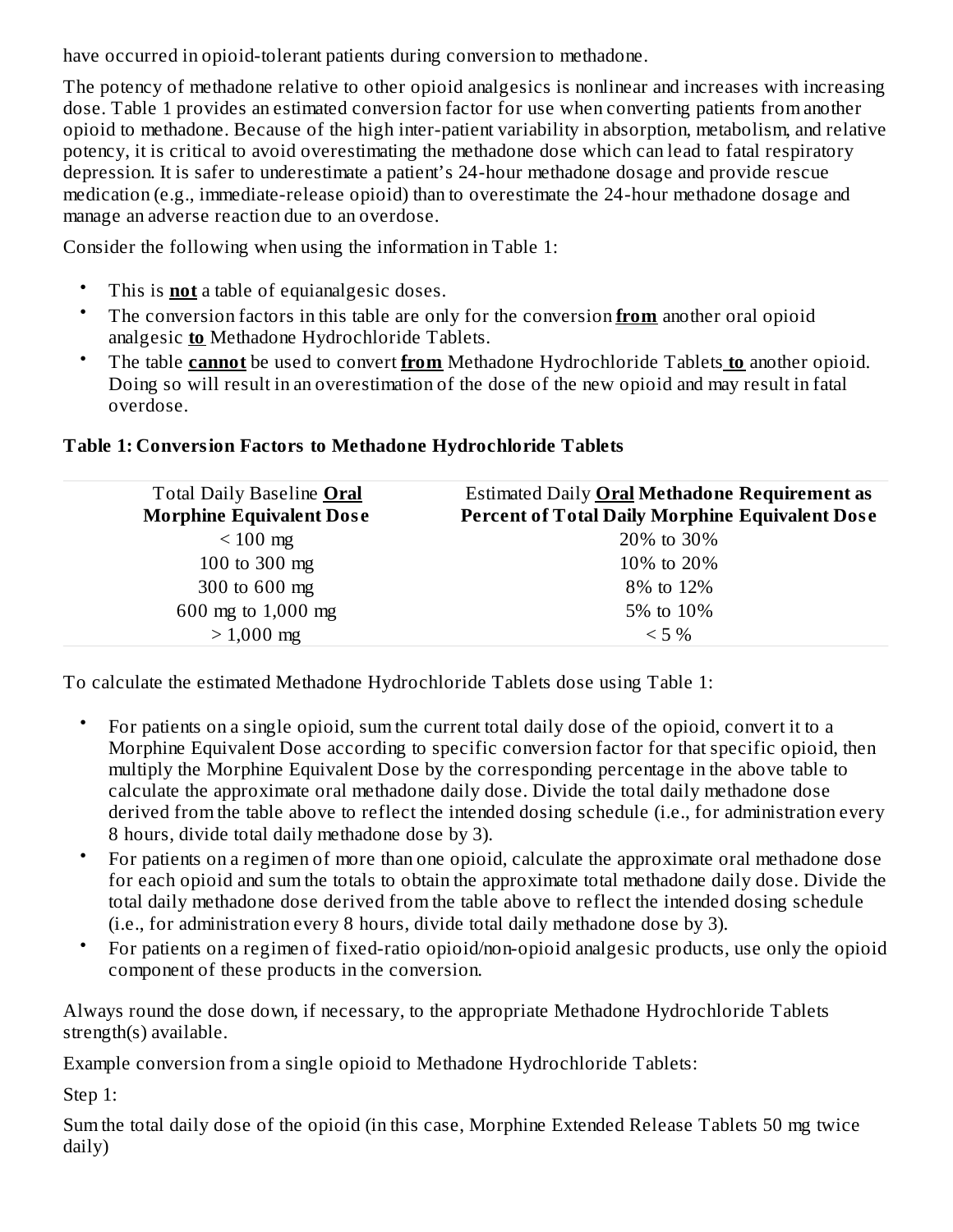have occurred in opioid-tolerant patients during conversion to methadone.

The potency of methadone relative to other opioid analgesics is nonlinear and increases with increasing dose. Table 1 provides an estimated conversion factor for use when converting patients from another opioid to methadone. Because of the high inter-patient variability in absorption, metabolism, and relative potency, it is critical to avoid overestimating the methadone dose which can lead to fatal respiratory depression. It is safer to underestimate a patient's 24-hour methadone dosage and provide rescue medication (e.g., immediate-release opioid) than to overestimate the 24-hour methadone dosage and manage an adverse reaction due to an overdose.

Consider the following when using the information in Table 1:

- This is **not** a table of equianalgesic doses.
- The conversion factors in this table are only for the conversion **from** another oral opioid analgesic **to** Methadone Hydrochloride Tablets.
- The table **cannot** be used to convert **from** Methadone Hydrochloride Tablets **to** another opioid. Doing so will result in an overestimation of the dose of the new opioid and may result in fatal overdose.

**Table 1: Conversion Factors to Methadone Hydrochloride Tablets**

| Total Daily Baseline **Oral Morphine Equivalent Dose** | Estimated Daily **Oral Methadone Requirement as Percent of Total Daily Morphine Equivalent Dose** |
|---|---|
| < 100 mg | 20% to 30% |
| 100 to 300 mg | 10% to 20% |
| 300 to 600 mg | 8% to 12% |
| 600 mg to 1,000 mg | 5% to 10% |
| > 1,000 mg | < 5 % |

To calculate the estimated Methadone Hydrochloride Tablets dose using Table 1:

- For patients on a single opioid, sum the current total daily dose of the opioid, convert it to a Morphine Equivalent Dose according to specific conversion factor for that specific opioid, then multiply the Morphine Equivalent Dose by the corresponding percentage in the above table to calculate the approximate oral methadone daily dose. Divide the total daily methadone dose derived from the table above to reflect the intended dosing schedule (i.e., for administration every 8 hours, divide total daily methadone dose by 3).
- For patients on a regimen of more than one opioid, calculate the approximate oral methadone dose for each opioid and sum the totals to obtain the approximate total methadone daily dose. Divide the total daily methadone dose derived from the table above to reflect the intended dosing schedule (i.e., for administration every 8 hours, divide total daily methadone dose by 3).
- For patients on a regimen of fixed-ratio opioid/non-opioid analgesic products, use only the opioid component of these products in the conversion.

Always round the dose down, if necessary, to the appropriate Methadone Hydrochloride Tablets strength(s) available.

Example conversion from a single opioid to Methadone Hydrochloride Tablets:

Step 1:

Sum the total daily dose of the opioid (in this case, Morphine Extended Release Tablets 50 mg twice daily)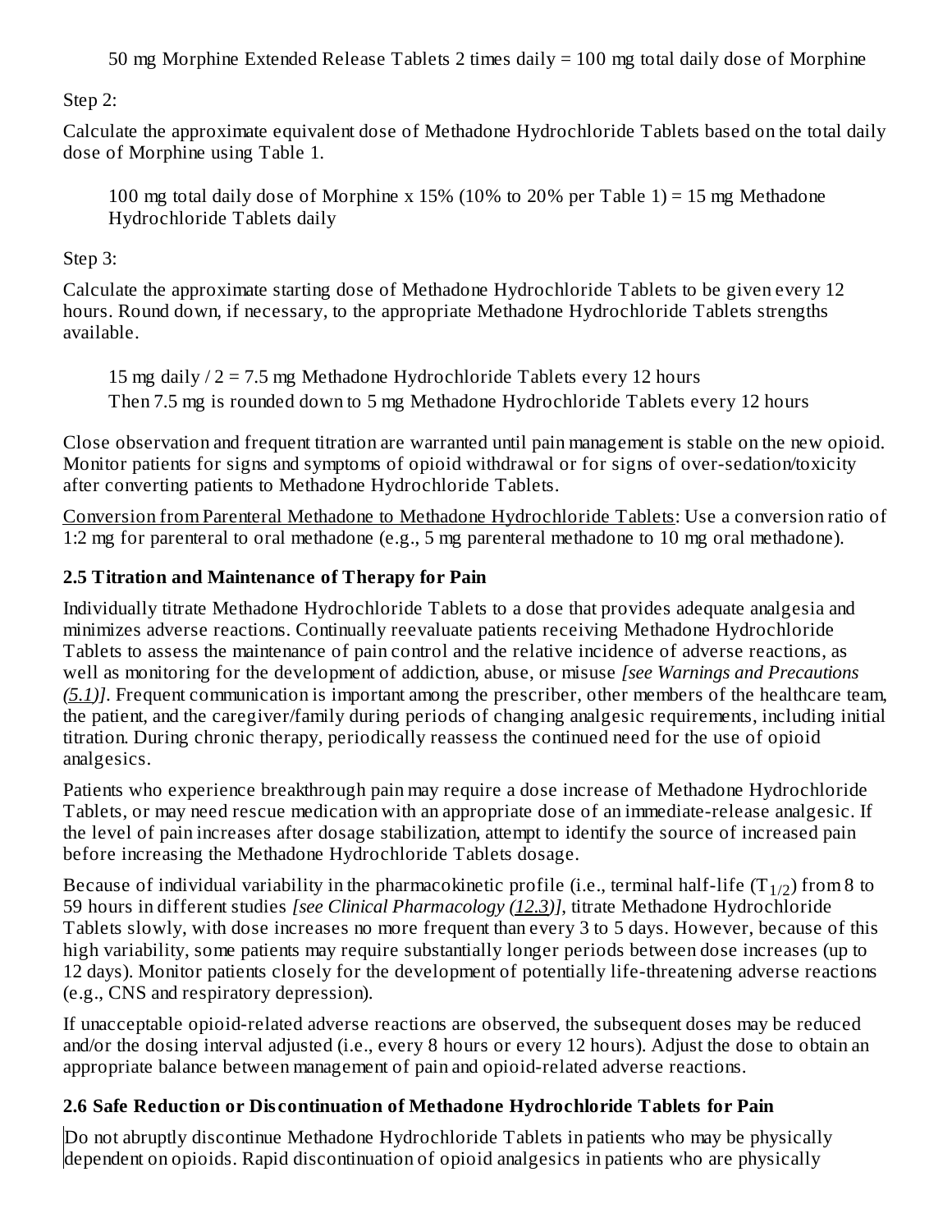50 mg Morphine Extended Release Tablets 2 times daily = 100 mg total daily dose of Morphine

Step 2:

Calculate the approximate equivalent dose of Methadone Hydrochloride Tablets based on the total daily dose of Morphine using Table 1.

100 mg total daily dose of Morphine x 15% (10% to 20% per Table 1) = 15 mg Methadone Hydrochloride Tablets daily

Step 3:

Calculate the approximate starting dose of Methadone Hydrochloride Tablets to be given every 12 hours. Round down, if necessary, to the appropriate Methadone Hydrochloride Tablets strengths available.

15 mg daily / 2 = 7.5 mg Methadone Hydrochloride Tablets every 12 hours
Then 7.5 mg is rounded down to 5 mg Methadone Hydrochloride Tablets every 12 hours

Close observation and frequent titration are warranted until pain management is stable on the new opioid. Monitor patients for signs and symptoms of opioid withdrawal or for signs of over-sedation/toxicity after converting patients to Methadone Hydrochloride Tablets.

Conversion from Parenteral Methadone to Methadone Hydrochloride Tablets: Use a conversion ratio of 1:2 mg for parenteral to oral methadone (e.g., 5 mg parenteral methadone to 10 mg oral methadone).

## 2.5 Titration and Maintenance of Therapy for Pain

Individually titrate Methadone Hydrochloride Tablets to a dose that provides adequate analgesia and minimizes adverse reactions. Continually reevaluate patients receiving Methadone Hydrochloride Tablets to assess the maintenance of pain control and the relative incidence of adverse reactions, as well as monitoring for the development of addiction, abuse, or misuse *[see Warnings and Precautions (5.1)]*. Frequent communication is important among the prescriber, other members of the healthcare team, the patient, and the caregiver/family during periods of changing analgesic requirements, including initial titration. During chronic therapy, periodically reassess the continued need for the use of opioid analgesics.

Patients who experience breakthrough pain may require a dose increase of Methadone Hydrochloride Tablets, or may need rescue medication with an appropriate dose of an immediate-release analgesic. If the level of pain increases after dosage stabilization, attempt to identify the source of increased pain before increasing the Methadone Hydrochloride Tablets dosage.

Because of individual variability in the pharmacokinetic profile (i.e., terminal half-life ($T_{1/2}$) from 8 to 59 hours in different studies *[see Clinical Pharmacology (12.3)]*, titrate Methadone Hydrochloride Tablets slowly, with dose increases no more frequent than every 3 to 5 days. However, because of this high variability, some patients may require substantially longer periods between dose increases (up to 12 days). Monitor patients closely for the development of potentially life-threatening adverse reactions (e.g., CNS and respiratory depression).

If unacceptable opioid-related adverse reactions are observed, the subsequent doses may be reduced and/or the dosing interval adjusted (i.e., every 8 hours or every 12 hours). Adjust the dose to obtain an appropriate balance between management of pain and opioid-related adverse reactions.

## 2.6 Safe Reduction or Discontinuation of Methadone Hydrochloride Tablets for Pain

Do not abruptly discontinue Methadone Hydrochloride Tablets in patients who may be physically dependent on opioids. Rapid discontinuation of opioid analgesics in patients who are physically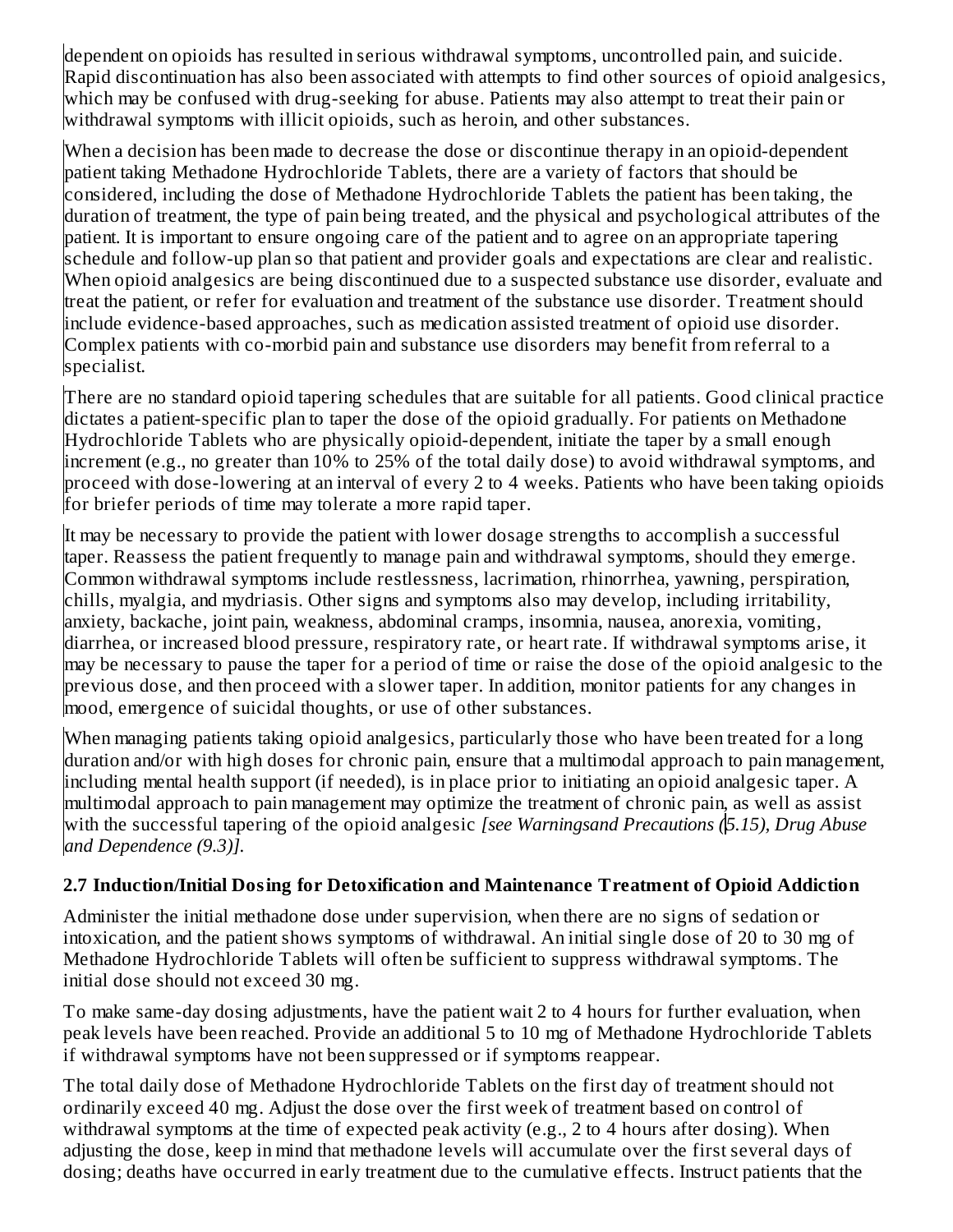dependent on opioids has resulted in serious withdrawal symptoms, uncontrolled pain, and suicide. Rapid discontinuation has also been associated with attempts to find other sources of opioid analgesics, which may be confused with drug-seeking for abuse. Patients may also attempt to treat their pain or withdrawal symptoms with illicit opioids, such as heroin, and other substances.

When a decision has been made to decrease the dose or discontinue therapy in an opioid-dependent patient taking Methadone Hydrochloride Tablets, there are a variety of factors that should be considered, including the dose of Methadone Hydrochloride Tablets the patient has been taking, the duration of treatment, the type of pain being treated, and the physical and psychological attributes of the patient. It is important to ensure ongoing care of the patient and to agree on an appropriate tapering schedule and follow-up plan so that patient and provider goals and expectations are clear and realistic. When opioid analgesics are being discontinued due to a suspected substance use disorder, evaluate and treat the patient, or refer for evaluation and treatment of the substance use disorder. Treatment should include evidence-based approaches, such as medication assisted treatment of opioid use disorder. Complex patients with co-morbid pain and substance use disorders may benefit from referral to a specialist.

There are no standard opioid tapering schedules that are suitable for all patients. Good clinical practice dictates a patient-specific plan to taper the dose of the opioid gradually. For patients on Methadone Hydrochloride Tablets who are physically opioid-dependent, initiate the taper by a small enough increment (e.g., no greater than 10% to 25% of the total daily dose) to avoid withdrawal symptoms, and proceed with dose-lowering at an interval of every 2 to 4 weeks. Patients who have been taking opioids for briefer periods of time may tolerate a more rapid taper.

It may be necessary to provide the patient with lower dosage strengths to accomplish a successful taper. Reassess the patient frequently to manage pain and withdrawal symptoms, should they emerge. Common withdrawal symptoms include restlessness, lacrimation, rhinorrhea, yawning, perspiration, chills, myalgia, and mydriasis. Other signs and symptoms also may develop, including irritability, anxiety, backache, joint pain, weakness, abdominal cramps, insomnia, nausea, anorexia, vomiting, diarrhea, or increased blood pressure, respiratory rate, or heart rate. If withdrawal symptoms arise, it may be necessary to pause the taper for a period of time or raise the dose of the opioid analgesic to the previous dose, and then proceed with a slower taper. In addition, monitor patients for any changes in mood, emergence of suicidal thoughts, or use of other substances.

When managing patients taking opioid analgesics, particularly those who have been treated for a long duration and/or with high doses for chronic pain, ensure that a multimodal approach to pain management, including mental health support (if needed), is in place prior to initiating an opioid analgesic taper. A multimodal approach to pain management may optimize the treatment of chronic pain, as well as assist with the successful tapering of the opioid analgesic *[see Warningsand Precautions (5.15), Drug Abuse and Dependence (9.3)].*

**2.7 Induction/Initial Dosing for Detoxification and Maintenance Treatment of Opioid Addiction**

Administer the initial methadone dose under supervision, when there are no signs of sedation or intoxication, and the patient shows symptoms of withdrawal. An initial single dose of 20 to 30 mg of Methadone Hydrochloride Tablets will often be sufficient to suppress withdrawal symptoms. The initial dose should not exceed 30 mg.

To make same-day dosing adjustments, have the patient wait 2 to 4 hours for further evaluation, when peak levels have been reached. Provide an additional 5 to 10 mg of Methadone Hydrochloride Tablets if withdrawal symptoms have not been suppressed or if symptoms reappear.

The total daily dose of Methadone Hydrochloride Tablets on the first day of treatment should not ordinarily exceed 40 mg. Adjust the dose over the first week of treatment based on control of withdrawal symptoms at the time of expected peak activity (e.g., 2 to 4 hours after dosing). When adjusting the dose, keep in mind that methadone levels will accumulate over the first several days of dosing; deaths have occurred in early treatment due to the cumulative effects. Instruct patients that the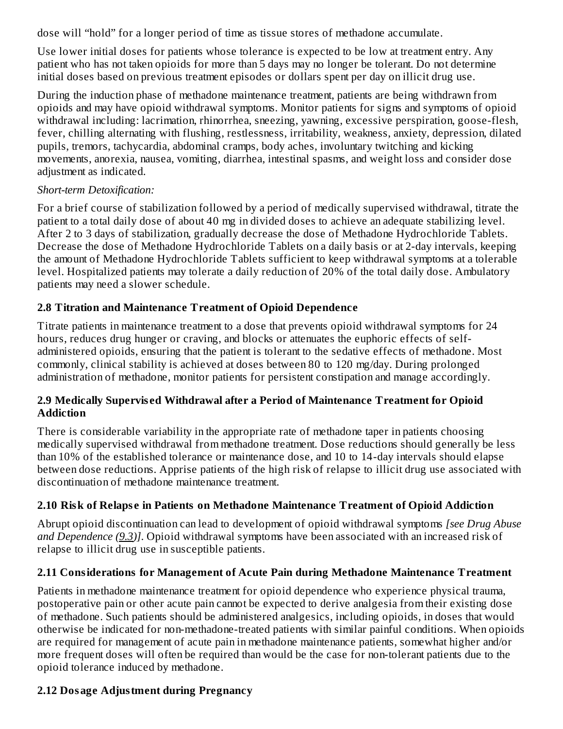dose will "hold" for a longer period of time as tissue stores of methadone accumulate.

Use lower initial doses for patients whose tolerance is expected to be low at treatment entry. Any patient who has not taken opioids for more than 5 days may no longer be tolerant. Do not determine initial doses based on previous treatment episodes or dollars spent per day on illicit drug use.

During the induction phase of methadone maintenance treatment, patients are being withdrawn from opioids and may have opioid withdrawal symptoms. Monitor patients for signs and symptoms of opioid withdrawal including: lacrimation, rhinorrhea, sneezing, yawning, excessive perspiration, goose-flesh, fever, chilling alternating with flushing, restlessness, irritability, weakness, anxiety, depression, dilated pupils, tremors, tachycardia, abdominal cramps, body aches, involuntary twitching and kicking movements, anorexia, nausea, vomiting, diarrhea, intestinal spasms, and weight loss and consider dose adjustment as indicated.

*Short-term Detoxification:*

For a brief course of stabilization followed by a period of medically supervised withdrawal, titrate the patient to a total daily dose of about 40 mg in divided doses to achieve an adequate stabilizing level. After 2 to 3 days of stabilization, gradually decrease the dose of Methadone Hydrochloride Tablets. Decrease the dose of Methadone Hydrochloride Tablets on a daily basis or at 2-day intervals, keeping the amount of Methadone Hydrochloride Tablets sufficient to keep withdrawal symptoms at a tolerable level. Hospitalized patients may tolerate a daily reduction of 20% of the total daily dose. Ambulatory patients may need a slower schedule.

### 2.8 Titration and Maintenance Treatment of Opioid Dependence

Titrate patients in maintenance treatment to a dose that prevents opioid withdrawal symptoms for 24 hours, reduces drug hunger or craving, and blocks or attenuates the euphoric effects of self-administered opioids, ensuring that the patient is tolerant to the sedative effects of methadone. Most commonly, clinical stability is achieved at doses between 80 to 120 mg/day. During prolonged administration of methadone, monitor patients for persistent constipation and manage accordingly.

### 2.9 Medically Supervised Withdrawal after a Period of Maintenance Treatment for Opioid Addiction

There is considerable variability in the appropriate rate of methadone taper in patients choosing medically supervised withdrawal from methadone treatment. Dose reductions should generally be less than 10% of the established tolerance or maintenance dose, and 10 to 14-day intervals should elapse between dose reductions. Apprise patients of the high risk of relapse to illicit drug use associated with discontinuation of methadone maintenance treatment.

### 2.10 Risk of Relapse in Patients on Methadone Maintenance Treatment of Opioid Addiction

Abrupt opioid discontinuation can lead to development of opioid withdrawal symptoms *[see Drug Abuse and Dependence (9.3)]*. Opioid withdrawal symptoms have been associated with an increased risk of relapse to illicit drug use in susceptible patients.

### 2.11 Considerations for Management of Acute Pain during Methadone Maintenance Treatment

Patients in methadone maintenance treatment for opioid dependence who experience physical trauma, postoperative pain or other acute pain cannot be expected to derive analgesia from their existing dose of methadone. Such patients should be administered analgesics, including opioids, in doses that would otherwise be indicated for non-methadone-treated patients with similar painful conditions. When opioids are required for management of acute pain in methadone maintenance patients, somewhat higher and/or more frequent doses will often be required than would be the case for non-tolerant patients due to the opioid tolerance induced by methadone.

### 2.12 Dosage Adjustment during Pregnancy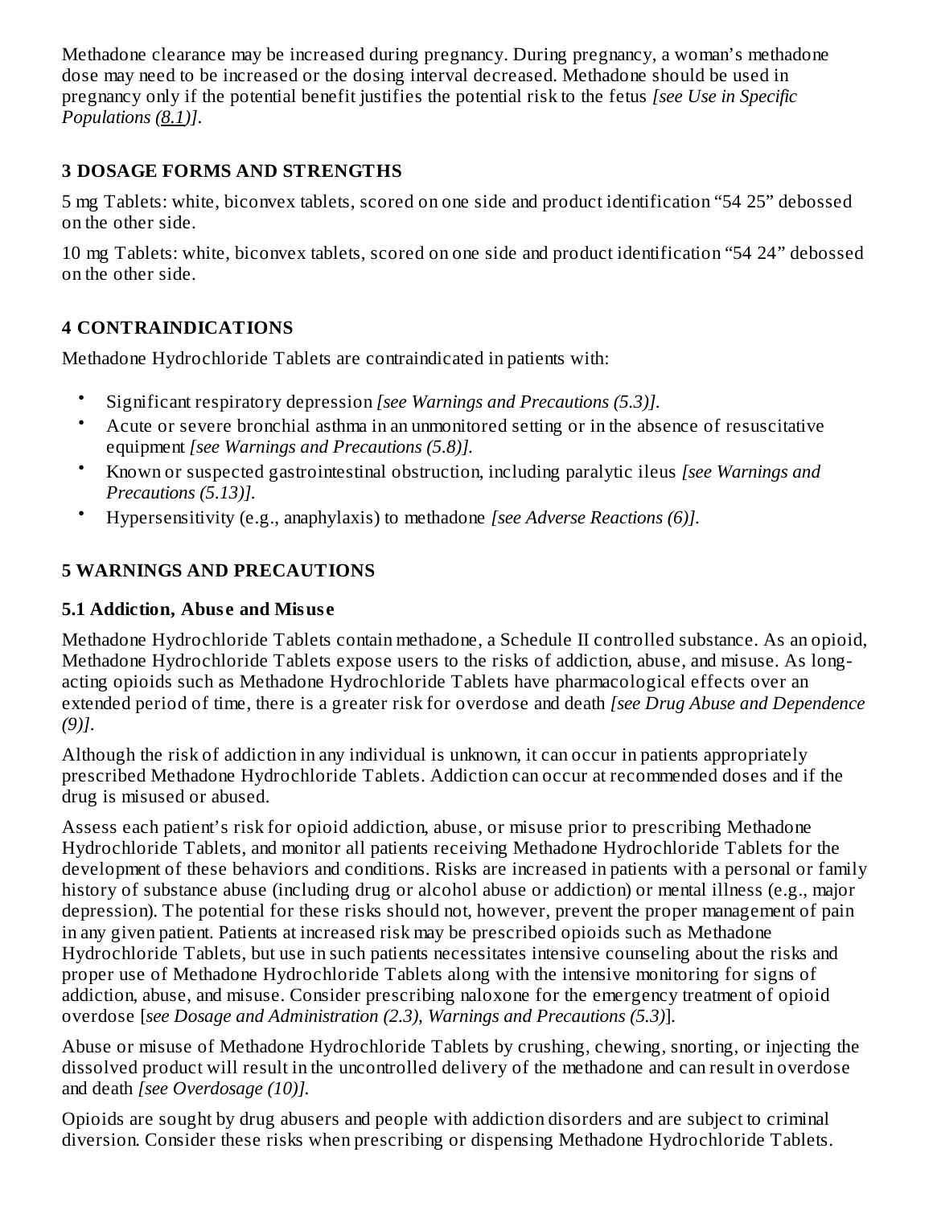Methadone clearance may be increased during pregnancy. During pregnancy, a woman's methadone dose may need to be increased or the dosing interval decreased. Methadone should be used in pregnancy only if the potential benefit justifies the potential risk to the fetus *[see Use in Specific Populations (8.1)]*.

## 3 DOSAGE FORMS AND STRENGTHS

5 mg Tablets: white, biconvex tablets, scored on one side and product identification "54 25" debossed on the other side.

10 mg Tablets: white, biconvex tablets, scored on one side and product identification "54 24" debossed on the other side.

## 4 CONTRAINDICATIONS

Methadone Hydrochloride Tablets are contraindicated in patients with:

- Significant respiratory depression *[see Warnings and Precautions (5.3)]*.
- Acute or severe bronchial asthma in an unmonitored setting or in the absence of resuscitative equipment *[see Warnings and Precautions (5.8)]*.
- Known or suspected gastrointestinal obstruction, including paralytic ileus *[see Warnings and Precautions (5.13)]*.
- Hypersensitivity (e.g., anaphylaxis) to methadone *[see Adverse Reactions (6)]*.

## 5 WARNINGS AND PRECAUTIONS

### 5.1 Addiction, Abuse and Misuse

Methadone Hydrochloride Tablets contain methadone, a Schedule II controlled substance. As an opioid, Methadone Hydrochloride Tablets expose users to the risks of addiction, abuse, and misuse. As long-acting opioids such as Methadone Hydrochloride Tablets have pharmacological effects over an extended period of time, there is a greater risk for overdose and death *[see Drug Abuse and Dependence (9)]*.

Although the risk of addiction in any individual is unknown, it can occur in patients appropriately prescribed Methadone Hydrochloride Tablets. Addiction can occur at recommended doses and if the drug is misused or abused.

Assess each patient's risk for opioid addiction, abuse, or misuse prior to prescribing Methadone Hydrochloride Tablets, and monitor all patients receiving Methadone Hydrochloride Tablets for the development of these behaviors and conditions. Risks are increased in patients with a personal or family history of substance abuse (including drug or alcohol abuse or addiction) or mental illness (e.g., major depression). The potential for these risks should not, however, prevent the proper management of pain in any given patient. Patients at increased risk may be prescribed opioids such as Methadone Hydrochloride Tablets, but use in such patients necessitates intensive counseling about the risks and proper use of Methadone Hydrochloride Tablets along with the intensive monitoring for signs of addiction, abuse, and misuse. Consider prescribing naloxone for the emergency treatment of opioid overdose [*see Dosage and Administration (2.3), Warnings and Precautions (5.3)*].

Abuse or misuse of Methadone Hydrochloride Tablets by crushing, chewing, snorting, or injecting the dissolved product will result in the uncontrolled delivery of the methadone and can result in overdose and death *[see Overdosage (10)]*.

Opioids are sought by drug abusers and people with addiction disorders and are subject to criminal diversion. Consider these risks when prescribing or dispensing Methadone Hydrochloride Tablets.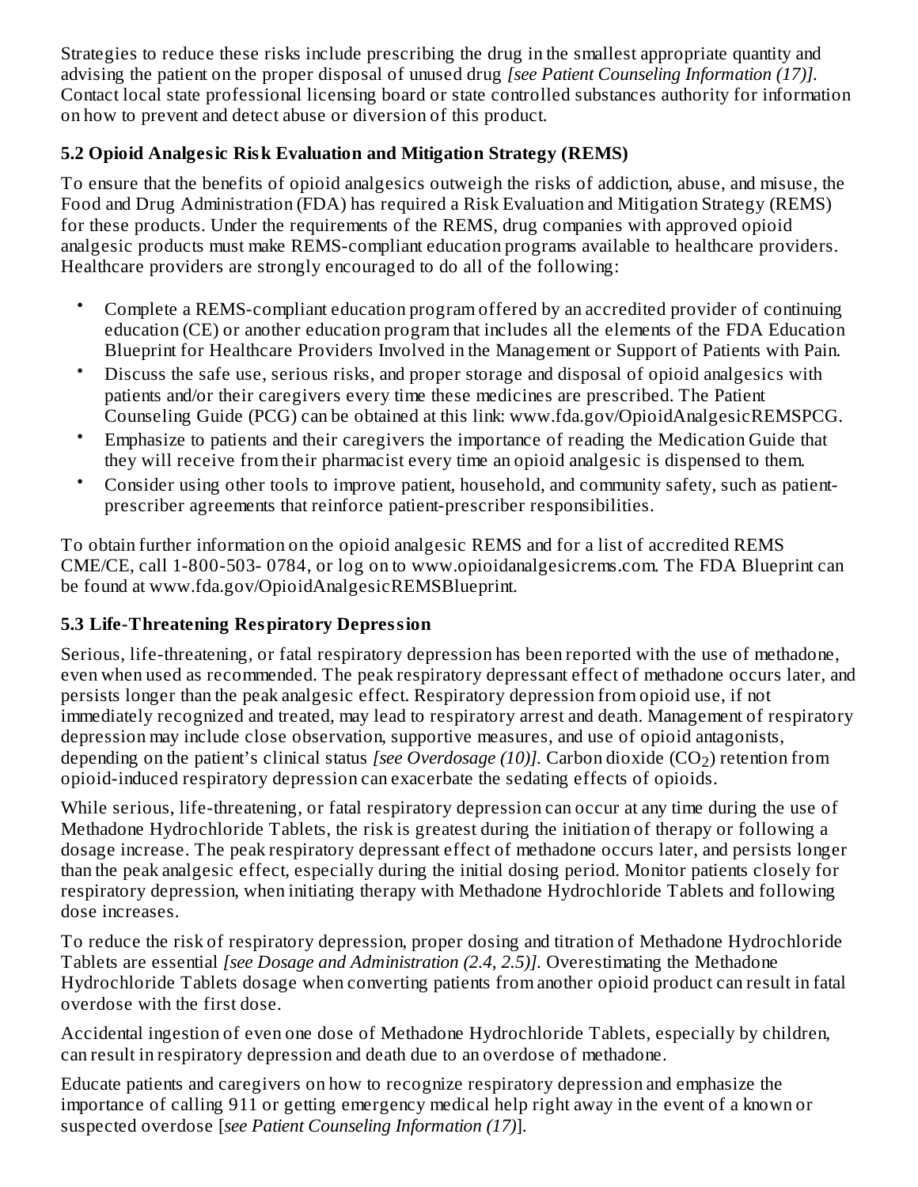Strategies to reduce these risks include prescribing the drug in the smallest appropriate quantity and advising the patient on the proper disposal of unused drug *[see Patient Counseling Information (17)]*. Contact local state professional licensing board or state controlled substances authority for information on how to prevent and detect abuse or diversion of this product.

### 5.2 Opioid Analgesic Risk Evaluation and Mitigation Strategy (REMS)

To ensure that the benefits of opioid analgesics outweigh the risks of addiction, abuse, and misuse, the Food and Drug Administration (FDA) has required a Risk Evaluation and Mitigation Strategy (REMS) for these products. Under the requirements of the REMS, drug companies with approved opioid analgesic products must make REMS-compliant education programs available to healthcare providers. Healthcare providers are strongly encouraged to do all of the following:

- Complete a REMS-compliant education program offered by an accredited provider of continuing education (CE) or another education program that includes all the elements of the FDA Education Blueprint for Healthcare Providers Involved in the Management or Support of Patients with Pain.
- Discuss the safe use, serious risks, and proper storage and disposal of opioid analgesics with patients and/or their caregivers every time these medicines are prescribed. The Patient Counseling Guide (PCG) can be obtained at this link: www.fda.gov/OpioidAnalgesicREMSPCG.
- Emphasize to patients and their caregivers the importance of reading the Medication Guide that they will receive from their pharmacist every time an opioid analgesic is dispensed to them.
- Consider using other tools to improve patient, household, and community safety, such as patient-prescriber agreements that reinforce patient-prescriber responsibilities.

To obtain further information on the opioid analgesic REMS and for a list of accredited REMS CME/CE, call 1-800-503- 0784, or log on to www.opioidanalgesicrems.com. The FDA Blueprint can be found at www.fda.gov/OpioidAnalgesicREMSBlueprint.

### 5.3 Life-Threatening Respiratory Depression

Serious, life-threatening, or fatal respiratory depression has been reported with the use of methadone, even when used as recommended. The peak respiratory depressant effect of methadone occurs later, and persists longer than the peak analgesic effect. Respiratory depression from opioid use, if not immediately recognized and treated, may lead to respiratory arrest and death. Management of respiratory depression may include close observation, supportive measures, and use of opioid antagonists, depending on the patient's clinical status *[see Overdosage (10)]*. Carbon dioxide ($CO_2$) retention from opioid-induced respiratory depression can exacerbate the sedating effects of opioids.

While serious, life-threatening, or fatal respiratory depression can occur at any time during the use of Methadone Hydrochloride Tablets, the risk is greatest during the initiation of therapy or following a dosage increase. The peak respiratory depressant effect of methadone occurs later, and persists longer than the peak analgesic effect, especially during the initial dosing period. Monitor patients closely for respiratory depression, when initiating therapy with Methadone Hydrochloride Tablets and following dose increases.

To reduce the risk of respiratory depression, proper dosing and titration of Methadone Hydrochloride Tablets are essential *[see Dosage and Administration (2.4, 2.5)]*. Overestimating the Methadone Hydrochloride Tablets dosage when converting patients from another opioid product can result in fatal overdose with the first dose.

Accidental ingestion of even one dose of Methadone Hydrochloride Tablets, especially by children, can result in respiratory depression and death due to an overdose of methadone.

Educate patients and caregivers on how to recognize respiratory depression and emphasize the importance of calling 911 or getting emergency medical help right away in the event of a known or suspected overdose [*see Patient Counseling Information (17)*].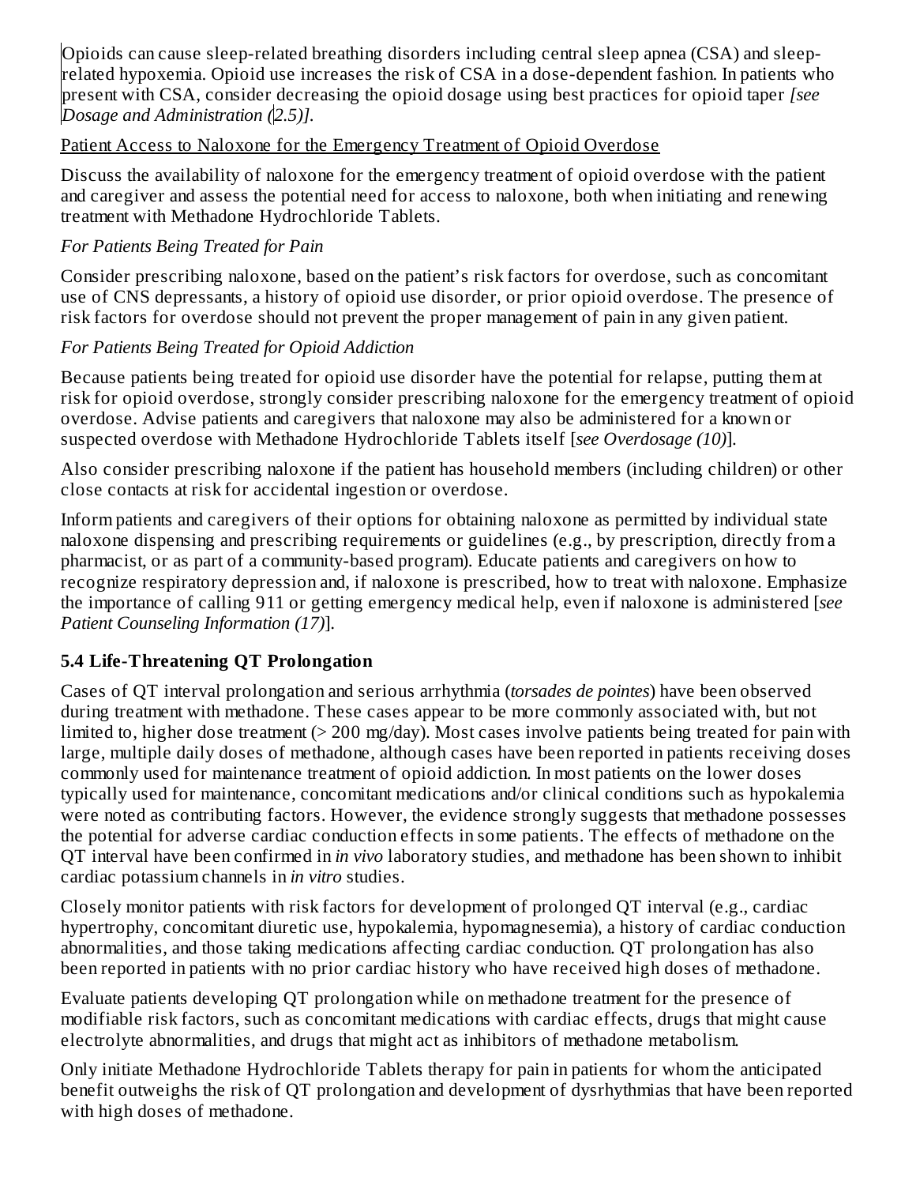Opioids can cause sleep-related breathing disorders including central sleep apnea (CSA) and sleep-related hypoxemia. Opioid use increases the risk of CSA in a dose-dependent fashion. In patients who present with CSA, consider decreasing the opioid dosage using best practices for opioid taper *[see Dosage and Administration (2.5)]*.

Patient Access to Naloxone for the Emergency Treatment of Opioid Overdose

Discuss the availability of naloxone for the emergency treatment of opioid overdose with the patient and caregiver and assess the potential need for access to naloxone, both when initiating and renewing treatment with Methadone Hydrochloride Tablets.

*For Patients Being Treated for Pain*

Consider prescribing naloxone, based on the patient's risk factors for overdose, such as concomitant use of CNS depressants, a history of opioid use disorder, or prior opioid overdose. The presence of risk factors for overdose should not prevent the proper management of pain in any given patient.

*For Patients Being Treated for Opioid Addiction*

Because patients being treated for opioid use disorder have the potential for relapse, putting them at risk for opioid overdose, strongly consider prescribing naloxone for the emergency treatment of opioid overdose. Advise patients and caregivers that naloxone may also be administered for a known or suspected overdose with Methadone Hydrochloride Tablets itself [*see Overdosage (10)*].

Also consider prescribing naloxone if the patient has household members (including children) or other close contacts at risk for accidental ingestion or overdose.

Inform patients and caregivers of their options for obtaining naloxone as permitted by individual state naloxone dispensing and prescribing requirements or guidelines (e.g., by prescription, directly from a pharmacist, or as part of a community-based program). Educate patients and caregivers on how to recognize respiratory depression and, if naloxone is prescribed, how to treat with naloxone. Emphasize the importance of calling 911 or getting emergency medical help, even if naloxone is administered [*see Patient Counseling Information (17)*].

### 5.4 Life-Threatening QT Prolongation

Cases of QT interval prolongation and serious arrhythmia (*torsades de pointes*) have been observed during treatment with methadone. These cases appear to be more commonly associated with, but not limited to, higher dose treatment (> 200 mg/day). Most cases involve patients being treated for pain with large, multiple daily doses of methadone, although cases have been reported in patients receiving doses commonly used for maintenance treatment of opioid addiction. In most patients on the lower doses typically used for maintenance, concomitant medications and/or clinical conditions such as hypokalemia were noted as contributing factors. However, the evidence strongly suggests that methadone possesses the potential for adverse cardiac conduction effects in some patients. The effects of methadone on the QT interval have been confirmed in *in vivo* laboratory studies, and methadone has been shown to inhibit cardiac potassium channels in *in vitro* studies.

Closely monitor patients with risk factors for development of prolonged QT interval (e.g., cardiac hypertrophy, concomitant diuretic use, hypokalemia, hypomagnesemia), a history of cardiac conduction abnormalities, and those taking medications affecting cardiac conduction. QT prolongation has also been reported in patients with no prior cardiac history who have received high doses of methadone.

Evaluate patients developing QT prolongation while on methadone treatment for the presence of modifiable risk factors, such as concomitant medications with cardiac effects, drugs that might cause electrolyte abnormalities, and drugs that might act as inhibitors of methadone metabolism.

Only initiate Methadone Hydrochloride Tablets therapy for pain in patients for whom the anticipated benefit outweighs the risk of QT prolongation and development of dysrhythmias that have been reported with high doses of methadone.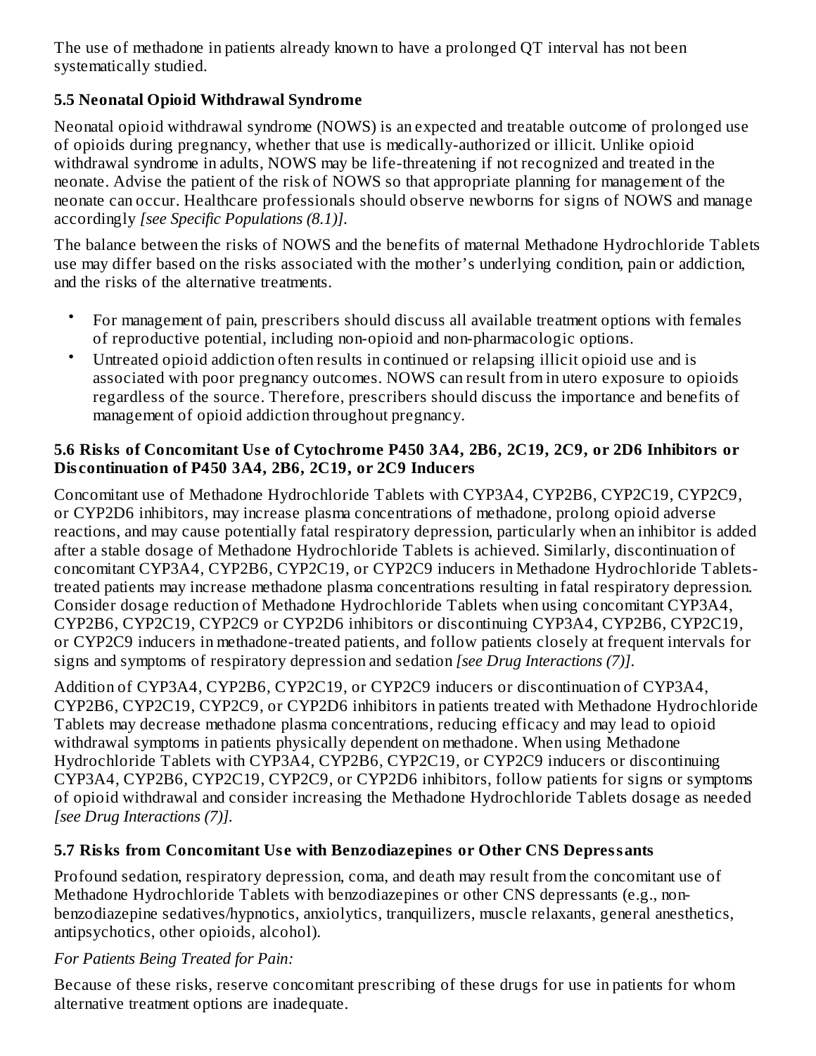The use of methadone in patients already known to have a prolonged QT interval has not been systematically studied.

### 5.5 Neonatal Opioid Withdrawal Syndrome

Neonatal opioid withdrawal syndrome (NOWS) is an expected and treatable outcome of prolonged use of opioids during pregnancy, whether that use is medically-authorized or illicit. Unlike opioid withdrawal syndrome in adults, NOWS may be life-threatening if not recognized and treated in the neonate. Advise the patient of the risk of NOWS so that appropriate planning for management of the neonate can occur. Healthcare professionals should observe newborns for signs of NOWS and manage accordingly *[see Specific Populations (8.1)]*.

The balance between the risks of NOWS and the benefits of maternal Methadone Hydrochloride Tablets use may differ based on the risks associated with the mother's underlying condition, pain or addiction, and the risks of the alternative treatments.

- For management of pain, prescribers should discuss all available treatment options with females of reproductive potential, including non-opioid and non-pharmacologic options.
- Untreated opioid addiction often results in continued or relapsing illicit opioid use and is associated with poor pregnancy outcomes. NOWS can result from in utero exposure to opioids regardless of the source. Therefore, prescribers should discuss the importance and benefits of management of opioid addiction throughout pregnancy.

### 5.6 Risks of Concomitant Use of Cytochrome P450 3A4, 2B6, 2C19, 2C9, or 2D6 Inhibitors or Discontinuation of P450 3A4, 2B6, 2C19, or 2C9 Inducers

Concomitant use of Methadone Hydrochloride Tablets with CYP3A4, CYP2B6, CYP2C19, CYP2C9, or CYP2D6 inhibitors, may increase plasma concentrations of methadone, prolong opioid adverse reactions, and may cause potentially fatal respiratory depression, particularly when an inhibitor is added after a stable dosage of Methadone Hydrochloride Tablets is achieved. Similarly, discontinuation of concomitant CYP3A4, CYP2B6, CYP2C19, or CYP2C9 inducers in Methadone Hydrochloride Tablets-treated patients may increase methadone plasma concentrations resulting in fatal respiratory depression. Consider dosage reduction of Methadone Hydrochloride Tablets when using concomitant CYP3A4, CYP2B6, CYP2C19, CYP2C9 or CYP2D6 inhibitors or discontinuing CYP3A4, CYP2B6, CYP2C19, or CYP2C9 inducers in methadone-treated patients, and follow patients closely at frequent intervals for signs and symptoms of respiratory depression and sedation *[see Drug Interactions (7)]*.

Addition of CYP3A4, CYP2B6, CYP2C19, or CYP2C9 inducers or discontinuation of CYP3A4, CYP2B6, CYP2C19, CYP2C9, or CYP2D6 inhibitors in patients treated with Methadone Hydrochloride Tablets may decrease methadone plasma concentrations, reducing efficacy and may lead to opioid withdrawal symptoms in patients physically dependent on methadone. When using Methadone Hydrochloride Tablets with CYP3A4, CYP2B6, CYP2C19, or CYP2C9 inducers or discontinuing CYP3A4, CYP2B6, CYP2C19, CYP2C9, or CYP2D6 inhibitors, follow patients for signs or symptoms of opioid withdrawal and consider increasing the Methadone Hydrochloride Tablets dosage as needed *[see Drug Interactions (7)]*.

### 5.7 Risks from Concomitant Use with Benzodiazepines or Other CNS Depressants

Profound sedation, respiratory depression, coma, and death may result from the concomitant use of Methadone Hydrochloride Tablets with benzodiazepines or other CNS depressants (e.g., non-benzodiazepine sedatives/hypnotics, anxiolytics, tranquilizers, muscle relaxants, general anesthetics, antipsychotics, other opioids, alcohol).

*For Patients Being Treated for Pain:*

Because of these risks, reserve concomitant prescribing of these drugs for use in patients for whom alternative treatment options are inadequate.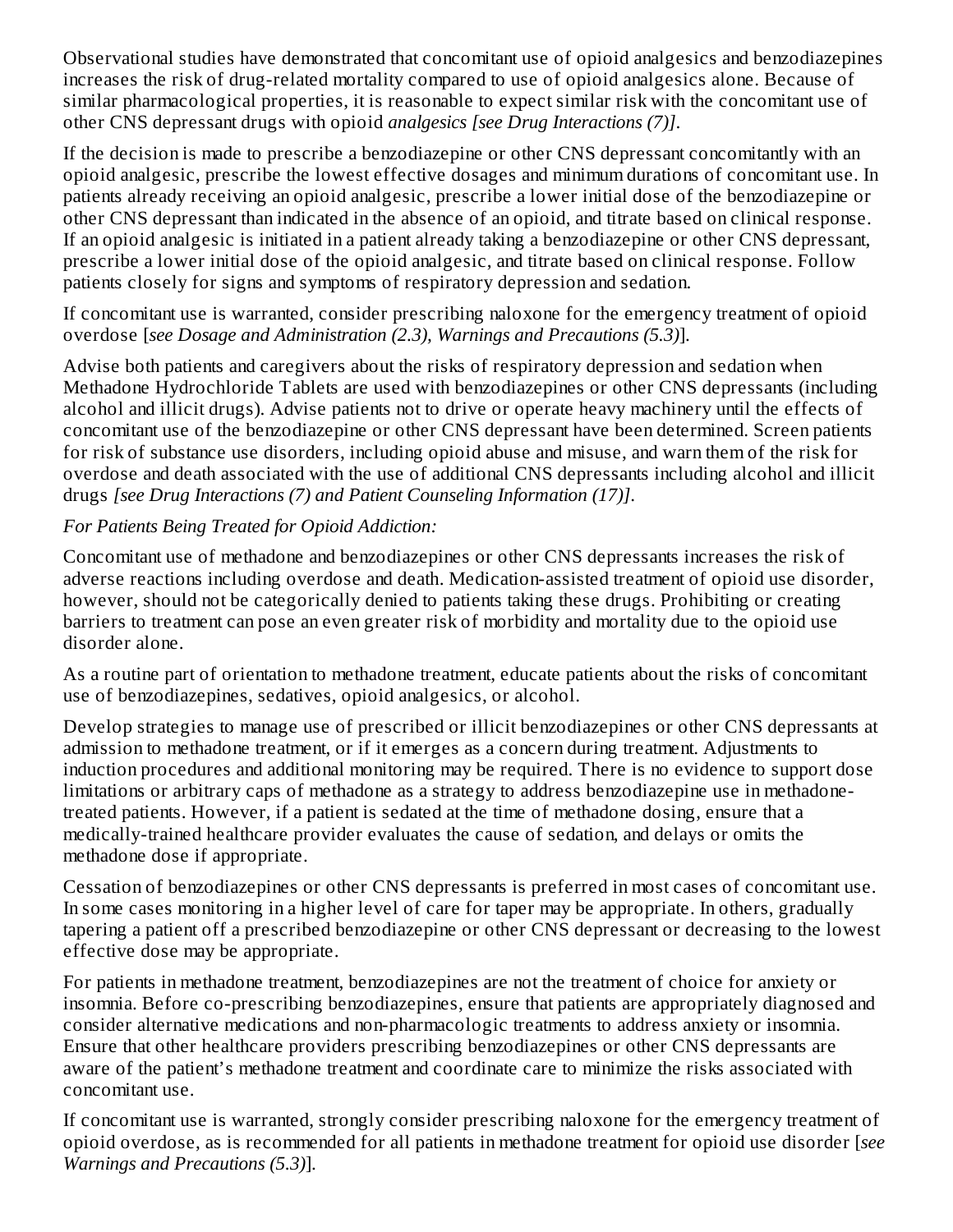Observational studies have demonstrated that concomitant use of opioid analgesics and benzodiazepines increases the risk of drug-related mortality compared to use of opioid analgesics alone. Because of similar pharmacological properties, it is reasonable to expect similar risk with the concomitant use of other CNS depressant drugs with opioid *analgesics [see Drug Interactions (7)]*.

If the decision is made to prescribe a benzodiazepine or other CNS depressant concomitantly with an opioid analgesic, prescribe the lowest effective dosages and minimum durations of concomitant use. In patients already receiving an opioid analgesic, prescribe a lower initial dose of the benzodiazepine or other CNS depressant than indicated in the absence of an opioid, and titrate based on clinical response. If an opioid analgesic is initiated in a patient already taking a benzodiazepine or other CNS depressant, prescribe a lower initial dose of the opioid analgesic, and titrate based on clinical response. Follow patients closely for signs and symptoms of respiratory depression and sedation.

If concomitant use is warranted, consider prescribing naloxone for the emergency treatment of opioid overdose [*see Dosage and Administration (2.3), Warnings and Precautions (5.3)*].

Advise both patients and caregivers about the risks of respiratory depression and sedation when Methadone Hydrochloride Tablets are used with benzodiazepines or other CNS depressants (including alcohol and illicit drugs). Advise patients not to drive or operate heavy machinery until the effects of concomitant use of the benzodiazepine or other CNS depressant have been determined. Screen patients for risk of substance use disorders, including opioid abuse and misuse, and warn them of the risk for overdose and death associated with the use of additional CNS depressants including alcohol and illicit drugs *[see Drug Interactions (7) and Patient Counseling Information (17)]*.

*For Patients Being Treated for Opioid Addiction:*

Concomitant use of methadone and benzodiazepines or other CNS depressants increases the risk of adverse reactions including overdose and death. Medication-assisted treatment of opioid use disorder, however, should not be categorically denied to patients taking these drugs. Prohibiting or creating barriers to treatment can pose an even greater risk of morbidity and mortality due to the opioid use disorder alone.

As a routine part of orientation to methadone treatment, educate patients about the risks of concomitant use of benzodiazepines, sedatives, opioid analgesics, or alcohol.

Develop strategies to manage use of prescribed or illicit benzodiazepines or other CNS depressants at admission to methadone treatment, or if it emerges as a concern during treatment. Adjustments to induction procedures and additional monitoring may be required. There is no evidence to support dose limitations or arbitrary caps of methadone as a strategy to address benzodiazepine use in methadone-treated patients. However, if a patient is sedated at the time of methadone dosing, ensure that a medically-trained healthcare provider evaluates the cause of sedation, and delays or omits the methadone dose if appropriate.

Cessation of benzodiazepines or other CNS depressants is preferred in most cases of concomitant use. In some cases monitoring in a higher level of care for taper may be appropriate. In others, gradually tapering a patient off a prescribed benzodiazepine or other CNS depressant or decreasing to the lowest effective dose may be appropriate.

For patients in methadone treatment, benzodiazepines are not the treatment of choice for anxiety or insomnia. Before co-prescribing benzodiazepines, ensure that patients are appropriately diagnosed and consider alternative medications and non-pharmacologic treatments to address anxiety or insomnia. Ensure that other healthcare providers prescribing benzodiazepines or other CNS depressants are aware of the patient's methadone treatment and coordinate care to minimize the risks associated with concomitant use.

If concomitant use is warranted, strongly consider prescribing naloxone for the emergency treatment of opioid overdose, as is recommended for all patients in methadone treatment for opioid use disorder [*see Warnings and Precautions (5.3)*].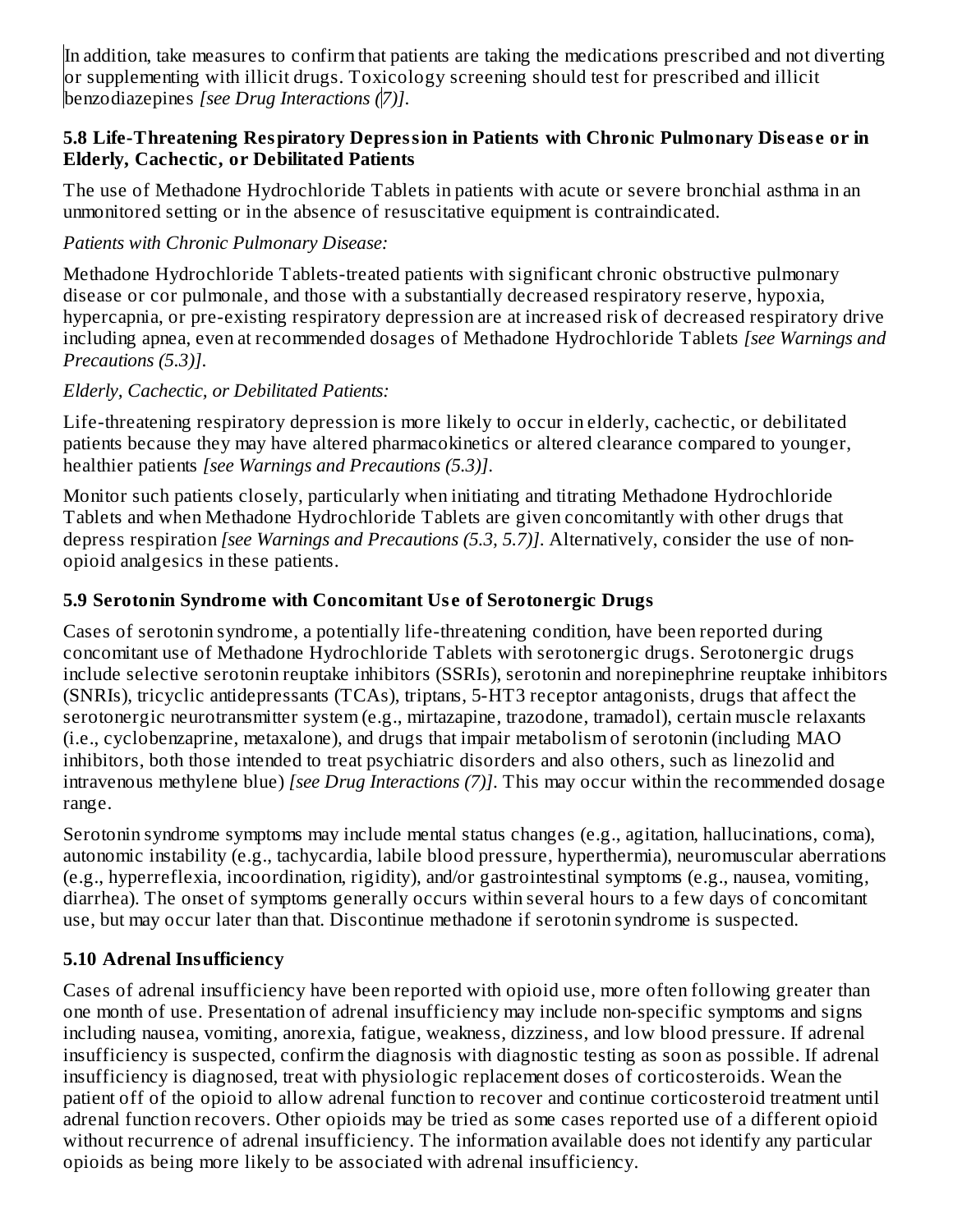In addition, take measures to confirm that patients are taking the medications prescribed and not diverting or supplementing with illicit drugs. Toxicology screening should test for prescribed and illicit benzodiazepines *[see Drug Interactions (7)]*.

### 5.8 Life-Threatening Respiratory Depression in Patients with Chronic Pulmonary Disease or in Elderly, Cachectic, or Debilitated Patients

The use of Methadone Hydrochloride Tablets in patients with acute or severe bronchial asthma in an unmonitored setting or in the absence of resuscitative equipment is contraindicated.

*Patients with Chronic Pulmonary Disease:*

Methadone Hydrochloride Tablets-treated patients with significant chronic obstructive pulmonary disease or cor pulmonale, and those with a substantially decreased respiratory reserve, hypoxia, hypercapnia, or pre-existing respiratory depression are at increased risk of decreased respiratory drive including apnea, even at recommended dosages of Methadone Hydrochloride Tablets *[see Warnings and Precautions (5.3)]*.

*Elderly, Cachectic, or Debilitated Patients:*

Life-threatening respiratory depression is more likely to occur in elderly, cachectic, or debilitated patients because they may have altered pharmacokinetics or altered clearance compared to younger, healthier patients *[see Warnings and Precautions (5.3)]*.

Monitor such patients closely, particularly when initiating and titrating Methadone Hydrochloride Tablets and when Methadone Hydrochloride Tablets are given concomitantly with other drugs that depress respiration *[see Warnings and Precautions (5.3, 5.7)]*. Alternatively, consider the use of non-opioid analgesics in these patients.

### 5.9 Serotonin Syndrome with Concomitant Use of Serotonergic Drugs

Cases of serotonin syndrome, a potentially life-threatening condition, have been reported during concomitant use of Methadone Hydrochloride Tablets with serotonergic drugs. Serotonergic drugs include selective serotonin reuptake inhibitors (SSRIs), serotonin and norepinephrine reuptake inhibitors (SNRIs), tricyclic antidepressants (TCAs), triptans, 5-HT3 receptor antagonists, drugs that affect the serotonergic neurotransmitter system (e.g., mirtazapine, trazodone, tramadol), certain muscle relaxants (i.e., cyclobenzaprine, metaxalone), and drugs that impair metabolism of serotonin (including MAO inhibitors, both those intended to treat psychiatric disorders and also others, such as linezolid and intravenous methylene blue) *[see Drug Interactions (7)]*. This may occur within the recommended dosage range.

Serotonin syndrome symptoms may include mental status changes (e.g., agitation, hallucinations, coma), autonomic instability (e.g., tachycardia, labile blood pressure, hyperthermia), neuromuscular aberrations (e.g., hyperreflexia, incoordination, rigidity), and/or gastrointestinal symptoms (e.g., nausea, vomiting, diarrhea). The onset of symptoms generally occurs within several hours to a few days of concomitant use, but may occur later than that. Discontinue methadone if serotonin syndrome is suspected.

### 5.10 Adrenal Insufficiency

Cases of adrenal insufficiency have been reported with opioid use, more often following greater than one month of use. Presentation of adrenal insufficiency may include non-specific symptoms and signs including nausea, vomiting, anorexia, fatigue, weakness, dizziness, and low blood pressure. If adrenal insufficiency is suspected, confirm the diagnosis with diagnostic testing as soon as possible. If adrenal insufficiency is diagnosed, treat with physiologic replacement doses of corticosteroids. Wean the patient off of the opioid to allow adrenal function to recover and continue corticosteroid treatment until adrenal function recovers. Other opioids may be tried as some cases reported use of a different opioid without recurrence of adrenal insufficiency. The information available does not identify any particular opioids as being more likely to be associated with adrenal insufficiency.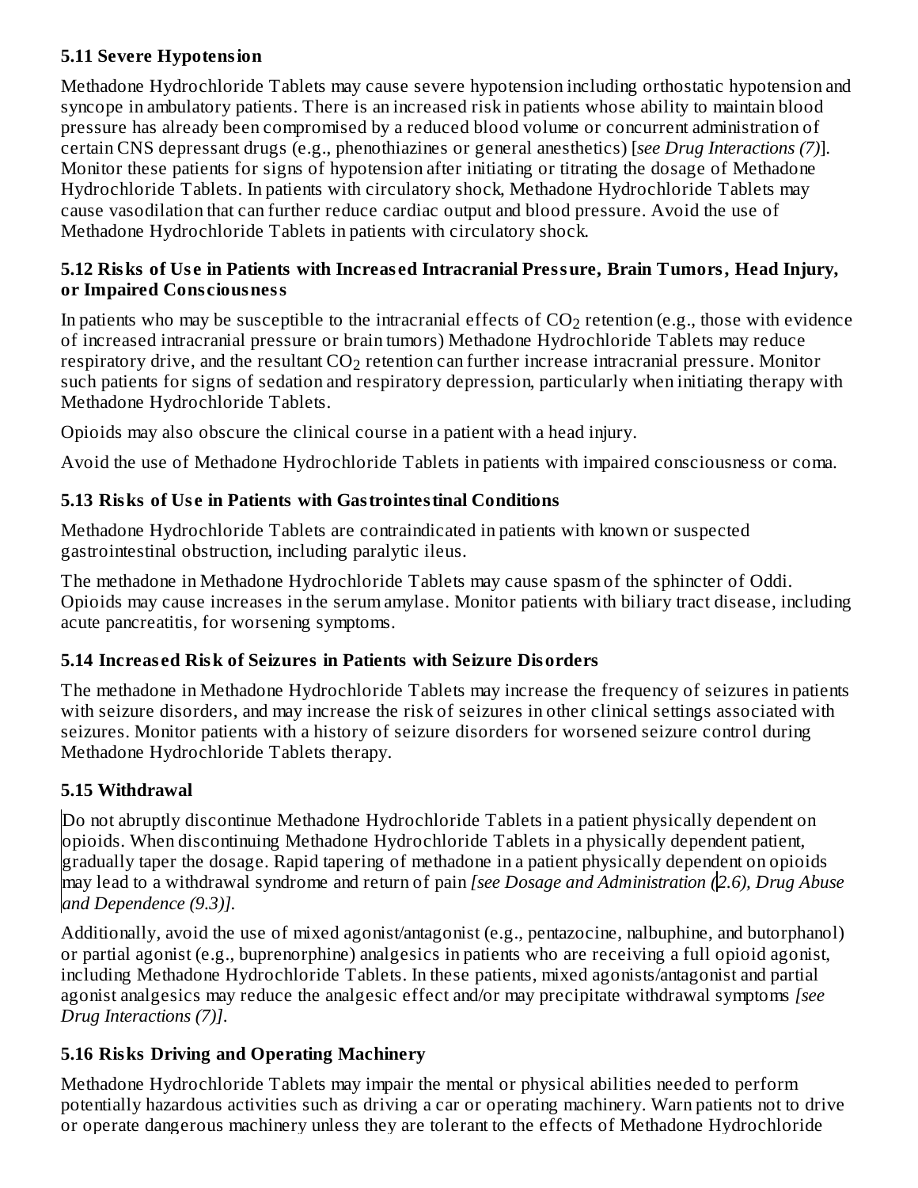### 5.11 Severe Hypotension

Methadone Hydrochloride Tablets may cause severe hypotension including orthostatic hypotension and syncope in ambulatory patients. There is an increased risk in patients whose ability to maintain blood pressure has already been compromised by a reduced blood volume or concurrent administration of certain CNS depressant drugs (e.g., phenothiazines or general anesthetics) [*see Drug Interactions (7)*]. Monitor these patients for signs of hypotension after initiating or titrating the dosage of Methadone Hydrochloride Tablets. In patients with circulatory shock, Methadone Hydrochloride Tablets may cause vasodilation that can further reduce cardiac output and blood pressure. Avoid the use of Methadone Hydrochloride Tablets in patients with circulatory shock.

### 5.12 Risks of Use in Patients with Increased Intracranial Pressure, Brain Tumors, Head Injury, or Impaired Consciousness

In patients who may be susceptible to the intracranial effects of $CO_2$ retention (e.g., those with evidence of increased intracranial pressure or brain tumors) Methadone Hydrochloride Tablets may reduce respiratory drive, and the resultant $CO_2$ retention can further increase intracranial pressure. Monitor such patients for signs of sedation and respiratory depression, particularly when initiating therapy with Methadone Hydrochloride Tablets.

Opioids may also obscure the clinical course in a patient with a head injury.

Avoid the use of Methadone Hydrochloride Tablets in patients with impaired consciousness or coma.

### 5.13 Risks of Use in Patients with Gastrointestinal Conditions

Methadone Hydrochloride Tablets are contraindicated in patients with known or suspected gastrointestinal obstruction, including paralytic ileus.

The methadone in Methadone Hydrochloride Tablets may cause spasm of the sphincter of Oddi. Opioids may cause increases in the serum amylase. Monitor patients with biliary tract disease, including acute pancreatitis, for worsening symptoms.

### 5.14 Increased Risk of Seizures in Patients with Seizure Disorders

The methadone in Methadone Hydrochloride Tablets may increase the frequency of seizures in patients with seizure disorders, and may increase the risk of seizures in other clinical settings associated with seizures. Monitor patients with a history of seizure disorders for worsened seizure control during Methadone Hydrochloride Tablets therapy.

### 5.15 Withdrawal

Do not abruptly discontinue Methadone Hydrochloride Tablets in a patient physically dependent on opioids. When discontinuing Methadone Hydrochloride Tablets in a physically dependent patient, gradually taper the dosage. Rapid tapering of methadone in a patient physically dependent on opioids may lead to a withdrawal syndrome and return of pain *[see Dosage and Administration (2.6), Drug Abuse and Dependence (9.3)].*

Additionally, avoid the use of mixed agonist/antagonist (e.g., pentazocine, nalbuphine, and butorphanol) or partial agonist (e.g., buprenorphine) analgesics in patients who are receiving a full opioid agonist, including Methadone Hydrochloride Tablets. In these patients, mixed agonists/antagonist and partial agonist analgesics may reduce the analgesic effect and/or may precipitate withdrawal symptoms *[see Drug Interactions (7)]*.

### 5.16 Risks Driving and Operating Machinery

Methadone Hydrochloride Tablets may impair the mental or physical abilities needed to perform potentially hazardous activities such as driving a car or operating machinery. Warn patients not to drive or operate dangerous machinery unless they are tolerant to the effects of Methadone Hydrochloride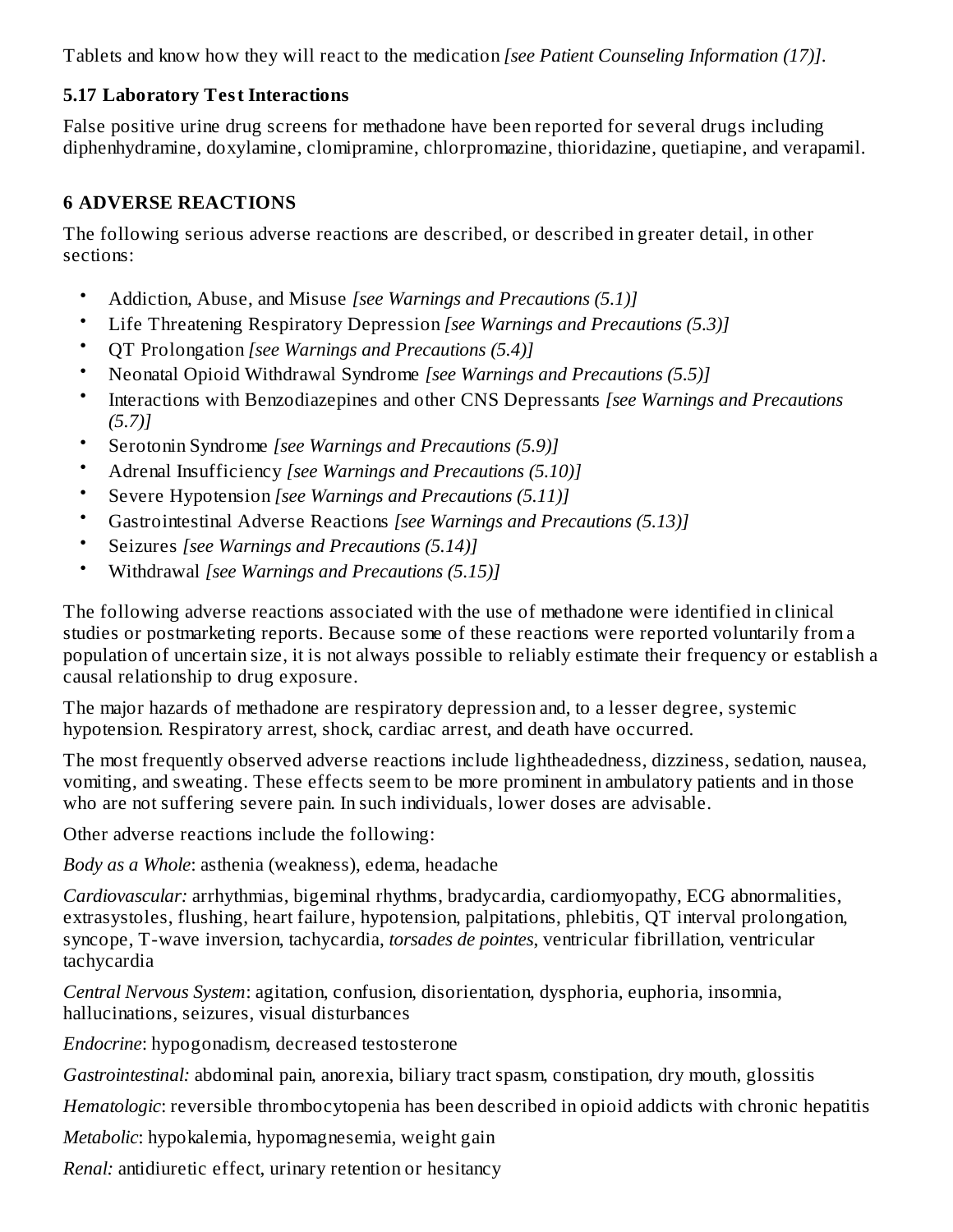Tablets and know how they will react to the medication *[see Patient Counseling Information (17)]*.

### 5.17 Laboratory Test Interactions

False positive urine drug screens for methadone have been reported for several drugs including diphenhydramine, doxylamine, clomipramine, chlorpromazine, thioridazine, quetiapine, and verapamil.

## 6 ADVERSE REACTIONS

The following serious adverse reactions are described, or described in greater detail, in other sections:

- Addiction, Abuse, and Misuse *[see Warnings and Precautions (5.1)]*
- Life Threatening Respiratory Depression *[see Warnings and Precautions (5.3)]*
- QT Prolongation *[see Warnings and Precautions (5.4)]*
- Neonatal Opioid Withdrawal Syndrome *[see Warnings and Precautions (5.5)]*
- Interactions with Benzodiazepines and other CNS Depressants *[see Warnings and Precautions (5.7)]*
- Serotonin Syndrome *[see Warnings and Precautions (5.9)]*
- Adrenal Insufficiency *[see Warnings and Precautions (5.10)]*
- Severe Hypotension *[see Warnings and Precautions (5.11)]*
- Gastrointestinal Adverse Reactions *[see Warnings and Precautions (5.13)]*
- Seizures *[see Warnings and Precautions (5.14)]*
- Withdrawal *[see Warnings and Precautions (5.15)]*

The following adverse reactions associated with the use of methadone were identified in clinical studies or postmarketing reports. Because some of these reactions were reported voluntarily from a population of uncertain size, it is not always possible to reliably estimate their frequency or establish a causal relationship to drug exposure.

The major hazards of methadone are respiratory depression and, to a lesser degree, systemic hypotension. Respiratory arrest, shock, cardiac arrest, and death have occurred.

The most frequently observed adverse reactions include lightheadedness, dizziness, sedation, nausea, vomiting, and sweating. These effects seem to be more prominent in ambulatory patients and in those who are not suffering severe pain. In such individuals, lower doses are advisable.

Other adverse reactions include the following:

*Body as a Whole*: asthenia (weakness), edema, headache

*Cardiovascular:* arrhythmias, bigeminal rhythms, bradycardia, cardiomyopathy, ECG abnormalities, extrasystoles, flushing, heart failure, hypotension, palpitations, phlebitis, QT interval prolongation, syncope, T-wave inversion, tachycardia, *torsades de pointes*, ventricular fibrillation, ventricular tachycardia

*Central Nervous System*: agitation, confusion, disorientation, dysphoria, euphoria, insomnia, hallucinations, seizures, visual disturbances

*Endocrine*: hypogonadism, decreased testosterone

*Gastrointestinal:* abdominal pain, anorexia, biliary tract spasm, constipation, dry mouth, glossitis

*Hematologic*: reversible thrombocytopenia has been described in opioid addicts with chronic hepatitis

*Metabolic*: hypokalemia, hypomagnesemia, weight gain

*Renal:* antidiuretic effect, urinary retention or hesitancy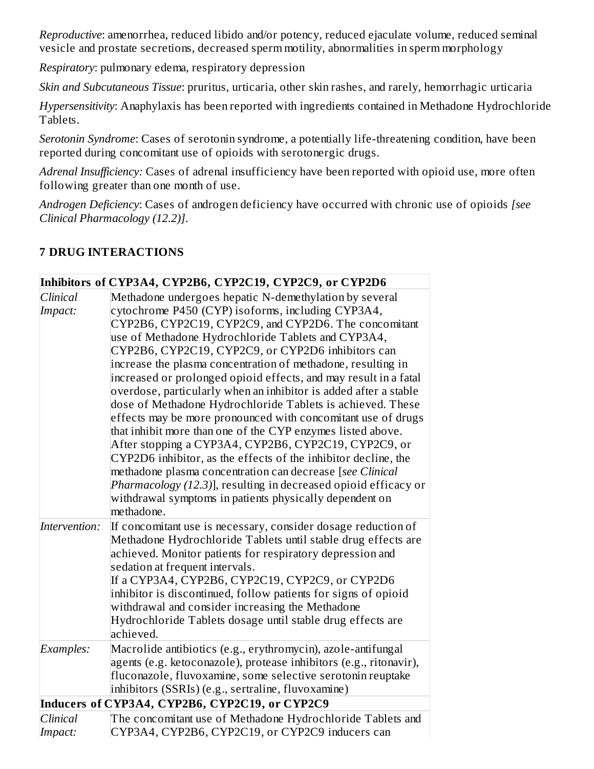*Reproductive*: amenorrhea, reduced libido and/or potency, reduced ejaculate volume, reduced seminal vesicle and prostate secretions, decreased sperm motility, abnormalities in sperm morphology

*Respiratory*: pulmonary edema, respiratory depression

*Skin and Subcutaneous Tissue*: pruritus, urticaria, other skin rashes, and rarely, hemorrhagic urticaria

*Hypersensitivity*: Anaphylaxis has been reported with ingredients contained in Methadone Hydrochloride Tablets.

*Serotonin Syndrome*: Cases of serotonin syndrome, a potentially life-threatening condition, have been reported during concomitant use of opioids with serotonergic drugs.

*Adrenal Insufficiency:* Cases of adrenal insufficiency have been reported with opioid use, more often following greater than one month of use.

*Androgen Deficiency*: Cases of androgen deficiency have occurred with chronic use of opioids *[see Clinical Pharmacology (12.2)]*.

## 7 DRUG INTERACTIONS

| **Inhibitors of CYP3A4, CYP2B6, CYP2C19, CYP2C9, or CYP2D6** | |
|---|---|
| *Clinical Impact:* | Methadone undergoes hepatic N-demethylation by several cytochrome P450 (CYP) isoforms, including CYP3A4, CYP2B6, CYP2C19, CYP2C9, and CYP2D6. The concomitant use of Methadone Hydrochloride Tablets and CYP3A4, CYP2B6, CYP2C19, CYP2C9, or CYP2D6 inhibitors can increase the plasma concentration of methadone, resulting in increased or prolonged opioid effects, and may result in a fatal overdose, particularly when an inhibitor is added after a stable dose of Methadone Hydrochloride Tablets is achieved. These effects may be more pronounced with concomitant use of drugs that inhibit more than one of the CYP enzymes listed above. After stopping a CYP3A4, CYP2B6, CYP2C19, CYP2C9, or CYP2D6 inhibitor, as the effects of the inhibitor decline, the methadone plasma concentration can decrease [*see Clinical Pharmacology (12.3)*], resulting in decreased opioid efficacy or withdrawal symptoms in patients physically dependent on methadone. |
| *Intervention:* | If concomitant use is necessary, consider dosage reduction of Methadone Hydrochloride Tablets until stable drug effects are achieved. Monitor patients for respiratory depression and sedation at frequent intervals.<br>If a CYP3A4, CYP2B6, CYP2C19, CYP2C9, or CYP2D6 inhibitor is discontinued, follow patients for signs of opioid withdrawal and consider increasing the Methadone Hydrochloride Tablets dosage until stable drug effects are achieved. |
| *Examples:* | Macrolide antibiotics (e.g., erythromycin), azole-antifungal agents (e.g. ketoconazole), protease inhibitors (e.g., ritonavir), fluconazole, fluvoxamine, some selective serotonin reuptake inhibitors (SSRIs) (e.g., sertraline, fluvoxamine) |
| **Inducers of CYP3A4, CYP2B6, CYP2C19, or CYP2C9** | |
| *Clinical Impact:* | The concomitant use of Methadone Hydrochloride Tablets and CYP3A4, CYP2B6, CYP2C19, or CYP2C9 inducers can |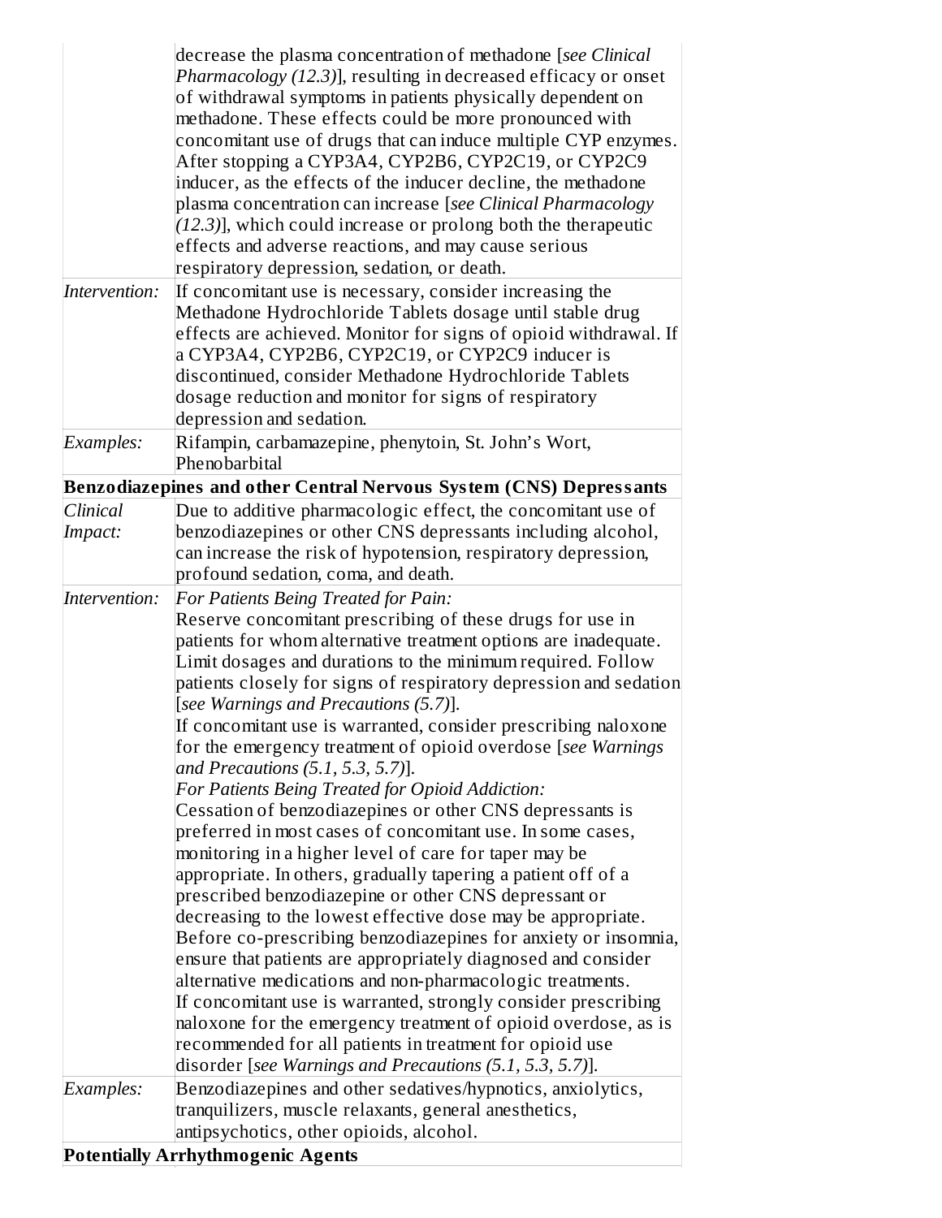| | |
|---|---|
| | decrease the plasma concentration of methadone [*see Clinical Pharmacology (12.3)*], resulting in decreased efficacy or onset of withdrawal symptoms in patients physically dependent on methadone. These effects could be more pronounced with concomitant use of drugs that can induce multiple CYP enzymes. After stopping a CYP3A4, CYP2B6, CYP2C19, or CYP2C9 inducer, as the effects of the inducer decline, the methadone plasma concentration can increase [*see Clinical Pharmacology (12.3)*], which could increase or prolong both the therapeutic effects and adverse reactions, and may cause serious respiratory depression, sedation, or death. |
| *Intervention:* | If concomitant use is necessary, consider increasing the Methadone Hydrochloride Tablets dosage until stable drug effects are achieved. Monitor for signs of opioid withdrawal. If a CYP3A4, CYP2B6, CYP2C19, or CYP2C9 inducer is discontinued, consider Methadone Hydrochloride Tablets dosage reduction and monitor for signs of respiratory depression and sedation. |
| *Examples:* | Rifampin, carbamazepine, phenytoin, St. John's Wort, Phenobarbital |
| **Benzodiazepines and other Central Nervous System (CNS) Depressants** | |
| *Clinical Impact:* | Due to additive pharmacologic effect, the concomitant use of benzodiazepines or other CNS depressants including alcohol, can increase the risk of hypotension, respiratory depression, profound sedation, coma, and death. |
| *Intervention:* | *For Patients Being Treated for Pain:* Reserve concomitant prescribing of these drugs for use in patients for whom alternative treatment options are inadequate. Limit dosages and durations to the minimum required. Follow patients closely for signs of respiratory depression and sedation [*see Warnings and Precautions (5.7)*]. If concomitant use is warranted, consider prescribing naloxone for the emergency treatment of opioid overdose [*see Warnings and Precautions (5.1, 5.3, 5.7)*]. *For Patients Being Treated for Opioid Addiction:* Cessation of benzodiazepines or other CNS depressants is preferred in most cases of concomitant use. In some cases, monitoring in a higher level of care for taper may be appropriate. In others, gradually tapering a patient off of a prescribed benzodiazepine or other CNS depressant or decreasing to the lowest effective dose may be appropriate. Before co-prescribing benzodiazepines for anxiety or insomnia, ensure that patients are appropriately diagnosed and consider alternative medications and non-pharmacologic treatments. If concomitant use is warranted, strongly consider prescribing naloxone for the emergency treatment of opioid overdose, as is recommended for all patients in treatment for opioid use disorder [*see Warnings and Precautions (5.1, 5.3, 5.7)*]. |
| *Examples:* | Benzodiazepines and other sedatives/hypnotics, anxiolytics, tranquilizers, muscle relaxants, general anesthetics, antipsychotics, other opioids, alcohol. |
| **Potentially Arrhythmogenic Agents** | |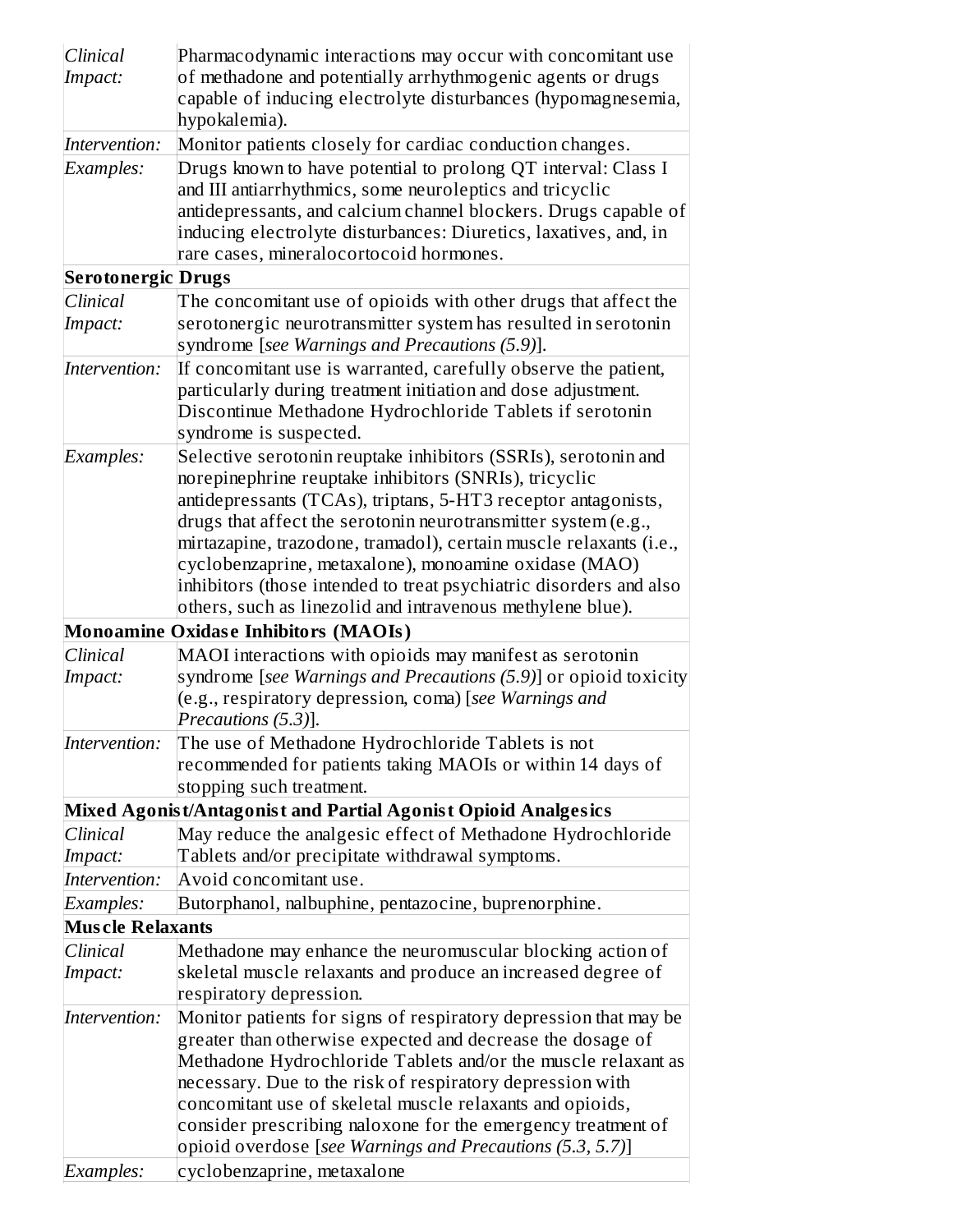| | |
|---|---|
| *Clinical Impact:* | Pharmacodynamic interactions may occur with concomitant use of methadone and potentially arrhythmogenic agents or drugs capable of inducing electrolyte disturbances (hypomagnesemia, hypokalemia). |
| *Intervention:* | Monitor patients closely for cardiac conduction changes. |
| *Examples:* | Drugs known to have potential to prolong QT interval: Class I and III antiarrhythmics, some neuroleptics and tricyclic antidepressants, and calcium channel blockers. Drugs capable of inducing electrolyte disturbances: Diuretics, laxatives, and, in rare cases, mineralocortocoid hormones. |
| **Serotonergic Drugs** | |
| *Clinical Impact:* | The concomitant use of opioids with other drugs that affect the serotonergic neurotransmitter system has resulted in serotonin syndrome [*see Warnings and Precautions (5.9)*]. |
| *Intervention:* | If concomitant use is warranted, carefully observe the patient, particularly during treatment initiation and dose adjustment. Discontinue Methadone Hydrochloride Tablets if serotonin syndrome is suspected. |
| *Examples:* | Selective serotonin reuptake inhibitors (SSRIs), serotonin and norepinephrine reuptake inhibitors (SNRIs), tricyclic antidepressants (TCAs), triptans, 5-HT3 receptor antagonists, drugs that affect the serotonin neurotransmitter system (e.g., mirtazapine, trazodone, tramadol), certain muscle relaxants (i.e., cyclobenzaprine, metaxalone), monoamine oxidase (MAO) inhibitors (those intended to treat psychiatric disorders and also others, such as linezolid and intravenous methylene blue). |
| **Monoamine Oxidase Inhibitors (MAOIs)** | |
| *Clinical Impact:* | MAOI interactions with opioids may manifest as serotonin syndrome [*see Warnings and Precautions (5.9)*] or opioid toxicity (e.g., respiratory depression, coma) [*see Warnings and Precautions (5.3)*]. |
| *Intervention:* | The use of Methadone Hydrochloride Tablets is not recommended for patients taking MAOIs or within 14 days of stopping such treatment. |
| **Mixed Agonist/Antagonist and Partial Agonist Opioid Analgesics** | |
| *Clinical Impact:* | May reduce the analgesic effect of Methadone Hydrochloride Tablets and/or precipitate withdrawal symptoms. |
| *Intervention:* | Avoid concomitant use. |
| *Examples:* | Butorphanol, nalbuphine, pentazocine, buprenorphine. |
| **Muscle Relaxants** | |
| *Clinical Impact:* | Methadone may enhance the neuromuscular blocking action of skeletal muscle relaxants and produce an increased degree of respiratory depression. |
| *Intervention:* | Monitor patients for signs of respiratory depression that may be greater than otherwise expected and decrease the dosage of Methadone Hydrochloride Tablets and/or the muscle relaxant as necessary. Due to the risk of respiratory depression with concomitant use of skeletal muscle relaxants and opioids, consider prescribing naloxone for the emergency treatment of opioid overdose [*see Warnings and Precautions (5.3, 5.7)*] |
| *Examples:* | cyclobenzaprine, metaxalone |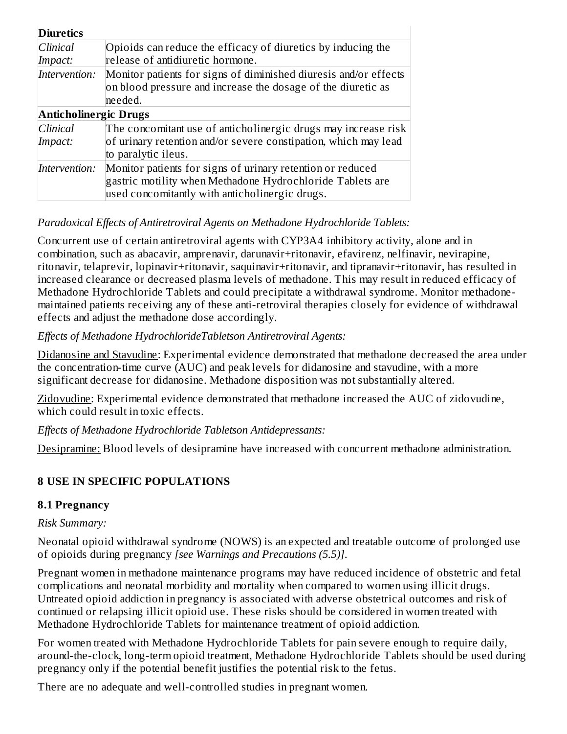| **Diuretics** | |
|---|---|
| *Clinical Impact:* | Opioids can reduce the efficacy of diuretics by inducing the release of antidiuretic hormone. |
| *Intervention:* | Monitor patients for signs of diminished diuresis and/or effects on blood pressure and increase the dosage of the diuretic as needed. |
| **Anticholinergic Drugs** | |
| *Clinical Impact:* | The concomitant use of anticholinergic drugs may increase risk of urinary retention and/or severe constipation, which may lead to paralytic ileus. |
| *Intervention:* | Monitor patients for signs of urinary retention or reduced gastric motility when Methadone Hydrochloride Tablets are used concomitantly with anticholinergic drugs. |

*Paradoxical Effects of Antiretroviral Agents on Methadone Hydrochloride Tablets:*

Concurrent use of certain antiretroviral agents with CYP3A4 inhibitory activity, alone and in combination, such as abacavir, amprenavir, darunavir+ritonavir, efavirenz, nelfinavir, nevirapine, ritonavir, telaprevir, lopinavir+ritonavir, saquinavir+ritonavir, and tipranavir+ritonavir, has resulted in increased clearance or decreased plasma levels of methadone. This may result in reduced efficacy of Methadone Hydrochloride Tablets and could precipitate a withdrawal syndrome. Monitor methadone-maintained patients receiving any of these anti-retroviral therapies closely for evidence of withdrawal effects and adjust the methadone dose accordingly.

*Effects of Methadone HydrochlorideTabletson Antiretroviral Agents:*

Didanosine and Stavudine: Experimental evidence demonstrated that methadone decreased the area under the concentration-time curve (AUC) and peak levels for didanosine and stavudine, with a more significant decrease for didanosine. Methadone disposition was not substantially altered.

Zidovudine: Experimental evidence demonstrated that methadone increased the AUC of zidovudine, which could result in toxic effects.

*Effects of Methadone Hydrochloride Tabletson Antidepressants:*

Desipramine: Blood levels of desipramine have increased with concurrent methadone administration.

## 8 USE IN SPECIFIC POPULATIONS

### 8.1 Pregnancy

*Risk Summary:*

Neonatal opioid withdrawal syndrome (NOWS) is an expected and treatable outcome of prolonged use of opioids during pregnancy *[see Warnings and Precautions (5.5)]*.

Pregnant women in methadone maintenance programs may have reduced incidence of obstetric and fetal complications and neonatal morbidity and mortality when compared to women using illicit drugs. Untreated opioid addiction in pregnancy is associated with adverse obstetrical outcomes and risk of continued or relapsing illicit opioid use. These risks should be considered in women treated with Methadone Hydrochloride Tablets for maintenance treatment of opioid addiction.

For women treated with Methadone Hydrochloride Tablets for pain severe enough to require daily, around-the-clock, long-term opioid treatment, Methadone Hydrochloride Tablets should be used during pregnancy only if the potential benefit justifies the potential risk to the fetus.

There are no adequate and well-controlled studies in pregnant women.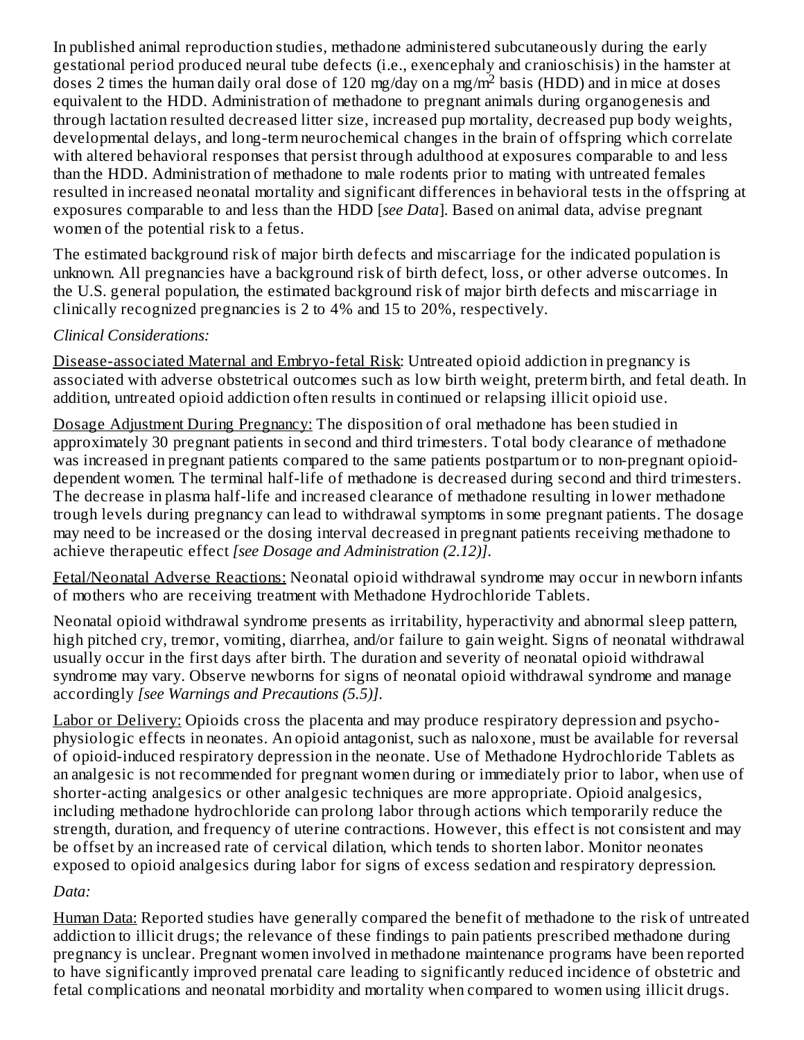In published animal reproduction studies, methadone administered subcutaneously during the early gestational period produced neural tube defects (i.e., exencephaly and cranioschisis) in the hamster at doses 2 times the human daily oral dose of 120 mg/day on a mg/$m^2$ basis (HDD) and in mice at doses equivalent to the HDD. Administration of methadone to pregnant animals during organogenesis and through lactation resulted decreased litter size, increased pup mortality, decreased pup body weights, developmental delays, and long-term neurochemical changes in the brain of offspring which correlate with altered behavioral responses that persist through adulthood at exposures comparable to and less than the HDD. Administration of methadone to male rodents prior to mating with untreated females resulted in increased neonatal mortality and significant differences in behavioral tests in the offspring at exposures comparable to and less than the HDD [*see Data*]. Based on animal data, advise pregnant women of the potential risk to a fetus.

The estimated background risk of major birth defects and miscarriage for the indicated population is unknown. All pregnancies have a background risk of birth defect, loss, or other adverse outcomes. In the U.S. general population, the estimated background risk of major birth defects and miscarriage in clinically recognized pregnancies is 2 to 4% and 15 to 20%, respectively.

*Clinical Considerations:*

Disease-associated Maternal and Embryo-fetal Risk: Untreated opioid addiction in pregnancy is associated with adverse obstetrical outcomes such as low birth weight, preterm birth, and fetal death. In addition, untreated opioid addiction often results in continued or relapsing illicit opioid use.

Dosage Adjustment During Pregnancy: The disposition of oral methadone has been studied in approximately 30 pregnant patients in second and third trimesters. Total body clearance of methadone was increased in pregnant patients compared to the same patients postpartum or to non-pregnant opioid-dependent women. The terminal half-life of methadone is decreased during second and third trimesters. The decrease in plasma half-life and increased clearance of methadone resulting in lower methadone trough levels during pregnancy can lead to withdrawal symptoms in some pregnant patients. The dosage may need to be increased or the dosing interval decreased in pregnant patients receiving methadone to achieve therapeutic effect *[see Dosage and Administration (2.12)]*.

Fetal/Neonatal Adverse Reactions: Neonatal opioid withdrawal syndrome may occur in newborn infants of mothers who are receiving treatment with Methadone Hydrochloride Tablets.

Neonatal opioid withdrawal syndrome presents as irritability, hyperactivity and abnormal sleep pattern, high pitched cry, tremor, vomiting, diarrhea, and/or failure to gain weight. Signs of neonatal withdrawal usually occur in the first days after birth. The duration and severity of neonatal opioid withdrawal syndrome may vary. Observe newborns for signs of neonatal opioid withdrawal syndrome and manage accordingly *[see Warnings and Precautions (5.5)]*.

Labor or Delivery: Opioids cross the placenta and may produce respiratory depression and psycho-physiologic effects in neonates. An opioid antagonist, such as naloxone, must be available for reversal of opioid-induced respiratory depression in the neonate. Use of Methadone Hydrochloride Tablets as an analgesic is not recommended for pregnant women during or immediately prior to labor, when use of shorter-acting analgesics or other analgesic techniques are more appropriate. Opioid analgesics, including methadone hydrochloride can prolong labor through actions which temporarily reduce the strength, duration, and frequency of uterine contractions. However, this effect is not consistent and may be offset by an increased rate of cervical dilation, which tends to shorten labor. Monitor neonates exposed to opioid analgesics during labor for signs of excess sedation and respiratory depression.

*Data:*

Human Data: Reported studies have generally compared the benefit of methadone to the risk of untreated addiction to illicit drugs; the relevance of these findings to pain patients prescribed methadone during pregnancy is unclear. Pregnant women involved in methadone maintenance programs have been reported to have significantly improved prenatal care leading to significantly reduced incidence of obstetric and fetal complications and neonatal morbidity and mortality when compared to women using illicit drugs.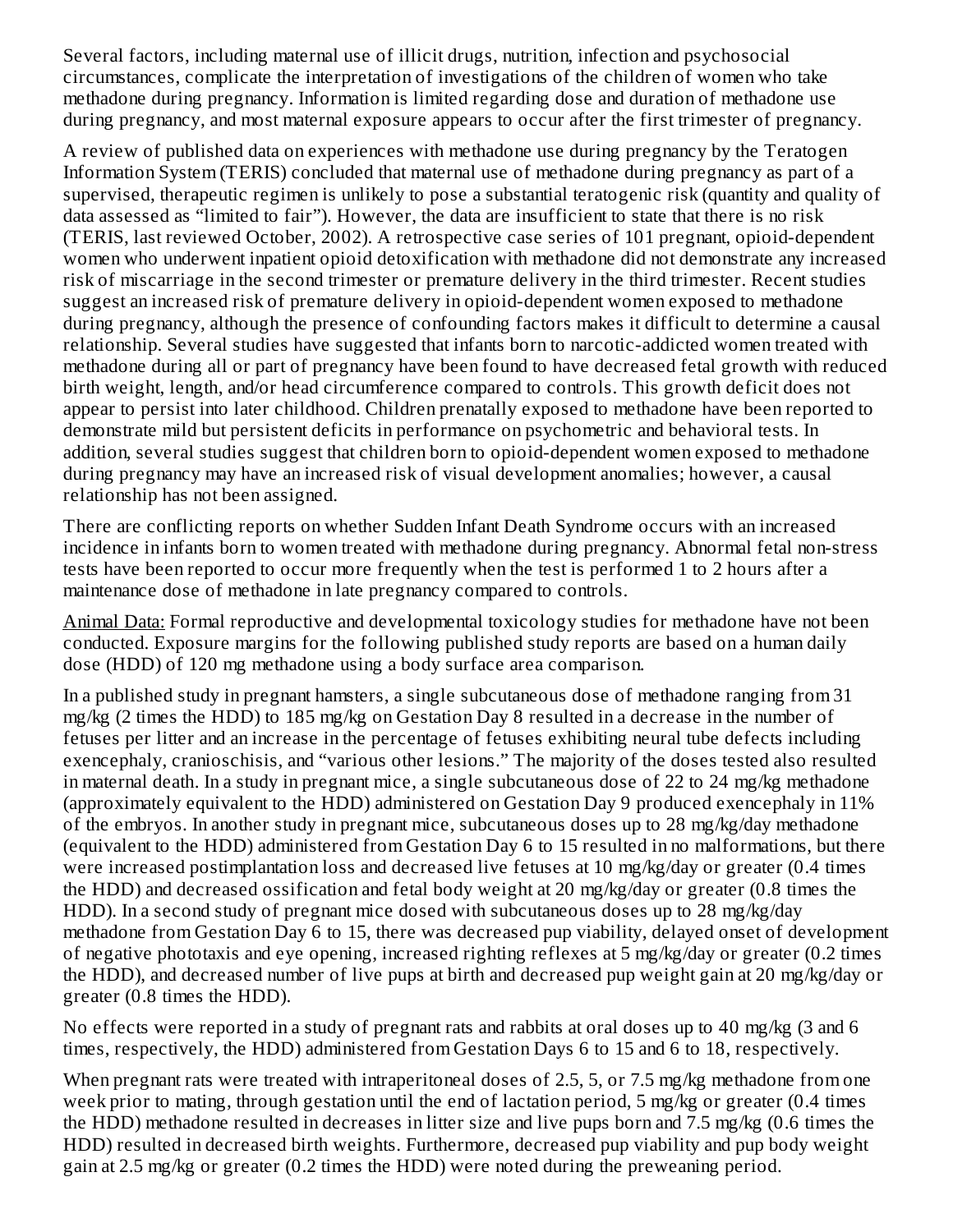Several factors, including maternal use of illicit drugs, nutrition, infection and psychosocial circumstances, complicate the interpretation of investigations of the children of women who take methadone during pregnancy. Information is limited regarding dose and duration of methadone use during pregnancy, and most maternal exposure appears to occur after the first trimester of pregnancy.

A review of published data on experiences with methadone use during pregnancy by the Teratogen Information System (TERIS) concluded that maternal use of methadone during pregnancy as part of a supervised, therapeutic regimen is unlikely to pose a substantial teratogenic risk (quantity and quality of data assessed as "limited to fair"). However, the data are insufficient to state that there is no risk (TERIS, last reviewed October, 2002). A retrospective case series of 101 pregnant, opioid-dependent women who underwent inpatient opioid detoxification with methadone did not demonstrate any increased risk of miscarriage in the second trimester or premature delivery in the third trimester. Recent studies suggest an increased risk of premature delivery in opioid-dependent women exposed to methadone during pregnancy, although the presence of confounding factors makes it difficult to determine a causal relationship. Several studies have suggested that infants born to narcotic-addicted women treated with methadone during all or part of pregnancy have been found to have decreased fetal growth with reduced birth weight, length, and/or head circumference compared to controls. This growth deficit does not appear to persist into later childhood. Children prenatally exposed to methadone have been reported to demonstrate mild but persistent deficits in performance on psychometric and behavioral tests. In addition, several studies suggest that children born to opioid-dependent women exposed to methadone during pregnancy may have an increased risk of visual development anomalies; however, a causal relationship has not been assigned.

There are conflicting reports on whether Sudden Infant Death Syndrome occurs with an increased incidence in infants born to women treated with methadone during pregnancy. Abnormal fetal non-stress tests have been reported to occur more frequently when the test is performed 1 to 2 hours after a maintenance dose of methadone in late pregnancy compared to controls.

Animal Data: Formal reproductive and developmental toxicology studies for methadone have not been conducted. Exposure margins for the following published study reports are based on a human daily dose (HDD) of 120 mg methadone using a body surface area comparison.

In a published study in pregnant hamsters, a single subcutaneous dose of methadone ranging from 31 mg/kg (2 times the HDD) to 185 mg/kg on Gestation Day 8 resulted in a decrease in the number of fetuses per litter and an increase in the percentage of fetuses exhibiting neural tube defects including exencephaly, cranioschisis, and "various other lesions." The majority of the doses tested also resulted in maternal death. In a study in pregnant mice, a single subcutaneous dose of 22 to 24 mg/kg methadone (approximately equivalent to the HDD) administered on Gestation Day 9 produced exencephaly in 11% of the embryos. In another study in pregnant mice, subcutaneous doses up to 28 mg/kg/day methadone (equivalent to the HDD) administered from Gestation Day 6 to 15 resulted in no malformations, but there were increased postimplantation loss and decreased live fetuses at 10 mg/kg/day or greater (0.4 times the HDD) and decreased ossification and fetal body weight at 20 mg/kg/day or greater (0.8 times the HDD). In a second study of pregnant mice dosed with subcutaneous doses up to 28 mg/kg/day methadone from Gestation Day 6 to 15, there was decreased pup viability, delayed onset of development of negative phototaxis and eye opening, increased righting reflexes at 5 mg/kg/day or greater (0.2 times the HDD), and decreased number of live pups at birth and decreased pup weight gain at 20 mg/kg/day or greater (0.8 times the HDD).

No effects were reported in a study of pregnant rats and rabbits at oral doses up to 40 mg/kg (3 and 6 times, respectively, the HDD) administered from Gestation Days 6 to 15 and 6 to 18, respectively.

When pregnant rats were treated with intraperitoneal doses of 2.5, 5, or 7.5 mg/kg methadone from one week prior to mating, through gestation until the end of lactation period, 5 mg/kg or greater (0.4 times the HDD) methadone resulted in decreases in litter size and live pups born and 7.5 mg/kg (0.6 times the HDD) resulted in decreased birth weights. Furthermore, decreased pup viability and pup body weight gain at 2.5 mg/kg or greater (0.2 times the HDD) were noted during the preweaning period.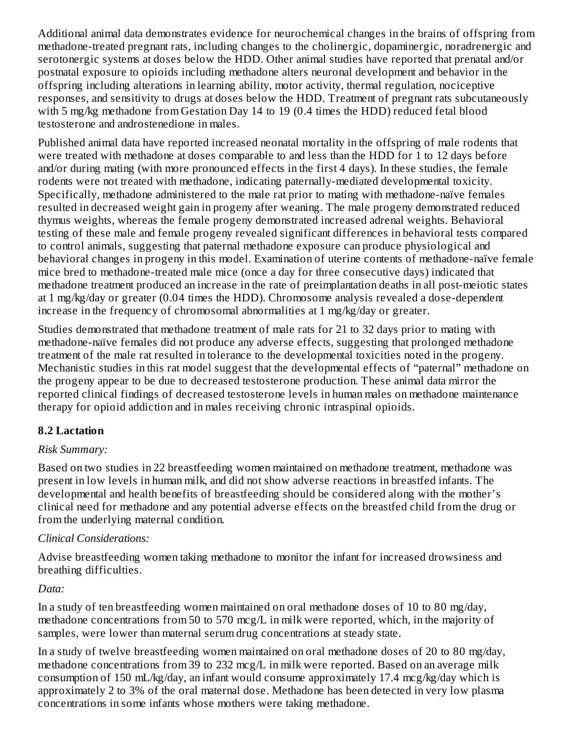Additional animal data demonstrates evidence for neurochemical changes in the brains of offspring from methadone-treated pregnant rats, including changes to the cholinergic, dopaminergic, noradrenergic and serotonergic systems at doses below the HDD. Other animal studies have reported that prenatal and/or postnatal exposure to opioids including methadone alters neuronal development and behavior in the offspring including alterations in learning ability, motor activity, thermal regulation, nociceptive responses, and sensitivity to drugs at doses below the HDD. Treatment of pregnant rats subcutaneously with 5 mg/kg methadone from Gestation Day 14 to 19 (0.4 times the HDD) reduced fetal blood testosterone and androstenedione in males.

Published animal data have reported increased neonatal mortality in the offspring of male rodents that were treated with methadone at doses comparable to and less than the HDD for 1 to 12 days before and/or during mating (with more pronounced effects in the first 4 days). In these studies, the female rodents were not treated with methadone, indicating paternally-mediated developmental toxicity. Specifically, methadone administered to the male rat prior to mating with methadone-naïve females resulted in decreased weight gain in progeny after weaning. The male progeny demonstrated reduced thymus weights, whereas the female progeny demonstrated increased adrenal weights. Behavioral testing of these male and female progeny revealed significant differences in behavioral tests compared to control animals, suggesting that paternal methadone exposure can produce physiological and behavioral changes in progeny in this model. Examination of uterine contents of methadone-naïve female mice bred to methadone-treated male mice (once a day for three consecutive days) indicated that methadone treatment produced an increase in the rate of preimplantation deaths in all post-meiotic states at 1 mg/kg/day or greater (0.04 times the HDD). Chromosome analysis revealed a dose-dependent increase in the frequency of chromosomal abnormalities at 1 mg/kg/day or greater.

Studies demonstrated that methadone treatment of male rats for 21 to 32 days prior to mating with methadone-naïve females did not produce any adverse effects, suggesting that prolonged methadone treatment of the male rat resulted in tolerance to the developmental toxicities noted in the progeny. Mechanistic studies in this rat model suggest that the developmental effects of "paternal" methadone on the progeny appear to be due to decreased testosterone production. These animal data mirror the reported clinical findings of decreased testosterone levels in human males on methadone maintenance therapy for opioid addiction and in males receiving chronic intraspinal opioids.

## 8.2 Lactation

*Risk Summary:*

Based on two studies in 22 breastfeeding women maintained on methadone treatment, methadone was present in low levels in human milk, and did not show adverse reactions in breastfed infants. The developmental and health benefits of breastfeeding should be considered along with the mother's clinical need for methadone and any potential adverse effects on the breastfed child from the drug or from the underlying maternal condition.

*Clinical Considerations:*

Advise breastfeeding women taking methadone to monitor the infant for increased drowsiness and breathing difficulties.

*Data:*

In a study of ten breastfeeding women maintained on oral methadone doses of 10 to 80 mg/day, methadone concentrations from 50 to 570 mcg/L in milk were reported, which, in the majority of samples, were lower than maternal serum drug concentrations at steady state.

In a study of twelve breastfeeding women maintained on oral methadone doses of 20 to 80 mg/day, methadone concentrations from 39 to 232 mcg/L in milk were reported. Based on an average milk consumption of 150 mL/kg/day, an infant would consume approximately 17.4 mcg/kg/day which is approximately 2 to 3% of the oral maternal dose. Methadone has been detected in very low plasma concentrations in some infants whose mothers were taking methadone.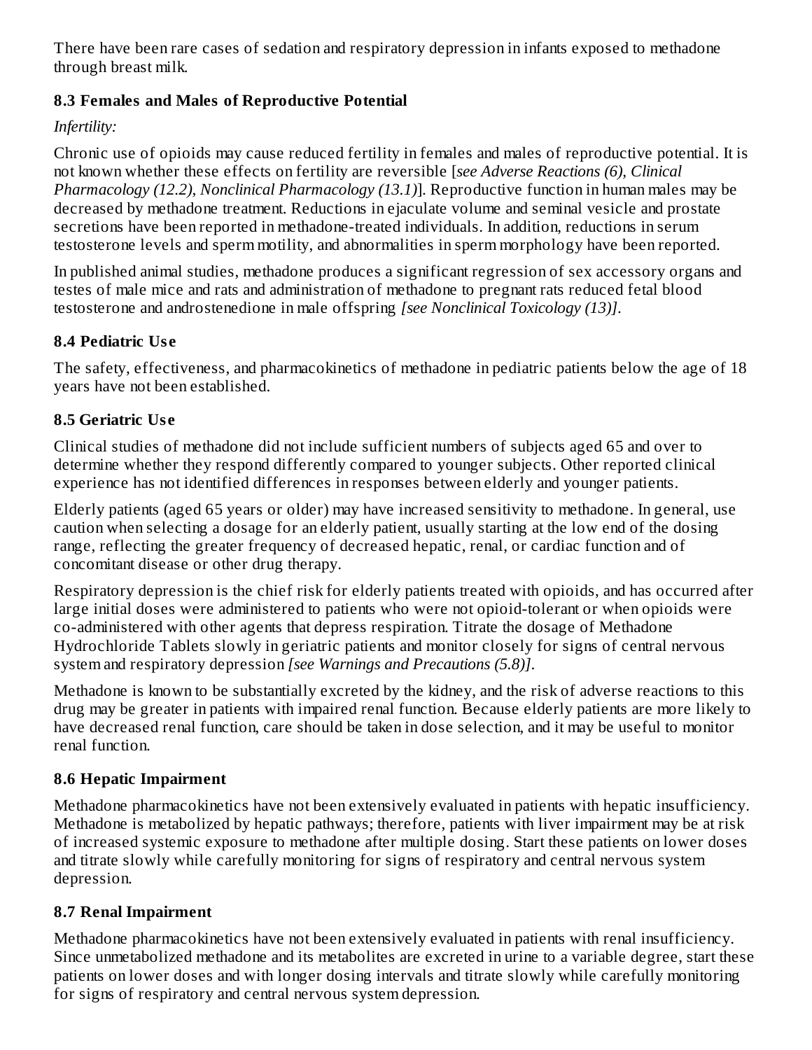There have been rare cases of sedation and respiratory depression in infants exposed to methadone through breast milk.

### 8.3 Females and Males of Reproductive Potential

*Infertility:*

Chronic use of opioids may cause reduced fertility in females and males of reproductive potential. It is not known whether these effects on fertility are reversible [*see Adverse Reactions (6), Clinical Pharmacology (12.2), Nonclinical Pharmacology (13.1)*]. Reproductive function in human males may be decreased by methadone treatment. Reductions in ejaculate volume and seminal vesicle and prostate secretions have been reported in methadone-treated individuals. In addition, reductions in serum testosterone levels and sperm motility, and abnormalities in sperm morphology have been reported.

In published animal studies, methadone produces a significant regression of sex accessory organs and testes of male mice and rats and administration of methadone to pregnant rats reduced fetal blood testosterone and androstenedione in male offspring *[see Nonclinical Toxicology (13)]*.

### 8.4 Pediatric Use

The safety, effectiveness, and pharmacokinetics of methadone in pediatric patients below the age of 18 years have not been established.

### 8.5 Geriatric Use

Clinical studies of methadone did not include sufficient numbers of subjects aged 65 and over to determine whether they respond differently compared to younger subjects. Other reported clinical experience has not identified differences in responses between elderly and younger patients.

Elderly patients (aged 65 years or older) may have increased sensitivity to methadone. In general, use caution when selecting a dosage for an elderly patient, usually starting at the low end of the dosing range, reflecting the greater frequency of decreased hepatic, renal, or cardiac function and of concomitant disease or other drug therapy.

Respiratory depression is the chief risk for elderly patients treated with opioids, and has occurred after large initial doses were administered to patients who were not opioid-tolerant or when opioids were co-administered with other agents that depress respiration. Titrate the dosage of Methadone Hydrochloride Tablets slowly in geriatric patients and monitor closely for signs of central nervous system and respiratory depression *[see Warnings and Precautions (5.8)]*.

Methadone is known to be substantially excreted by the kidney, and the risk of adverse reactions to this drug may be greater in patients with impaired renal function. Because elderly patients are more likely to have decreased renal function, care should be taken in dose selection, and it may be useful to monitor renal function.

### 8.6 Hepatic Impairment

Methadone pharmacokinetics have not been extensively evaluated in patients with hepatic insufficiency. Methadone is metabolized by hepatic pathways; therefore, patients with liver impairment may be at risk of increased systemic exposure to methadone after multiple dosing. Start these patients on lower doses and titrate slowly while carefully monitoring for signs of respiratory and central nervous system depression.

### 8.7 Renal Impairment

Methadone pharmacokinetics have not been extensively evaluated in patients with renal insufficiency. Since unmetabolized methadone and its metabolites are excreted in urine to a variable degree, start these patients on lower doses and with longer dosing intervals and titrate slowly while carefully monitoring for signs of respiratory and central nervous system depression.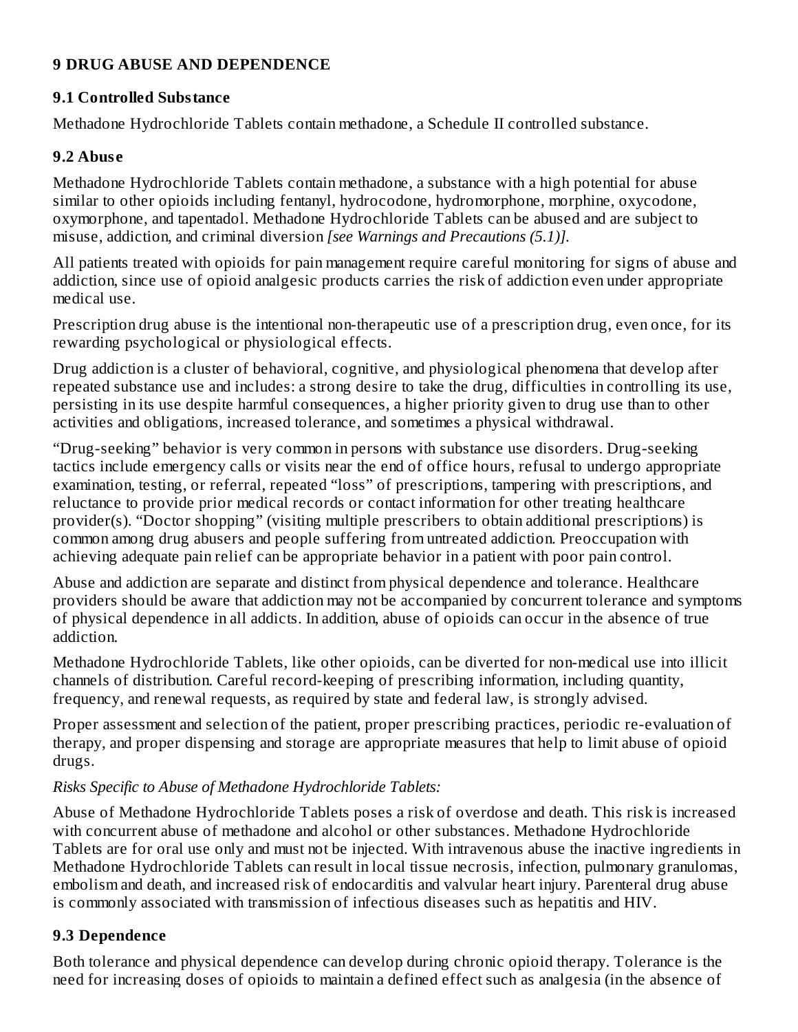## 9 DRUG ABUSE AND DEPENDENCE

### 9.1 Controlled Substance

Methadone Hydrochloride Tablets contain methadone, a Schedule II controlled substance.

### 9.2 Abuse

Methadone Hydrochloride Tablets contain methadone, a substance with a high potential for abuse similar to other opioids including fentanyl, hydrocodone, hydromorphone, morphine, oxycodone, oxymorphone, and tapentadol. Methadone Hydrochloride Tablets can be abused and are subject to misuse, addiction, and criminal diversion *[see Warnings and Precautions (5.1)]*.

All patients treated with opioids for pain management require careful monitoring for signs of abuse and addiction, since use of opioid analgesic products carries the risk of addiction even under appropriate medical use.

Prescription drug abuse is the intentional non-therapeutic use of a prescription drug, even once, for its rewarding psychological or physiological effects.

Drug addiction is a cluster of behavioral, cognitive, and physiological phenomena that develop after repeated substance use and includes: a strong desire to take the drug, difficulties in controlling its use, persisting in its use despite harmful consequences, a higher priority given to drug use than to other activities and obligations, increased tolerance, and sometimes a physical withdrawal.

"Drug-seeking" behavior is very common in persons with substance use disorders. Drug-seeking tactics include emergency calls or visits near the end of office hours, refusal to undergo appropriate examination, testing, or referral, repeated "loss" of prescriptions, tampering with prescriptions, and reluctance to provide prior medical records or contact information for other treating healthcare provider(s). "Doctor shopping" (visiting multiple prescribers to obtain additional prescriptions) is common among drug abusers and people suffering from untreated addiction. Preoccupation with achieving adequate pain relief can be appropriate behavior in a patient with poor pain control.

Abuse and addiction are separate and distinct from physical dependence and tolerance. Healthcare providers should be aware that addiction may not be accompanied by concurrent tolerance and symptoms of physical dependence in all addicts. In addition, abuse of opioids can occur in the absence of true addiction.

Methadone Hydrochloride Tablets, like other opioids, can be diverted for non-medical use into illicit channels of distribution. Careful record-keeping of prescribing information, including quantity, frequency, and renewal requests, as required by state and federal law, is strongly advised.

Proper assessment and selection of the patient, proper prescribing practices, periodic re-evaluation of therapy, and proper dispensing and storage are appropriate measures that help to limit abuse of opioid drugs.

*Risks Specific to Abuse of Methadone Hydrochloride Tablets:*

Abuse of Methadone Hydrochloride Tablets poses a risk of overdose and death. This risk is increased with concurrent abuse of methadone and alcohol or other substances. Methadone Hydrochloride Tablets are for oral use only and must not be injected. With intravenous abuse the inactive ingredients in Methadone Hydrochloride Tablets can result in local tissue necrosis, infection, pulmonary granulomas, embolism and death, and increased risk of endocarditis and valvular heart injury. Parenteral drug abuse is commonly associated with transmission of infectious diseases such as hepatitis and HIV.

### 9.3 Dependence

Both tolerance and physical dependence can develop during chronic opioid therapy. Tolerance is the need for increasing doses of opioids to maintain a defined effect such as analgesia (in the absence of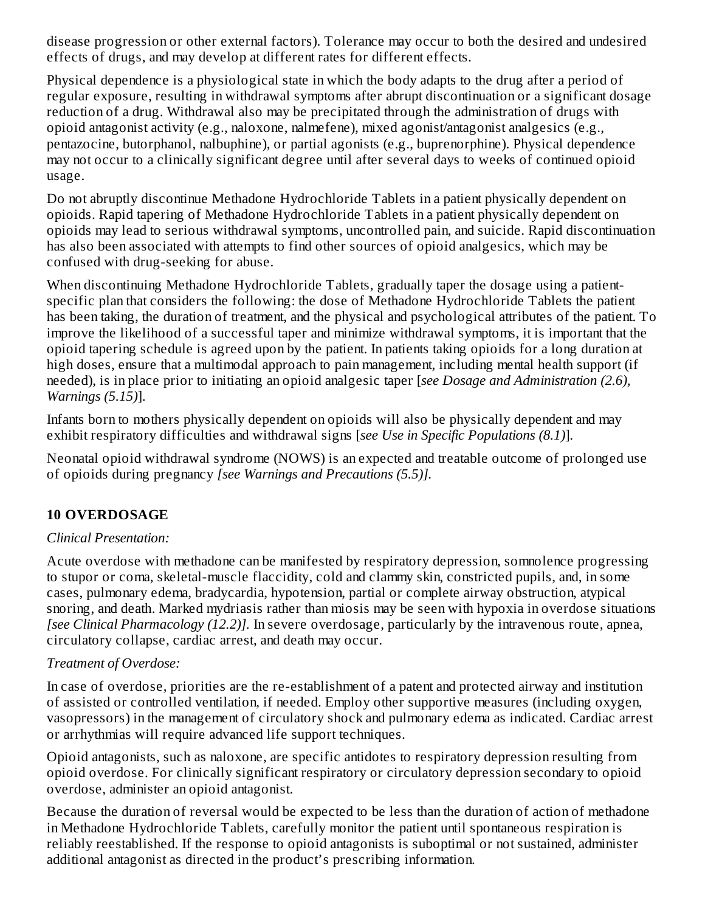disease progression or other external factors). Tolerance may occur to both the desired and undesired effects of drugs, and may develop at different rates for different effects.

Physical dependence is a physiological state in which the body adapts to the drug after a period of regular exposure, resulting in withdrawal symptoms after abrupt discontinuation or a significant dosage reduction of a drug. Withdrawal also may be precipitated through the administration of drugs with opioid antagonist activity (e.g., naloxone, nalmefene), mixed agonist/antagonist analgesics (e.g., pentazocine, butorphanol, nalbuphine), or partial agonists (e.g., buprenorphine). Physical dependence may not occur to a clinically significant degree until after several days to weeks of continued opioid usage.

Do not abruptly discontinue Methadone Hydrochloride Tablets in a patient physically dependent on opioids. Rapid tapering of Methadone Hydrochloride Tablets in a patient physically dependent on opioids may lead to serious withdrawal symptoms, uncontrolled pain, and suicide. Rapid discontinuation has also been associated with attempts to find other sources of opioid analgesics, which may be confused with drug-seeking for abuse.

When discontinuing Methadone Hydrochloride Tablets, gradually taper the dosage using a patient-specific plan that considers the following: the dose of Methadone Hydrochloride Tablets the patient has been taking, the duration of treatment, and the physical and psychological attributes of the patient. To improve the likelihood of a successful taper and minimize withdrawal symptoms, it is important that the opioid tapering schedule is agreed upon by the patient. In patients taking opioids for a long duration at high doses, ensure that a multimodal approach to pain management, including mental health support (if needed), is in place prior to initiating an opioid analgesic taper [*see Dosage and Administration (2.6), Warnings (5.15)*].

Infants born to mothers physically dependent on opioids will also be physically dependent and may exhibit respiratory difficulties and withdrawal signs [*see Use in Specific Populations (8.1)*].

Neonatal opioid withdrawal syndrome (NOWS) is an expected and treatable outcome of prolonged use of opioids during pregnancy *[see Warnings and Precautions (5.5)]*.

## 10 OVERDOSAGE

*Clinical Presentation:*

Acute overdose with methadone can be manifested by respiratory depression, somnolence progressing to stupor or coma, skeletal-muscle flaccidity, cold and clammy skin, constricted pupils, and, in some cases, pulmonary edema, bradycardia, hypotension, partial or complete airway obstruction, atypical snoring, and death. Marked mydriasis rather than miosis may be seen with hypoxia in overdose situations *[see Clinical Pharmacology (12.2)]*. In severe overdosage, particularly by the intravenous route, apnea, circulatory collapse, cardiac arrest, and death may occur.

*Treatment of Overdose:*

In case of overdose, priorities are the re-establishment of a patent and protected airway and institution of assisted or controlled ventilation, if needed. Employ other supportive measures (including oxygen, vasopressors) in the management of circulatory shock and pulmonary edema as indicated. Cardiac arrest or arrhythmias will require advanced life support techniques.

Opioid antagonists, such as naloxone, are specific antidotes to respiratory depression resulting from opioid overdose. For clinically significant respiratory or circulatory depression secondary to opioid overdose, administer an opioid antagonist.

Because the duration of reversal would be expected to be less than the duration of action of methadone in Methadone Hydrochloride Tablets, carefully monitor the patient until spontaneous respiration is reliably reestablished. If the response to opioid antagonists is suboptimal or not sustained, administer additional antagonist as directed in the product's prescribing information.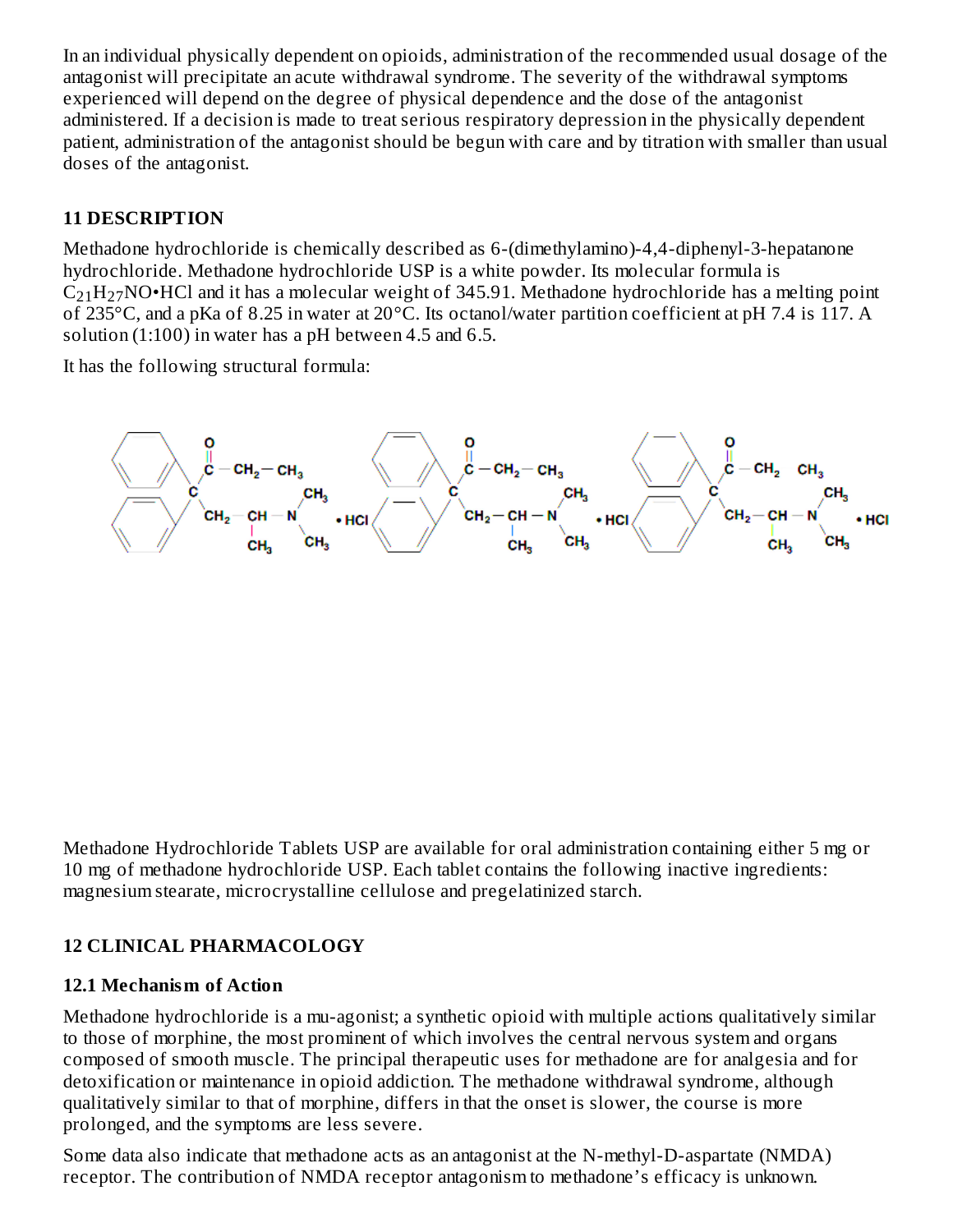In an individual physically dependent on opioids, administration of the recommended usual dosage of the antagonist will precipitate an acute withdrawal syndrome. The severity of the withdrawal symptoms experienced will depend on the degree of physical dependence and the dose of the antagonist administered. If a decision is made to treat serious respiratory depression in the physically dependent patient, administration of the antagonist should be begun with care and by titration with smaller than usual doses of the antagonist.

## 11 DESCRIPTION

Methadone hydrochloride is chemically described as 6-(dimethylamino)-4,4-diphenyl-3-hepatanone hydrochloride. Methadone hydrochloride USP is a white powder. Its molecular formula is $C_{21}H_{27}NO \cdot HCl$ and it has a molecular weight of 345.91. Methadone hydrochloride has a melting point of 235°C, and a pKa of 8.25 in water at 20°C. Its octanol/water partition coefficient at pH 7.4 is 117. A solution (1:100) in water has a pH between 4.5 and 6.5.

It has the following structural formula:

Methadone Hydrochloride Tablets USP are available for oral administration containing either 5 mg or 10 mg of methadone hydrochloride USP. Each tablet contains the following inactive ingredients: magnesium stearate, microcrystalline cellulose and pregelatinized starch.

## 12 CLINICAL PHARMACOLOGY

### 12.1 Mechanism of Action

Methadone hydrochloride is a mu-agonist; a synthetic opioid with multiple actions qualitatively similar to those of morphine, the most prominent of which involves the central nervous system and organs composed of smooth muscle. The principal therapeutic uses for methadone are for analgesia and for detoxification or maintenance in opioid addiction. The methadone withdrawal syndrome, although qualitatively similar to that of morphine, differs in that the onset is slower, the course is more prolonged, and the symptoms are less severe.

Some data also indicate that methadone acts as an antagonist at the N-methyl-D-aspartate (NMDA) receptor. The contribution of NMDA receptor antagonism to methadone's efficacy is unknown.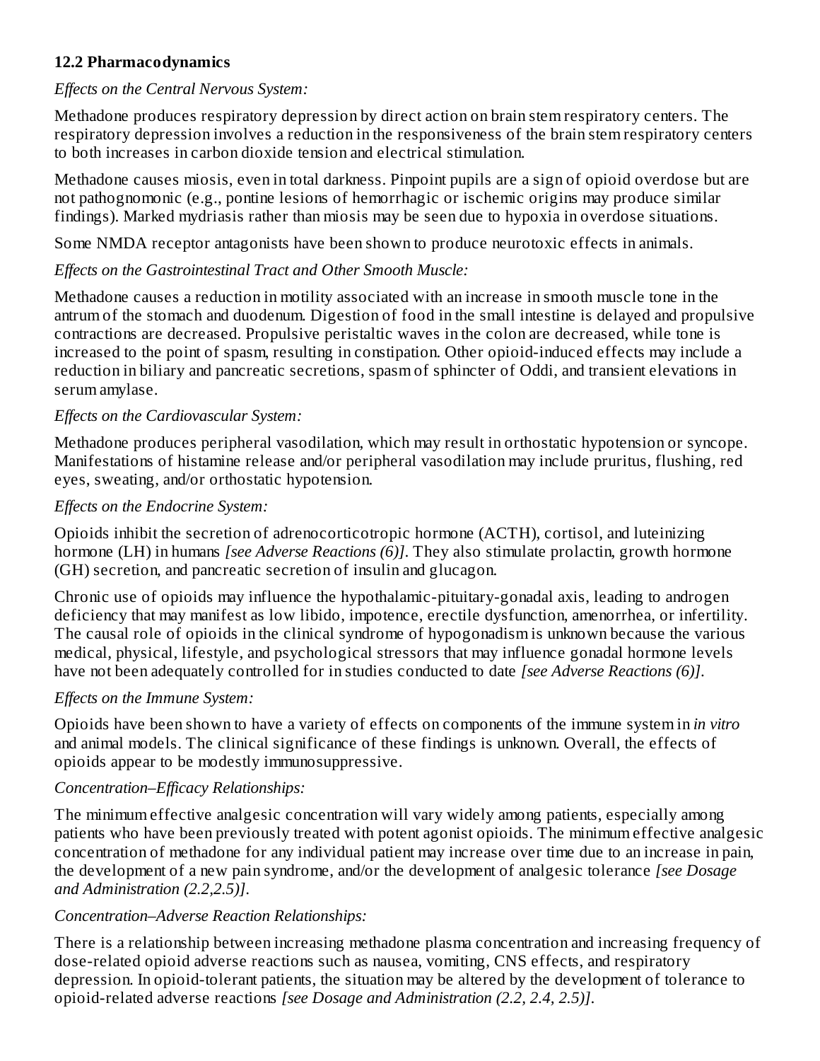### 12.2 Pharmacodynamics

*Effects on the Central Nervous System:*

Methadone produces respiratory depression by direct action on brain stem respiratory centers. The respiratory depression involves a reduction in the responsiveness of the brain stem respiratory centers to both increases in carbon dioxide tension and electrical stimulation.

Methadone causes miosis, even in total darkness. Pinpoint pupils are a sign of opioid overdose but are not pathognomonic (e.g., pontine lesions of hemorrhagic or ischemic origins may produce similar findings). Marked mydriasis rather than miosis may be seen due to hypoxia in overdose situations.

Some NMDA receptor antagonists have been shown to produce neurotoxic effects in animals.

*Effects on the Gastrointestinal Tract and Other Smooth Muscle:*

Methadone causes a reduction in motility associated with an increase in smooth muscle tone in the antrum of the stomach and duodenum. Digestion of food in the small intestine is delayed and propulsive contractions are decreased. Propulsive peristaltic waves in the colon are decreased, while tone is increased to the point of spasm, resulting in constipation. Other opioid-induced effects may include a reduction in biliary and pancreatic secretions, spasm of sphincter of Oddi, and transient elevations in serum amylase.

*Effects on the Cardiovascular System:*

Methadone produces peripheral vasodilation, which may result in orthostatic hypotension or syncope. Manifestations of histamine release and/or peripheral vasodilation may include pruritus, flushing, red eyes, sweating, and/or orthostatic hypotension.

*Effects on the Endocrine System:*

Opioids inhibit the secretion of adrenocorticotropic hormone (ACTH), cortisol, and luteinizing hormone (LH) in humans *[see Adverse Reactions (6)]*. They also stimulate prolactin, growth hormone (GH) secretion, and pancreatic secretion of insulin and glucagon.

Chronic use of opioids may influence the hypothalamic-pituitary-gonadal axis, leading to androgen deficiency that may manifest as low libido, impotence, erectile dysfunction, amenorrhea, or infertility. The causal role of opioids in the clinical syndrome of hypogonadism is unknown because the various medical, physical, lifestyle, and psychological stressors that may influence gonadal hormone levels have not been adequately controlled for in studies conducted to date *[see Adverse Reactions (6)]*.

*Effects on the Immune System:*

Opioids have been shown to have a variety of effects on components of the immune system in *in vitro* and animal models. The clinical significance of these findings is unknown. Overall, the effects of opioids appear to be modestly immunosuppressive.

*Concentration–Efficacy Relationships:*

The minimum effective analgesic concentration will vary widely among patients, especially among patients who have been previously treated with potent agonist opioids. The minimum effective analgesic concentration of methadone for any individual patient may increase over time due to an increase in pain, the development of a new pain syndrome, and/or the development of analgesic tolerance *[see Dosage and Administration (2.2,2.5)]*.

*Concentration–Adverse Reaction Relationships:*

There is a relationship between increasing methadone plasma concentration and increasing frequency of dose-related opioid adverse reactions such as nausea, vomiting, CNS effects, and respiratory depression. In opioid-tolerant patients, the situation may be altered by the development of tolerance to opioid-related adverse reactions *[see Dosage and Administration (2.2, 2.4, 2.5)]*.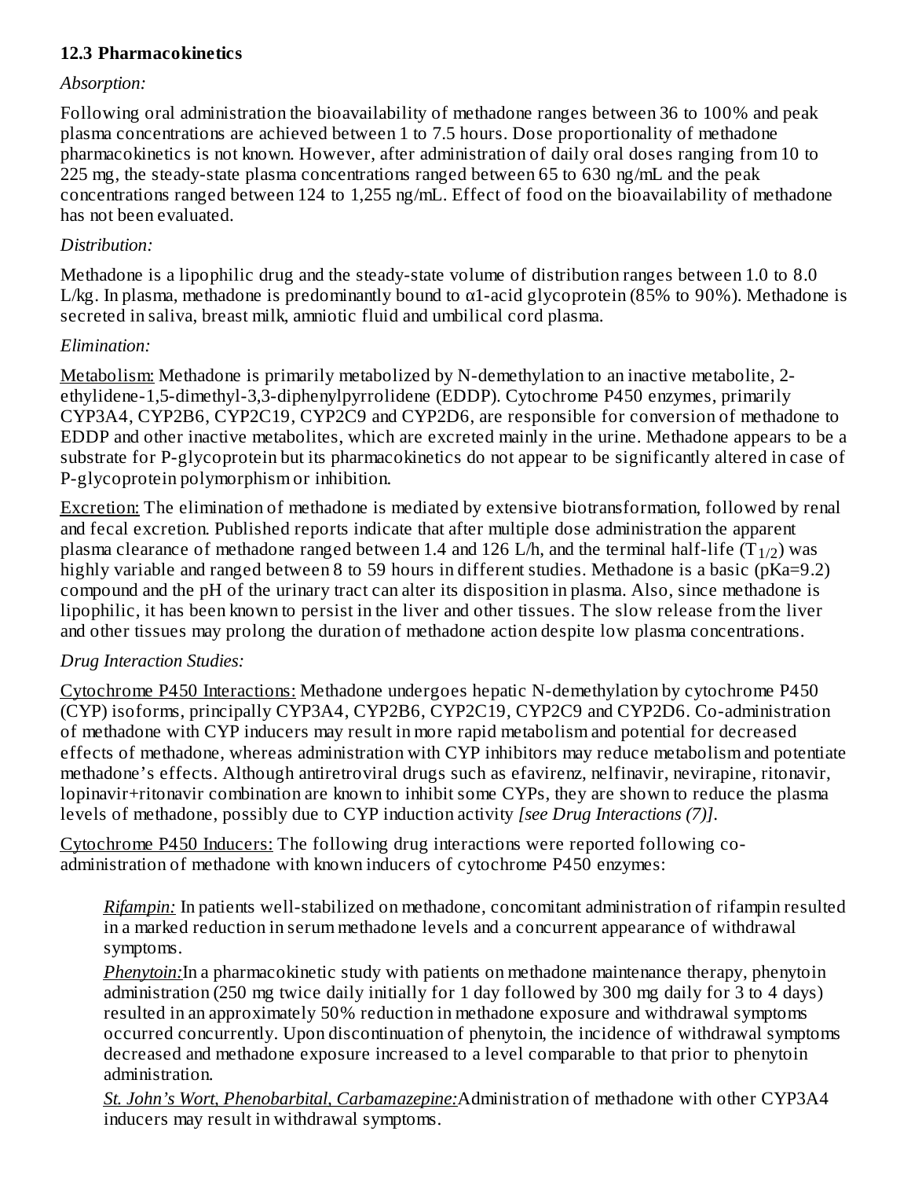### 12.3 Pharmacokinetics

*Absorption:*

Following oral administration the bioavailability of methadone ranges between 36 to 100% and peak plasma concentrations are achieved between 1 to 7.5 hours. Dose proportionality of methadone pharmacokinetics is not known. However, after administration of daily oral doses ranging from 10 to 225 mg, the steady-state plasma concentrations ranged between 65 to 630 ng/mL and the peak concentrations ranged between 124 to 1,255 ng/mL. Effect of food on the bioavailability of methadone has not been evaluated.

*Distribution:*

Methadone is a lipophilic drug and the steady-state volume of distribution ranges between 1.0 to 8.0 L/kg. In plasma, methadone is predominantly bound to α1-acid glycoprotein (85% to 90%). Methadone is secreted in saliva, breast milk, amniotic fluid and umbilical cord plasma.

*Elimination:*

Metabolism: Methadone is primarily metabolized by N-demethylation to an inactive metabolite, 2-ethylidene-1,5-dimethyl-3,3-diphenylpyrrolidene (EDDP). Cytochrome P450 enzymes, primarily CYP3A4, CYP2B6, CYP2C19, CYP2C9 and CYP2D6, are responsible for conversion of methadone to EDDP and other inactive metabolites, which are excreted mainly in the urine. Methadone appears to be a substrate for P-glycoprotein but its pharmacokinetics do not appear to be significantly altered in case of P-glycoprotein polymorphism or inhibition.

Excretion: The elimination of methadone is mediated by extensive biotransformation, followed by renal and fecal excretion. Published reports indicate that after multiple dose administration the apparent plasma clearance of methadone ranged between 1.4 and 126 L/h, and the terminal half-life ($T_{1/2}$) was highly variable and ranged between 8 to 59 hours in different studies. Methadone is a basic (pKa=9.2) compound and the pH of the urinary tract can alter its disposition in plasma. Also, since methadone is lipophilic, it has been known to persist in the liver and other tissues. The slow release from the liver and other tissues may prolong the duration of methadone action despite low plasma concentrations.

*Drug Interaction Studies:*

Cytochrome P450 Interactions: Methadone undergoes hepatic N-demethylation by cytochrome P450 (CYP) isoforms, principally CYP3A4, CYP2B6, CYP2C19, CYP2C9 and CYP2D6. Co-administration of methadone with CYP inducers may result in more rapid metabolism and potential for decreased effects of methadone, whereas administration with CYP inhibitors may reduce metabolism and potentiate methadone's effects. Although antiretroviral drugs such as efavirenz, nelfinavir, nevirapine, ritonavir, lopinavir+ritonavir combination are known to inhibit some CYPs, they are shown to reduce the plasma levels of methadone, possibly due to CYP induction activity *[see Drug Interactions (7)]*.

Cytochrome P450 Inducers: The following drug interactions were reported following co-administration of methadone with known inducers of cytochrome P450 enzymes:

*Rifampin:* In patients well-stabilized on methadone, concomitant administration of rifampin resulted in a marked reduction in serum methadone levels and a concurrent appearance of withdrawal symptoms.

*Phenytoin:* In a pharmacokinetic study with patients on methadone maintenance therapy, phenytoin administration (250 mg twice daily initially for 1 day followed by 300 mg daily for 3 to 4 days) resulted in an approximately 50% reduction in methadone exposure and withdrawal symptoms occurred concurrently. Upon discontinuation of phenytoin, the incidence of withdrawal symptoms decreased and methadone exposure increased to a level comparable to that prior to phenytoin administration.

*St. John's Wort, Phenobarbital, Carbamazepine:* Administration of methadone with other CYP3A4 inducers may result in withdrawal symptoms.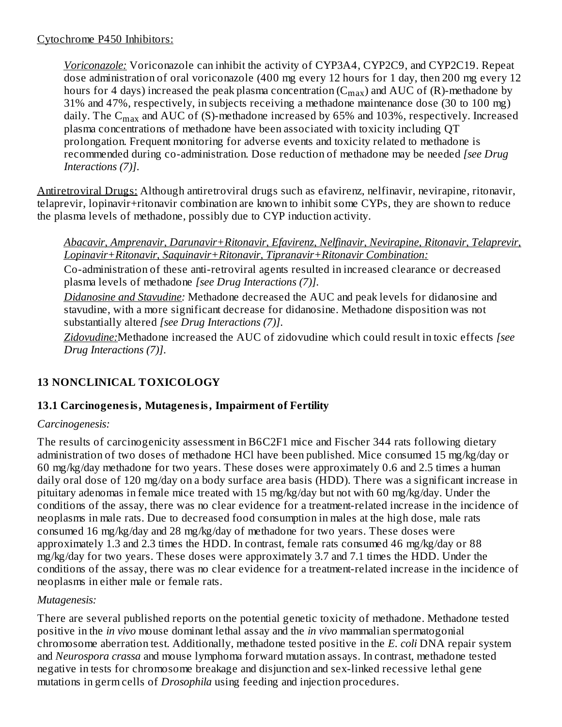Cytochrome P450 Inhibitors:

*Voriconazole:* Voriconazole can inhibit the activity of CYP3A4, CYP2C9, and CYP2C19. Repeat dose administration of oral voriconazole (400 mg every 12 hours for 1 day, then 200 mg every 12 hours for 4 days) increased the peak plasma concentration ($C_{max}$) and AUC of (R)-methadone by 31% and 47%, respectively, in subjects receiving a methadone maintenance dose (30 to 100 mg) daily. The $C_{max}$ and AUC of (S)-methadone increased by 65% and 103%, respectively. Increased plasma concentrations of methadone have been associated with toxicity including QT prolongation. Frequent monitoring for adverse events and toxicity related to methadone is recommended during co-administration. Dose reduction of methadone may be needed *[see Drug Interactions (7)]*.

Antiretroviral Drugs: Although antiretroviral drugs such as efavirenz, nelfinavir, nevirapine, ritonavir, telaprevir, lopinavir+ritonavir combination are known to inhibit some CYPs, they are shown to reduce the plasma levels of methadone, possibly due to CYP induction activity.

*Abacavir, Amprenavir, Darunavir+Ritonavir, Efavirenz, Nelfinavir, Nevirapine, Ritonavir, Telaprevir, Lopinavir+Ritonavir, Saquinavir+Ritonavir, Tipranavir+Ritonavir Combination:*

Co-administration of these anti-retroviral agents resulted in increased clearance or decreased plasma levels of methadone *[see Drug Interactions (7)]*.

*Didanosine and Stavudine:* Methadone decreased the AUC and peak levels for didanosine and stavudine, with a more significant decrease for didanosine. Methadone disposition was not substantially altered *[see Drug Interactions (7)]*.

*Zidovudine:* Methadone increased the AUC of zidovudine which could result in toxic effects *[see Drug Interactions (7)]*.

## 13 NONCLINICAL TOXICOLOGY

### 13.1 Carcinogenesis, Mutagenesis, Impairment of Fertility

*Carcinogenesis:*

The results of carcinogenicity assessment in B6C2F1 mice and Fischer 344 rats following dietary administration of two doses of methadone HCl have been published. Mice consumed 15 mg/kg/day or 60 mg/kg/day methadone for two years. These doses were approximately 0.6 and 2.5 times a human daily oral dose of 120 mg/day on a body surface area basis (HDD). There was a significant increase in pituitary adenomas in female mice treated with 15 mg/kg/day but not with 60 mg/kg/day. Under the conditions of the assay, there was no clear evidence for a treatment-related increase in the incidence of neoplasms in male rats. Due to decreased food consumption in males at the high dose, male rats consumed 16 mg/kg/day and 28 mg/kg/day of methadone for two years. These doses were approximately 1.3 and 2.3 times the HDD. In contrast, female rats consumed 46 mg/kg/day or 88 mg/kg/day for two years. These doses were approximately 3.7 and 7.1 times the HDD. Under the conditions of the assay, there was no clear evidence for a treatment-related increase in the incidence of neoplasms in either male or female rats.

*Mutagenesis:*

There are several published reports on the potential genetic toxicity of methadone. Methadone tested positive in the *in vivo* mouse dominant lethal assay and the *in vivo* mammalian spermatogonial chromosome aberration test. Additionally, methadone tested positive in the *E. coli* DNA repair system and *Neurospora crassa* and mouse lymphoma forward mutation assays. In contrast, methadone tested negative in tests for chromosome breakage and disjunction and sex-linked recessive lethal gene mutations in germ cells of *Drosophila* using feeding and injection procedures.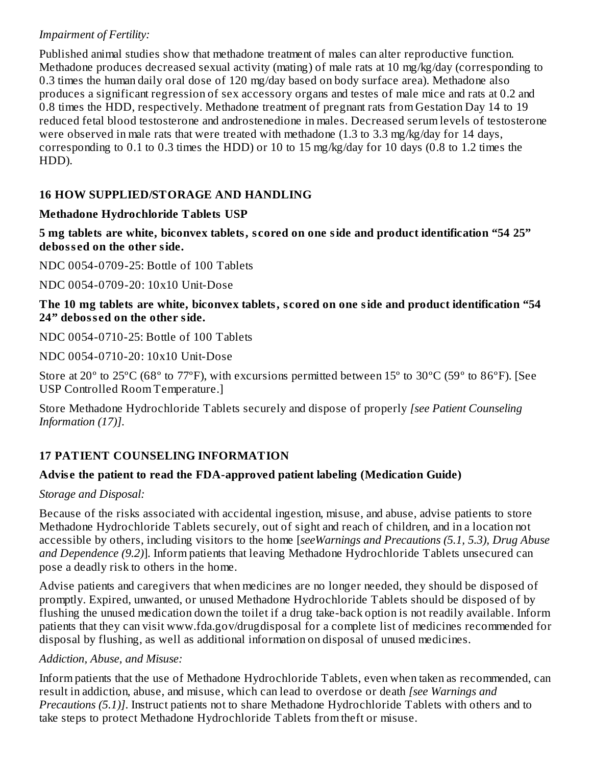*Impairment of Fertility:*

Published animal studies show that methadone treatment of males can alter reproductive function. Methadone produces decreased sexual activity (mating) of male rats at 10 mg/kg/day (corresponding to 0.3 times the human daily oral dose of 120 mg/day based on body surface area). Methadone also produces a significant regression of sex accessory organs and testes of male mice and rats at 0.2 and 0.8 times the HDD, respectively. Methadone treatment of pregnant rats from Gestation Day 14 to 19 reduced fetal blood testosterone and androstenedione in males. Decreased serum levels of testosterone were observed in male rats that were treated with methadone (1.3 to 3.3 mg/kg/day for 14 days, corresponding to 0.1 to 0.3 times the HDD) or 10 to 15 mg/kg/day for 10 days (0.8 to 1.2 times the HDD).

## 16 HOW SUPPLIED/STORAGE AND HANDLING

**Methadone Hydrochloride Tablets USP**

**5 mg tablets are white, biconvex tablets, scored on one side and product identification "54 25" debossed on the other side.**

NDC 0054-0709-25: Bottle of 100 Tablets

NDC 0054-0709-20: 10x10 Unit-Dose

**The 10 mg tablets are white, biconvex tablets, scored on one side and product identification "54 24" debossed on the other side.**

NDC 0054-0710-25: Bottle of 100 Tablets

NDC 0054-0710-20: 10x10 Unit-Dose

Store at 20° to 25°C (68° to 77°F), with excursions permitted between 15° to 30°C (59° to 86°F). [See USP Controlled Room Temperature.]

Store Methadone Hydrochloride Tablets securely and dispose of properly *[see Patient Counseling Information (17)]*.

## 17 PATIENT COUNSELING INFORMATION

**Advise the patient to read the FDA-approved patient labeling (Medication Guide)**

*Storage and Disposal:*

Because of the risks associated with accidental ingestion, misuse, and abuse, advise patients to store Methadone Hydrochloride Tablets securely, out of sight and reach of children, and in a location not accessible by others, including visitors to the home [*seeWarnings and Precautions (5.1, 5.3), Drug Abuse and Dependence (9.2)*]. Inform patients that leaving Methadone Hydrochloride Tablets unsecured can pose a deadly risk to others in the home.

Advise patients and caregivers that when medicines are no longer needed, they should be disposed of promptly. Expired, unwanted, or unused Methadone Hydrochloride Tablets should be disposed of by flushing the unused medication down the toilet if a drug take-back option is not readily available. Inform patients that they can visit www.fda.gov/drugdisposal for a complete list of medicines recommended for disposal by flushing, as well as additional information on disposal of unused medicines.

*Addiction, Abuse, and Misuse:*

Inform patients that the use of Methadone Hydrochloride Tablets, even when taken as recommended, can result in addiction, abuse, and misuse, which can lead to overdose or death *[see Warnings and Precautions (5.1)]*. Instruct patients not to share Methadone Hydrochloride Tablets with others and to take steps to protect Methadone Hydrochloride Tablets from theft or misuse.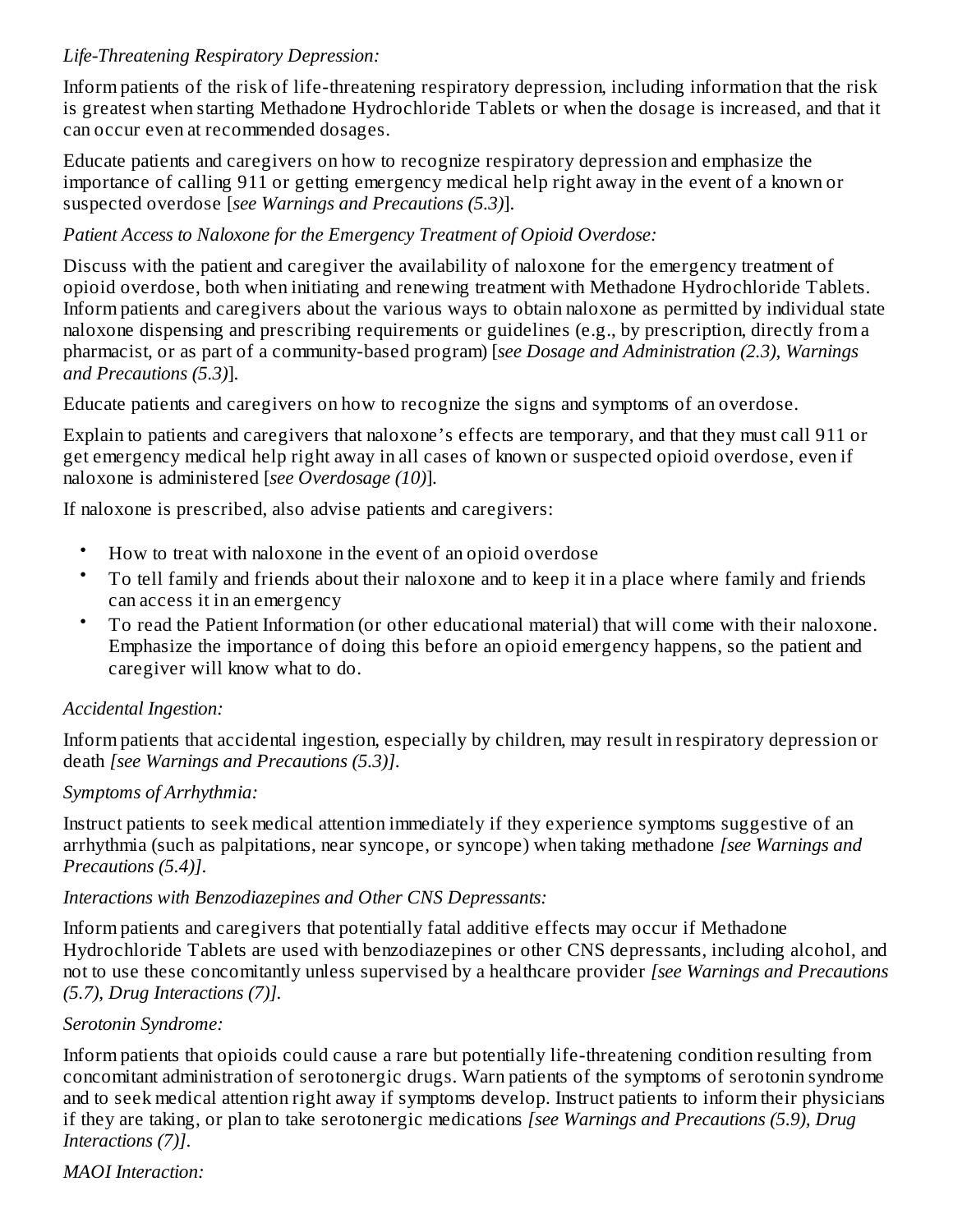*Life-Threatening Respiratory Depression:*

Inform patients of the risk of life-threatening respiratory depression, including information that the risk is greatest when starting Methadone Hydrochloride Tablets or when the dosage is increased, and that it can occur even at recommended dosages.

Educate patients and caregivers on how to recognize respiratory depression and emphasize the importance of calling 911 or getting emergency medical help right away in the event of a known or suspected overdose [*see Warnings and Precautions (5.3)*].

*Patient Access to Naloxone for the Emergency Treatment of Opioid Overdose:*

Discuss with the patient and caregiver the availability of naloxone for the emergency treatment of opioid overdose, both when initiating and renewing treatment with Methadone Hydrochloride Tablets. Inform patients and caregivers about the various ways to obtain naloxone as permitted by individual state naloxone dispensing and prescribing requirements or guidelines (e.g., by prescription, directly from a pharmacist, or as part of a community-based program) [*see Dosage and Administration (2.3), Warnings and Precautions (5.3)*].

Educate patients and caregivers on how to recognize the signs and symptoms of an overdose.

Explain to patients and caregivers that naloxone's effects are temporary, and that they must call 911 or get emergency medical help right away in all cases of known or suspected opioid overdose, even if naloxone is administered [*see Overdosage (10)*].

If naloxone is prescribed, also advise patients and caregivers:

- How to treat with naloxone in the event of an opioid overdose
- To tell family and friends about their naloxone and to keep it in a place where family and friends can access it in an emergency
- To read the Patient Information (or other educational material) that will come with their naloxone. Emphasize the importance of doing this before an opioid emergency happens, so the patient and caregiver will know what to do.

*Accidental Ingestion:*

Inform patients that accidental ingestion, especially by children, may result in respiratory depression or death *[see Warnings and Precautions (5.3)]*.

*Symptoms of Arrhythmia:*

Instruct patients to seek medical attention immediately if they experience symptoms suggestive of an arrhythmia (such as palpitations, near syncope, or syncope) when taking methadone *[see Warnings and Precautions (5.4)]*.

*Interactions with Benzodiazepines and Other CNS Depressants:*

Inform patients and caregivers that potentially fatal additive effects may occur if Methadone Hydrochloride Tablets are used with benzodiazepines or other CNS depressants, including alcohol, and not to use these concomitantly unless supervised by a healthcare provider *[see Warnings and Precautions (5.7), Drug Interactions (7)]*.

*Serotonin Syndrome:*

Inform patients that opioids could cause a rare but potentially life-threatening condition resulting from concomitant administration of serotonergic drugs. Warn patients of the symptoms of serotonin syndrome and to seek medical attention right away if symptoms develop. Instruct patients to inform their physicians if they are taking, or plan to take serotonergic medications *[see Warnings and Precautions (5.9), Drug Interactions (7)]*.

*MAOI Interaction:*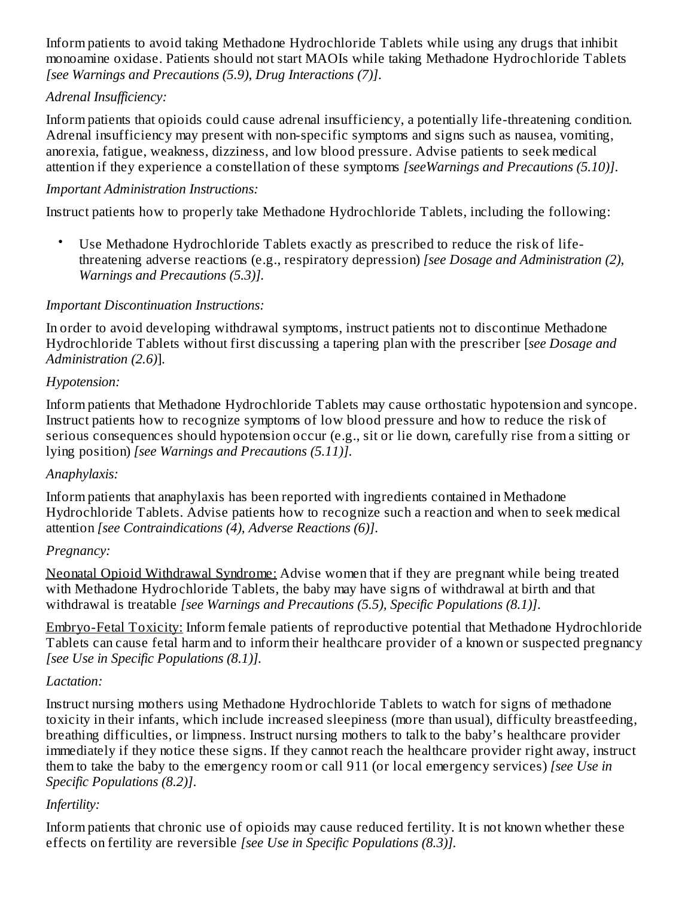Inform patients to avoid taking Methadone Hydrochloride Tablets while using any drugs that inhibit monoamine oxidase. Patients should not start MAOIs while taking Methadone Hydrochloride Tablets *[see Warnings and Precautions (5.9), Drug Interactions (7)]*.

*Adrenal Insufficiency:*

Inform patients that opioids could cause adrenal insufficiency, a potentially life-threatening condition. Adrenal insufficiency may present with non-specific symptoms and signs such as nausea, vomiting, anorexia, fatigue, weakness, dizziness, and low blood pressure. Advise patients to seek medical attention if they experience a constellation of these symptoms *[seeWarnings and Precautions (5.10)]*.

*Important Administration Instructions:*

Instruct patients how to properly take Methadone Hydrochloride Tablets, including the following:

- Use Methadone Hydrochloride Tablets exactly as prescribed to reduce the risk of life-threatening adverse reactions (e.g., respiratory depression) *[see Dosage and Administration (2), Warnings and Precautions (5.3)]*.

*Important Discontinuation Instructions:*

In order to avoid developing withdrawal symptoms, instruct patients not to discontinue Methadone Hydrochloride Tablets without first discussing a tapering plan with the prescriber [*see Dosage and Administration (2.6)*].

*Hypotension:*

Inform patients that Methadone Hydrochloride Tablets may cause orthostatic hypotension and syncope. Instruct patients how to recognize symptoms of low blood pressure and how to reduce the risk of serious consequences should hypotension occur (e.g., sit or lie down, carefully rise from a sitting or lying position) *[see Warnings and Precautions (5.11)]*.

*Anaphylaxis:*

Inform patients that anaphylaxis has been reported with ingredients contained in Methadone Hydrochloride Tablets. Advise patients how to recognize such a reaction and when to seek medical attention *[see Contraindications (4), Adverse Reactions (6)]*.

*Pregnancy:*

<u>Neonatal Opioid Withdrawal Syndrome:</u> Advise women that if they are pregnant while being treated with Methadone Hydrochloride Tablets, the baby may have signs of withdrawal at birth and that withdrawal is treatable *[see Warnings and Precautions (5.5), Specific Populations (8.1)]*.

<u>Embryo-Fetal Toxicity:</u> Inform female patients of reproductive potential that Methadone Hydrochloride Tablets can cause fetal harm and to inform their healthcare provider of a known or suspected pregnancy *[see Use in Specific Populations (8.1)]*.

*Lactation:*

Instruct nursing mothers using Methadone Hydrochloride Tablets to watch for signs of methadone toxicity in their infants, which include increased sleepiness (more than usual), difficulty breastfeeding, breathing difficulties, or limpness. Instruct nursing mothers to talk to the baby's healthcare provider immediately if they notice these signs. If they cannot reach the healthcare provider right away, instruct them to take the baby to the emergency room or call 911 (or local emergency services) *[see Use in Specific Populations (8.2)]*.

*Infertility:*

Inform patients that chronic use of opioids may cause reduced fertility. It is not known whether these effects on fertility are reversible *[see Use in Specific Populations (8.3)]*.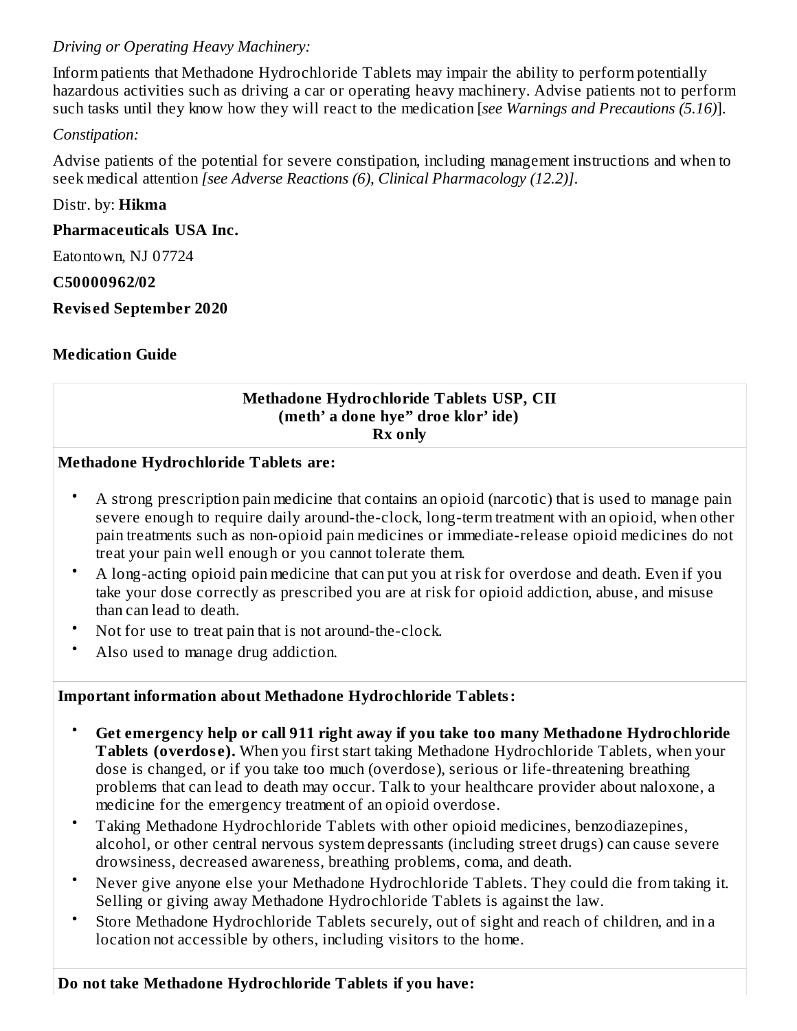*Driving or Operating Heavy Machinery:*

Inform patients that Methadone Hydrochloride Tablets may impair the ability to perform potentially hazardous activities such as driving a car or operating heavy machinery. Advise patients not to perform such tasks until they know how they will react to the medication [*see Warnings and Precautions (5.16)*].

*Constipation:*

Advise patients of the potential for severe constipation, including management instructions and when to seek medical attention *[see Adverse Reactions (6), Clinical Pharmacology (12.2)]*.

Distr. by: **Hikma**

**Pharmaceuticals USA Inc.**

Eatontown, NJ 07724

**C50000962/02**

**Revised September 2020**

**Medication Guide**

**Methadone Hydrochloride Tablets USP, CII**
**(meth' a done hye" droe klor' ide)**
**Rx only**

**Methadone Hydrochloride Tablets are:**

- A strong prescription pain medicine that contains an opioid (narcotic) that is used to manage pain severe enough to require daily around-the-clock, long-term treatment with an opioid, when other pain treatments such as non-opioid pain medicines or immediate-release opioid medicines do not treat your pain well enough or you cannot tolerate them.
- A long-acting opioid pain medicine that can put you at risk for overdose and death. Even if you take your dose correctly as prescribed you are at risk for opioid addiction, abuse, and misuse than can lead to death.
- Not for use to treat pain that is not around-the-clock.
- Also used to manage drug addiction.

**Important information about Methadone Hydrochloride Tablets:**

- **Get emergency help or call 911 right away if you take too many Methadone Hydrochloride Tablets (overdose).** When you first start taking Methadone Hydrochloride Tablets, when your dose is changed, or if you take too much (overdose), serious or life-threatening breathing problems that can lead to death may occur. Talk to your healthcare provider about naloxone, a medicine for the emergency treatment of an opioid overdose.
- Taking Methadone Hydrochloride Tablets with other opioid medicines, benzodiazepines, alcohol, or other central nervous system depressants (including street drugs) can cause severe drowsiness, decreased awareness, breathing problems, coma, and death.
- Never give anyone else your Methadone Hydrochloride Tablets. They could die from taking it. Selling or giving away Methadone Hydrochloride Tablets is against the law.
- Store Methadone Hydrochloride Tablets securely, out of sight and reach of children, and in a location not accessible by others, including visitors to the home.

**Do not take Methadone Hydrochloride Tablets if you have:**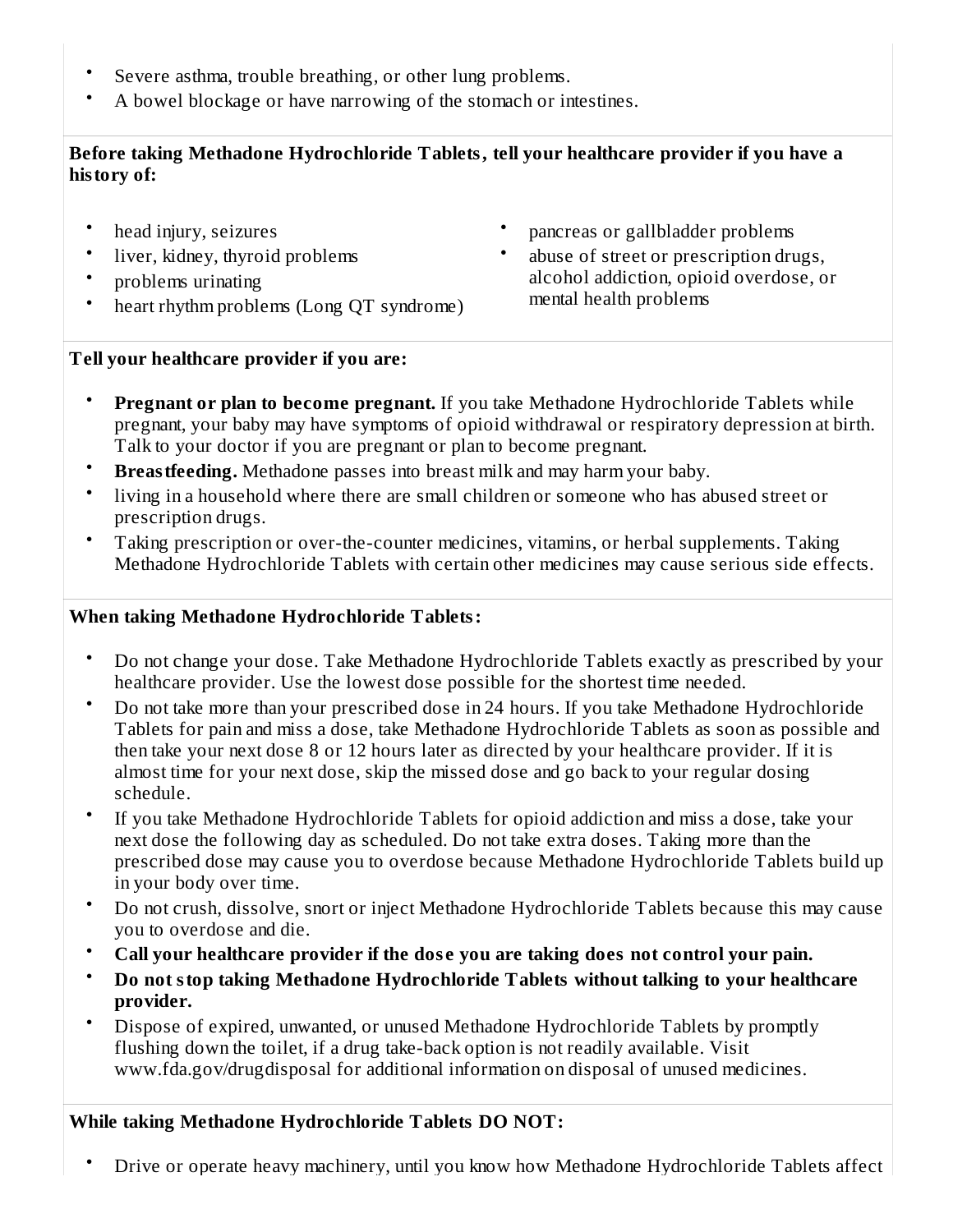- Severe asthma, trouble breathing, or other lung problems.
- A bowel blockage or have narrowing of the stomach or intestines.

**Before taking Methadone Hydrochloride Tablets, tell your healthcare provider if you have a history of:**

- head injury, seizures
- liver, kidney, thyroid problems
- problems urinating
- heart rhythm problems (Long QT syndrome)
- pancreas or gallbladder problems
- abuse of street or prescription drugs, alcohol addiction, opioid overdose, or mental health problems

**Tell your healthcare provider if you are:**

- **Pregnant or plan to become pregnant.** If you take Methadone Hydrochloride Tablets while pregnant, your baby may have symptoms of opioid withdrawal or respiratory depression at birth. Talk to your doctor if you are pregnant or plan to become pregnant.
- **Breastfeeding.** Methadone passes into breast milk and may harm your baby.
- living in a household where there are small children or someone who has abused street or prescription drugs.
- Taking prescription or over-the-counter medicines, vitamins, or herbal supplements. Taking Methadone Hydrochloride Tablets with certain other medicines may cause serious side effects.

**When taking Methadone Hydrochloride Tablets:**

- Do not change your dose. Take Methadone Hydrochloride Tablets exactly as prescribed by your healthcare provider. Use the lowest dose possible for the shortest time needed.
- Do not take more than your prescribed dose in 24 hours. If you take Methadone Hydrochloride Tablets for pain and miss a dose, take Methadone Hydrochloride Tablets as soon as possible and then take your next dose 8 or 12 hours later as directed by your healthcare provider. If it is almost time for your next dose, skip the missed dose and go back to your regular dosing schedule.
- If you take Methadone Hydrochloride Tablets for opioid addiction and miss a dose, take your next dose the following day as scheduled. Do not take extra doses. Taking more than the prescribed dose may cause you to overdose because Methadone Hydrochloride Tablets build up in your body over time.
- Do not crush, dissolve, snort or inject Methadone Hydrochloride Tablets because this may cause you to overdose and die.
- **Call your healthcare provider if the dose you are taking does not control your pain.**
- **Do not stop taking Methadone Hydrochloride Tablets without talking to your healthcare provider.**
- Dispose of expired, unwanted, or unused Methadone Hydrochloride Tablets by promptly flushing down the toilet, if a drug take-back option is not readily available. Visit www.fda.gov/drugdisposal for additional information on disposal of unused medicines.

**While taking Methadone Hydrochloride Tablets DO NOT:**

- Drive or operate heavy machinery, until you know how Methadone Hydrochloride Tablets affect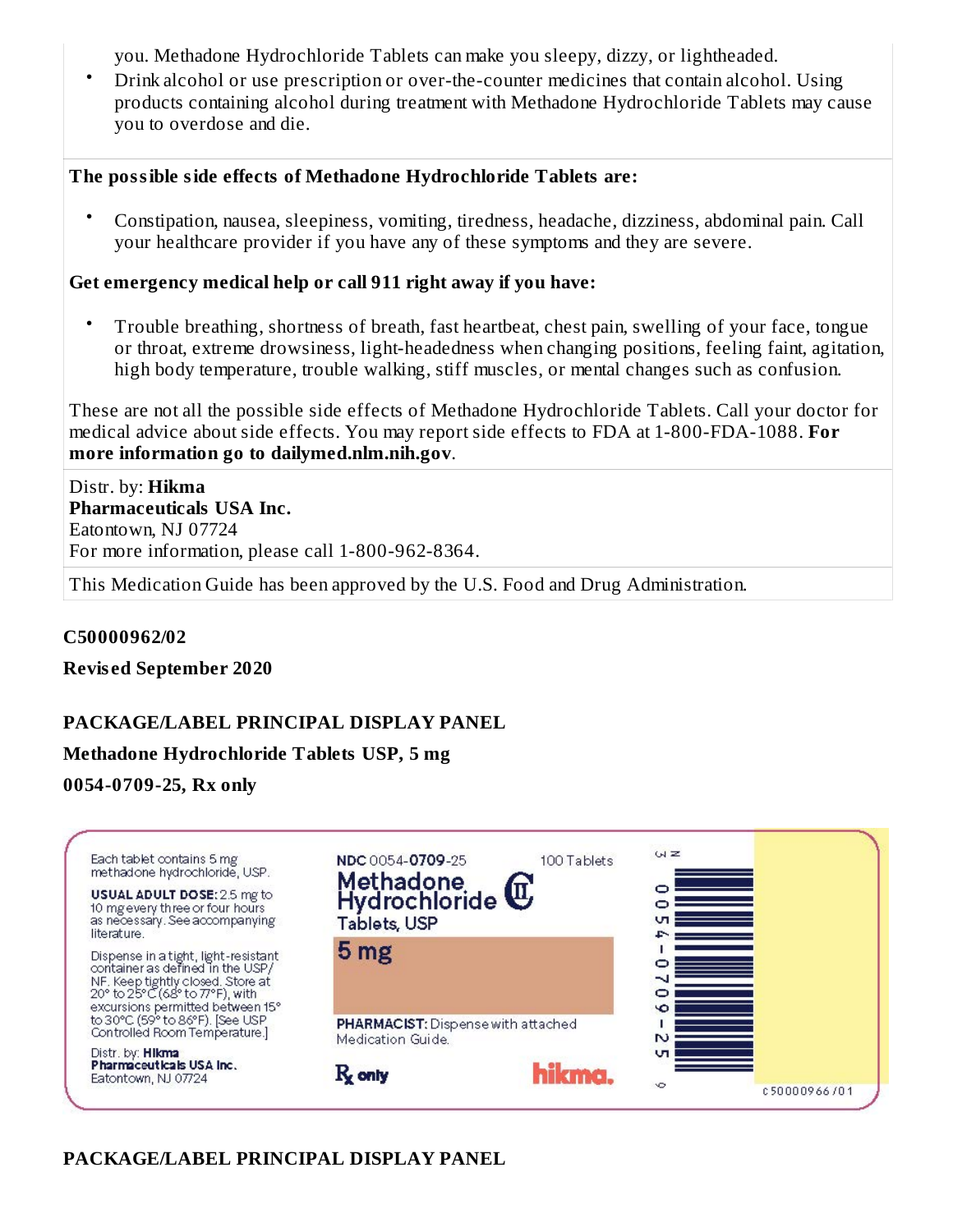you. Methadone Hydrochloride Tablets can make you sleepy, dizzy, or lightheaded.

- Drink alcohol or use prescription or over-the-counter medicines that contain alcohol. Using products containing alcohol during treatment with Methadone Hydrochloride Tablets may cause you to overdose and die.

**The possible side effects of Methadone Hydrochloride Tablets are:**

- Constipation, nausea, sleepiness, vomiting, tiredness, headache, dizziness, abdominal pain. Call your healthcare provider if you have any of these symptoms and they are severe.

**Get emergency medical help or call 911 right away if you have:**

- Trouble breathing, shortness of breath, fast heartbeat, chest pain, swelling of your face, tongue or throat, extreme drowsiness, light-headedness when changing positions, feeling faint, agitation, high body temperature, trouble walking, stiff muscles, or mental changes such as confusion.

These are not all the possible side effects of Methadone Hydrochloride Tablets. Call your doctor for medical advice about side effects. You may report side effects to FDA at 1-800-FDA-1088. **For more information go to dailymed.nlm.nih.gov**.

Distr. by: **Hikma Pharmaceuticals USA Inc.**
Eatontown, NJ 07724
For more information, please call 1-800-962-8364.

This Medication Guide has been approved by the U.S. Food and Drug Administration.

**C50000962/02**

**Revised September 2020**

**PACKAGE/LABEL PRINCIPAL DISPLAY PANEL**

**Methadone Hydrochloride Tablets USP, 5 mg**

**0054-0709-25, Rx only**

Each tablet contains 5 mg methadone hydrochloride, USP.

**USUAL ADULT DOSE:** 2.5 mg to 10 mg every three or four hours as necessary. See accompanying literature.

Dispense in a tight, light-resistant container as defined in the USP/NF. Keep tightly closed. Store at 20° to 25°C (68° to 77°F), with excursions permitted between 15° to 30°C (59° to 86°F). [See USP Controlled Room Temperature.]

Distr. by: **Hikma Pharmaceuticals USA Inc.**
Eatontown, NJ 07724

**NDC** 0054-**0709**-25 100 Tablets

**Methadone Hydrochloride** CII

**Tablets, USP**

**5 mg**

**PHARMACIST:** Dispense with attached Medication Guide.

℞ only

hikma.

N 3 0054-0709-25 6

C50000966/01

**PACKAGE/LABEL PRINCIPAL DISPLAY PANEL**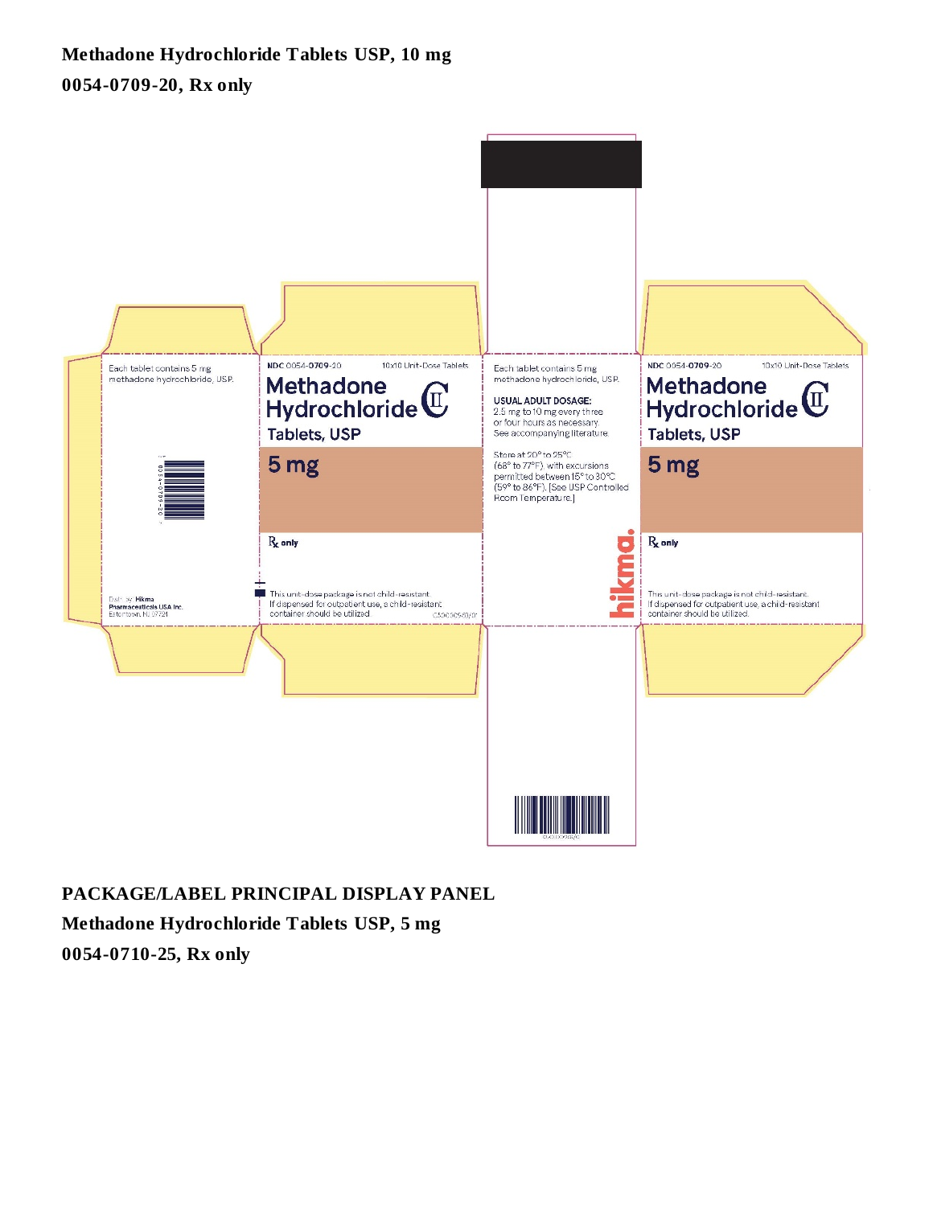**Methadone Hydrochloride Tablets USP, 10 mg**

**0054-0709-20, Rx only**

Each tablet contains 5 mg methadone hydrochloride, USP.

Dist. by: **Hikma Pharmaceuticals USA Inc.** Eatontown, NJ 07724

NDC 0054-0709-20 10x10 Unit-Dose Tablets

Methadone Hydrochloride CII

Tablets, USP

5 mg

Rx only

This unit-dose package is not child-resistant. If dispensed for outpatient use, a child-resistant container should be utilized.

Each tablet contains 5 mg methadone hydrochloride, USP.

USUAL ADULT DOSAGE: 2.5 mg to 10 mg every three or four hours as necessary. See accompanying literature.

Store at 20° to 25°C (68° to 77°F) with excursions permitted between 15° to 30°C (59° to 86°F). [See USP Controlled Room Temperature.]

hikma.

NDC 0054-0709-20 10x10 Unit-Dose Tablets

Methadone Hydrochloride CII

Tablets, USP

5 mg

Rx only

This unit-dose package is not child-resistant. If dispensed for outpatient use, a child-resistant container should be utilized.

**PACKAGE/LABEL PRINCIPAL DISPLAY PANEL**

**Methadone Hydrochloride Tablets USP, 5 mg**

**0054-0710-25, Rx only**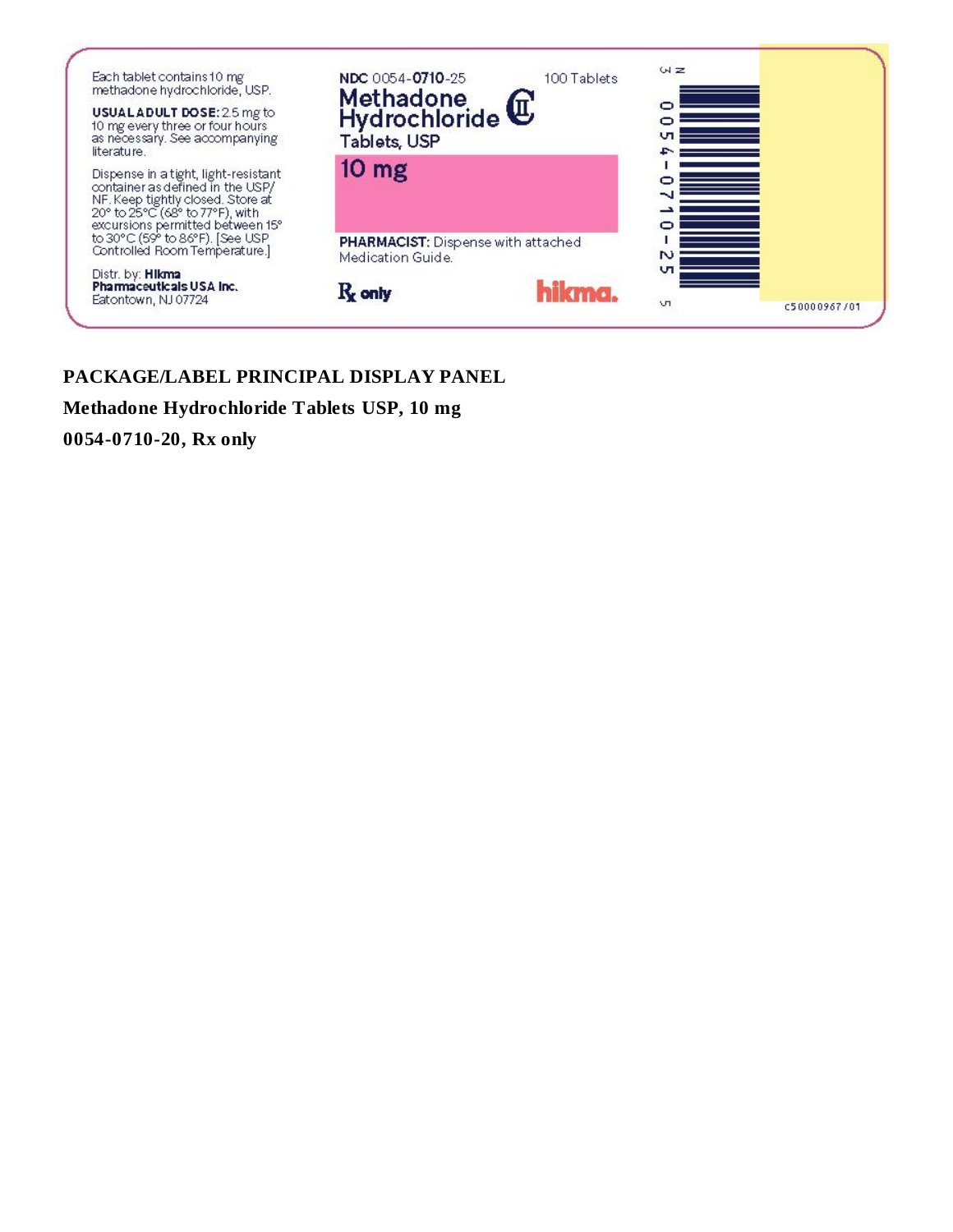Each tablet contains 10 mg methadone hydrochloride, USP.

**USUAL ADULT DOSE:** 2.5 mg to 10 mg every three or four hours as necessary. See accompanying literature.

Dispense in a tight, light-resistant container as defined in the USP/NF. Keep tightly closed. Store at 20° to 25°C (68° to 77°F), with excursions permitted between 15° to 30°C (59° to 86°F). [See USP Controlled Room Temperature.]

Distr. by: **Hikma Pharmaceuticals USA Inc.**
Eatontown, NJ 07724

**NDC** 0054-**0710**-25

100 Tablets

**Methadone Hydrochloride** CII

Tablets, USP

**10 mg**

**PHARMACIST:** Dispense with attached Medication Guide.

**Rx only**

**hikma.**

3 00054-0710-25 5

c50000967/01

**PACKAGE/LABEL PRINCIPAL DISPLAY PANEL**

**Methadone Hydrochloride Tablets USP, 10 mg**

**0054-0710-20, Rx only**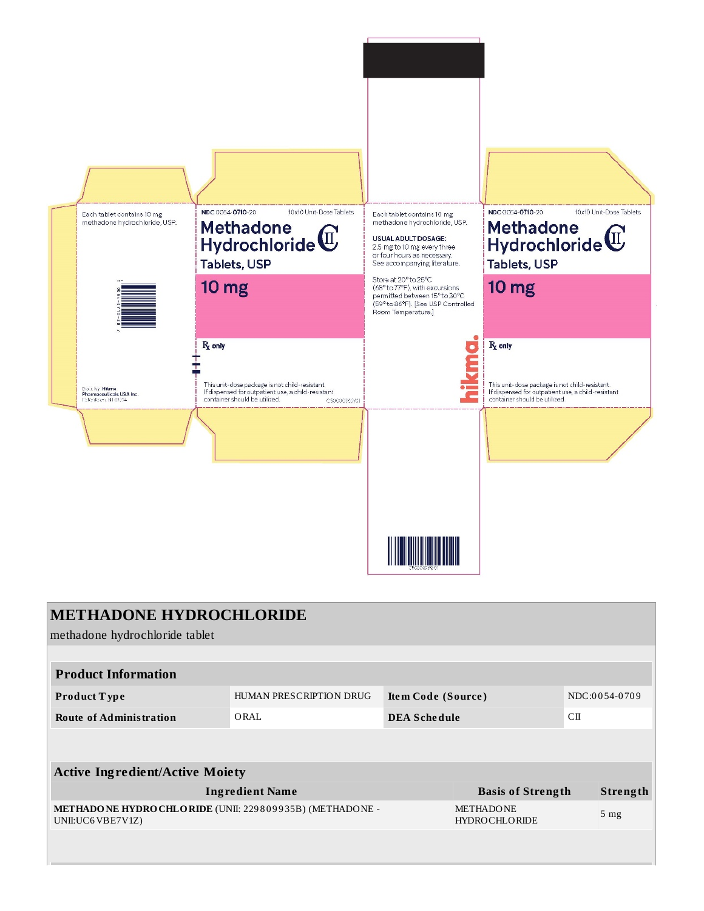Each tablet contains 10 mg methadone hydrochloride, USP.

Dist. by: Hikma Pharmaceuticals USA Inc. Berkeley Heights, NJ 07922

NDC 0054-0710-20 10x10 Unit-Dose Tablets

**Methadone Hydrochloride** CII

**Tablets, USP**

**10 mg**

℞ only

This unit-dose package is not child-resistant. If dispensed for outpatient use, a child-resistant container should be utilized.

Each tablet contains 10 mg methadone hydrochloride, USP.

**USUAL ADULT DOSAGE:** 2.5 mg to 10 mg every three or four hours as necessary. See accompanying literature.

Store at 20° to 25°C (68° to 77°F), with excursions permitted between 15° to 30°C (59° to 86°F). [See USP Controlled Room Temperature.]

hikma.

NDC 0054-0710-20 10x10 Unit-Dose Tablets

**Methadone Hydrochloride** CII

**Tablets, USP**

**10 mg**

℞ only

This unit-dose package is not child-resistant. If dispensed for outpatient use, a child-resistant container should be utilized.

# METHADONE HYDROCHLORIDE

methadone hydrochloride tablet

| Product Information | | | |
|---|---|---|---|
| **Product Type** | HUMAN PRESCRIPTION DRUG | **Item Code (Source)** | NDC:0054-0709 |
| **Route of Administration** | ORAL | **DEA Schedule** | CII |

| Active Ingredient/Active Moiety | | |
|---|---|---|
| **Ingredient Name** | **Basis of Strength** | **Strength** |
| **METHADONE HYDROCHLORIDE** (UNII: 229809935B) (METHADONE - UNII:UC6VBE7V1Z) | METHADONE HYDROCHLORIDE | 5 mg |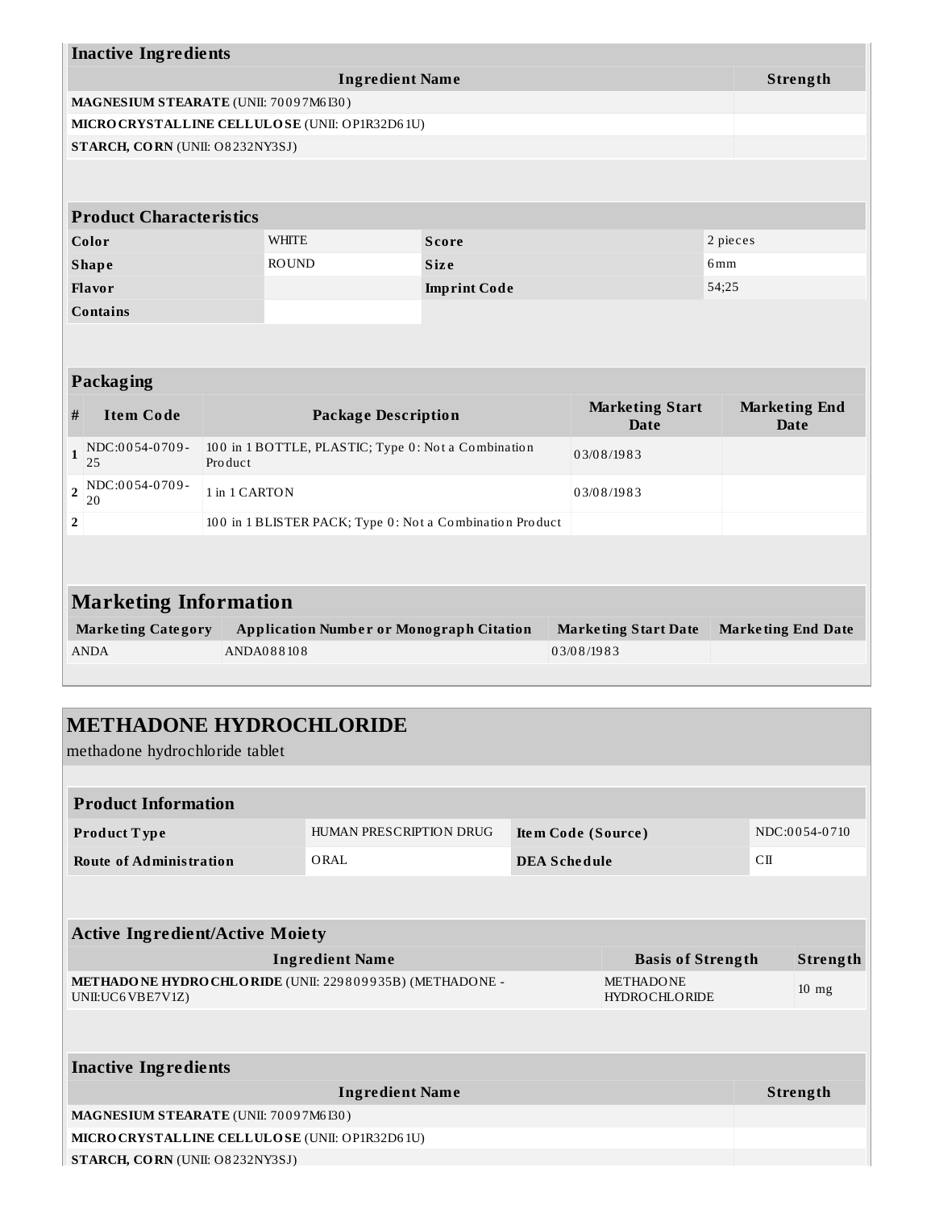### Inactive Ingredients

| Ingredient Name | Strength |
| --- | --- |
| **MAGNESIUM STEARATE** (UNII: 70097M6I30) | |
| **MICROCRYSTALLINE CELLULOSE** (UNII: OP1R32D61U) | |
| **STARCH, CORN** (UNII: O8232NY3SJ) | |

### Product Characteristics

| | | | |
| --- | --- | --- | --- |
| **Color** | WHITE | **Score** | 2 pieces |
| **Shape** | ROUND | **Size** | 6mm |
| **Flavor** | | **Imprint Code** | 54;25 |
| **Contains** | | | |

### Packaging

| # | Item Code | Package Description | Marketing Start Date | Marketing End Date |
| --- | --- | --- | --- | --- |
| 1 | NDC:0054-0709-25 | 100 in 1 BOTTLE, PLASTIC; Type 0: Not a Combination Product | 03/08/1983 | |
| 2 | NDC:0054-0709-20 | 1 in 1 CARTON | 03/08/1983 | |
| 2 | | 100 in 1 BLISTER PACK; Type 0: Not a Combination Product | | |

### Marketing Information

| Marketing Category | Application Number or Monograph Citation | Marketing Start Date | Marketing End Date |
| --- | --- | --- | --- |
| ANDA | ANDA088108 | 03/08/1983 | |

## METHADONE HYDROCHLORIDE

methadone hydrochloride tablet

### Product Information

| | | | |
| --- | --- | --- | --- |
| **Product Type** | HUMAN PRESCRIPTION DRUG | **Item Code (Source)** | NDC:0054-0710 |
| **Route of Administration** | ORAL | **DEA Schedule** | CII |

### Active Ingredient/Active Moiety

| Ingredient Name | Basis of Strength | Strength |
| --- | --- | --- |
| **METHADONE HYDROCHLORIDE** (UNII: 229809935B) (METHADONE - UNII:UC6VBE7V1Z) | METHADONE HYDROCHLORIDE | 10 mg |

### Inactive Ingredients

| Ingredient Name | Strength |
| --- | --- |
| **MAGNESIUM STEARATE** (UNII: 70097M6I30) | |
| **MICROCRYSTALLINE CELLULOSE** (UNII: OP1R32D61U) | |
| **STARCH, CORN** (UNII: O8232NY3SJ) | |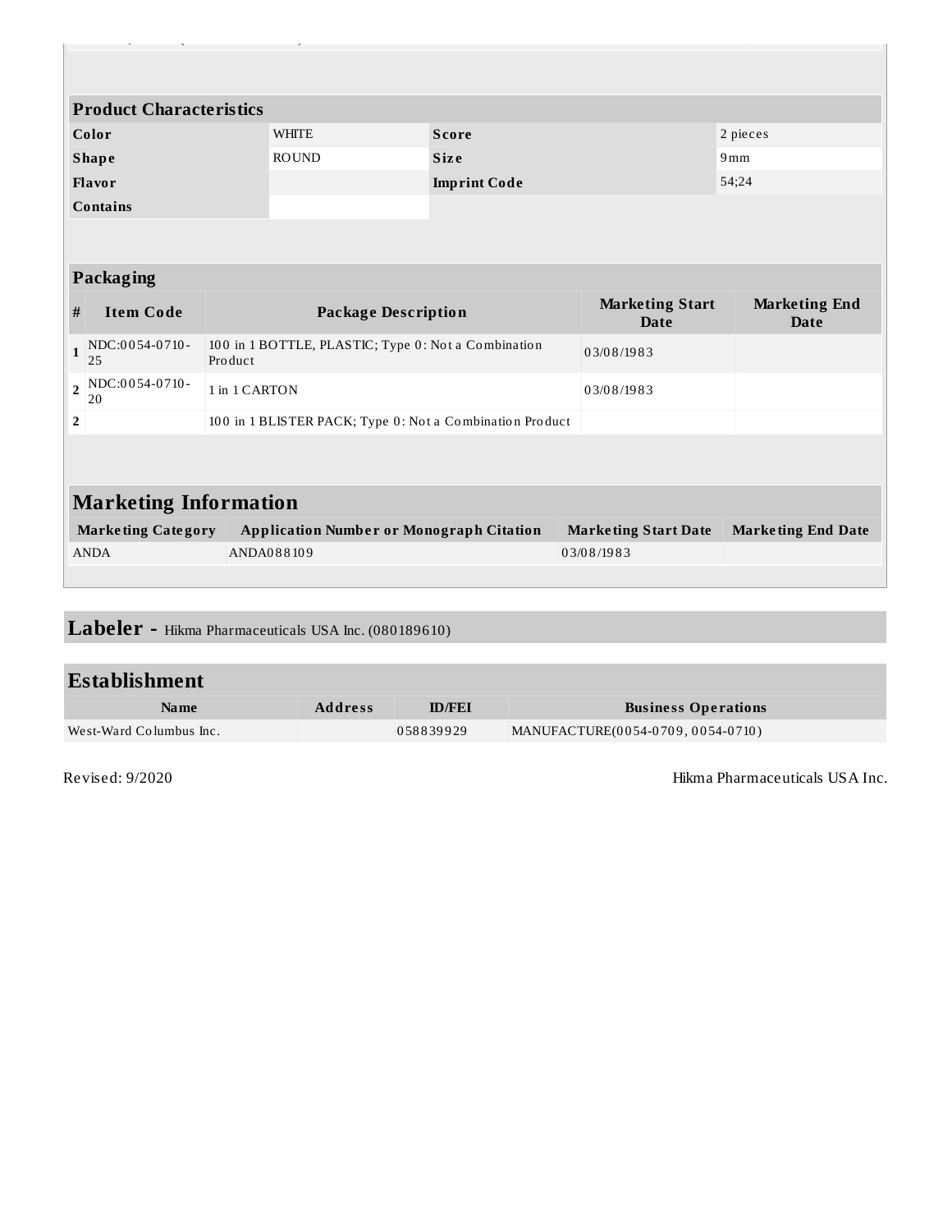**Product Characteristics**

| | | | |
|---|---|---|---|
| **Color** | WHITE | **Score** | 2 pieces |
| **Shape** | ROUND | **Size** | 9mm |
| **Flavor** | | **Imprint Code** | 54;24 |
| **Contains** | | | |

**Packaging**

| # | Item Code | Package Description | Marketing Start Date | Marketing End Date |
|---|---|---|---|---|
| 1 | NDC:0054-0710-25 | 100 in 1 BOTTLE, PLASTIC; Type 0: Not a Combination Product | 03/08/1983 | |
| 2 | NDC:0054-0710-20 | 1 in 1 CARTON | 03/08/1983 | |
| 2 | | 100 in 1 BLISTER PACK; Type 0: Not a Combination Product | | |

## Marketing Information

| Marketing Category | Application Number or Monograph Citation | Marketing Start Date | Marketing End Date |
|---|---|---|---|
| ANDA | ANDA088109 | 03/08/1983 | |

## Labeler - Hikma Pharmaceuticals USA Inc. (080189610)

## Establishment

| Name | Address | ID/FEI | Business Operations |
|---|---|---|---|
| West-Ward Columbus Inc. | | 058839929 | MANUFACTURE(0054-0709, 0054-0710) |

Revised: 9/2020

Hikma Pharmaceuticals USA Inc.